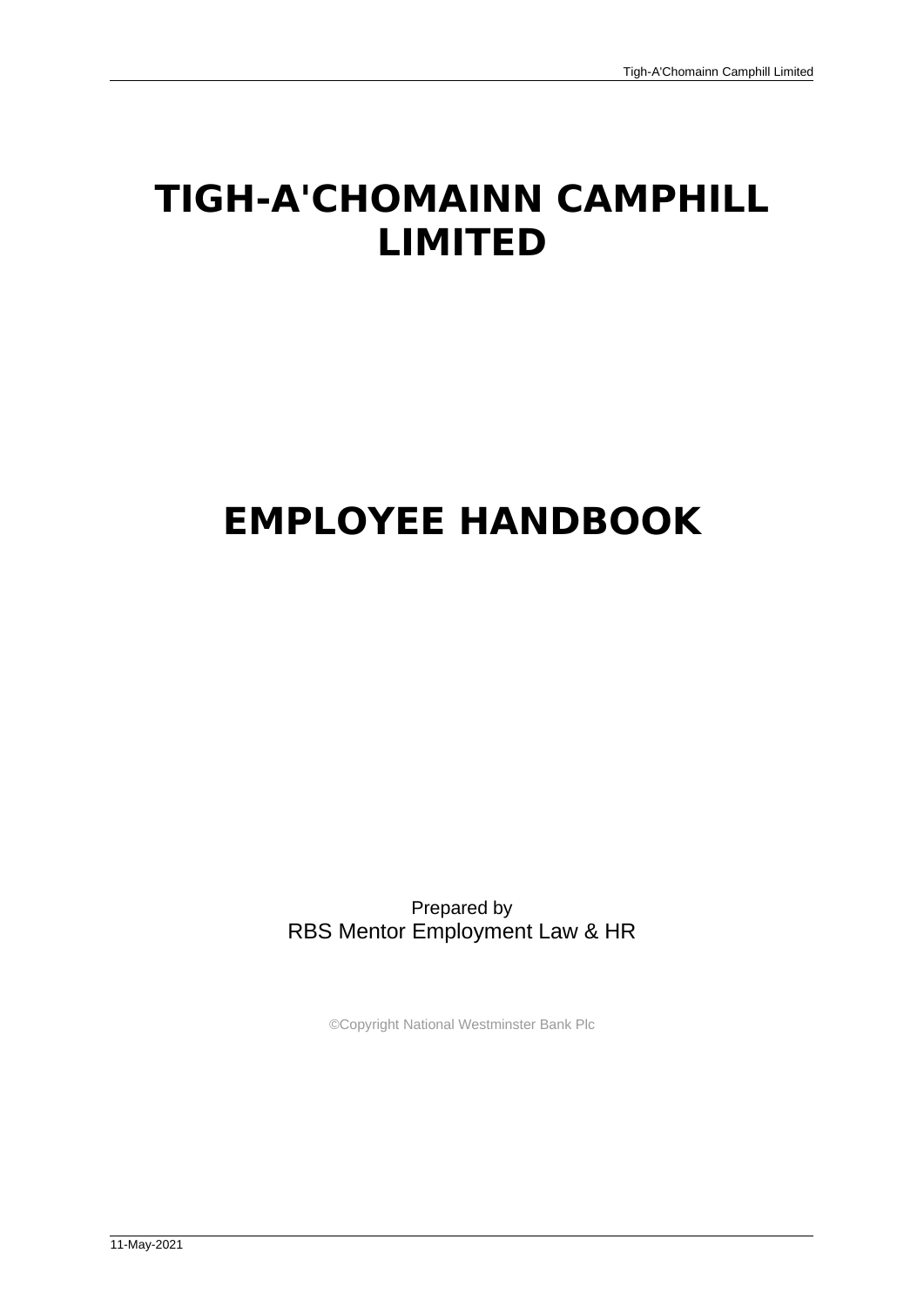# TIGH-A'CHOMAINN CAMPHILL LIMITED

# EMPLOYEE HANDBOOK

Prepared by
RBS Mentor Employment Law & HR

©Copyright National Westminster Bank Plc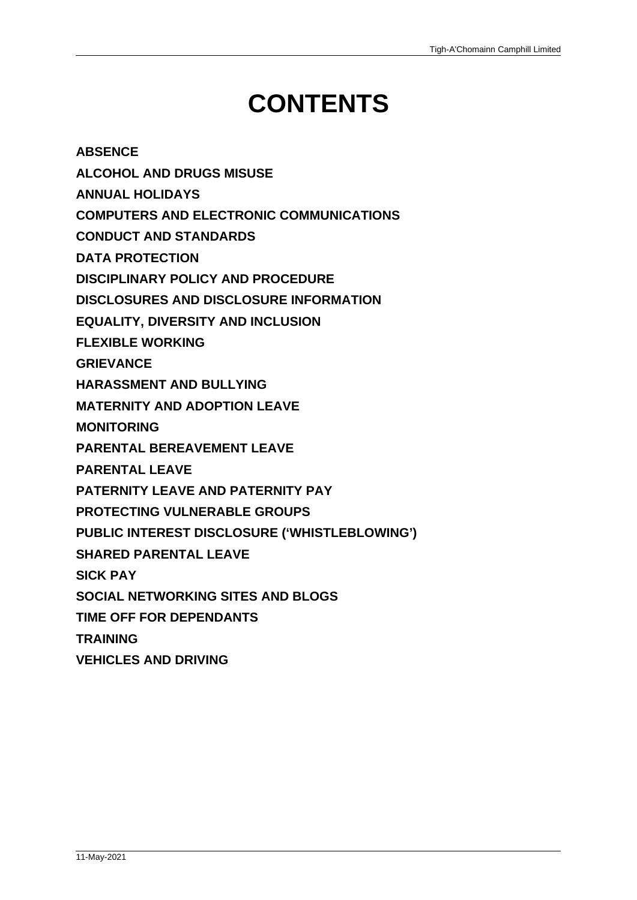# CONTENTS

**ABSENCE**

**ALCOHOL AND DRUGS MISUSE**

**ANNUAL HOLIDAYS**

**COMPUTERS AND ELECTRONIC COMMUNICATIONS**

**CONDUCT AND STANDARDS**

**DATA PROTECTION**

**DISCIPLINARY POLICY AND PROCEDURE**

**DISCLOSURES AND DISCLOSURE INFORMATION**

**EQUALITY, DIVERSITY AND INCLUSION**

**FLEXIBLE WORKING**

**GRIEVANCE**

**HARASSMENT AND BULLYING**

**MATERNITY AND ADOPTION LEAVE**

**MONITORING**

**PARENTAL BEREAVEMENT LEAVE**

**PARENTAL LEAVE**

**PATERNITY LEAVE AND PATERNITY PAY**

**PROTECTING VULNERABLE GROUPS**

**PUBLIC INTEREST DISCLOSURE ('WHISTLEBLOWING')**

**SHARED PARENTAL LEAVE**

**SICK PAY**

**SOCIAL NETWORKING SITES AND BLOGS**

**TIME OFF FOR DEPENDANTS**

**TRAINING**

**VEHICLES AND DRIVING**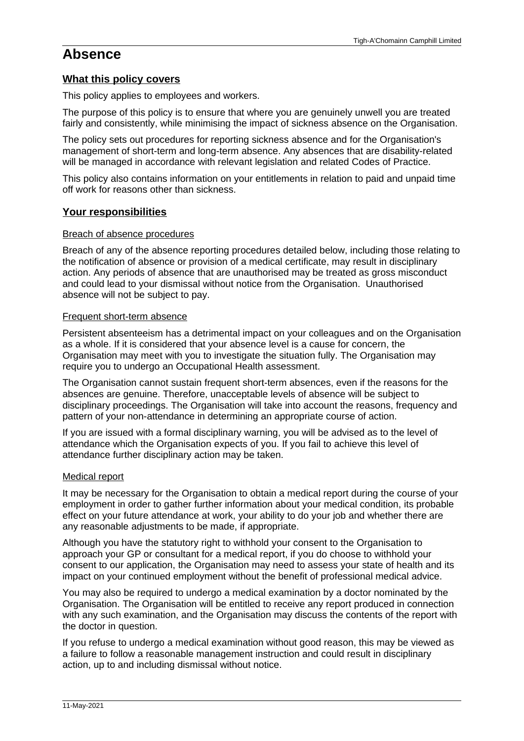# Absence

## What this policy covers

This policy applies to employees and workers.

The purpose of this policy is to ensure that where you are genuinely unwell you are treated fairly and consistently, while minimising the impact of sickness absence on the Organisation.

The policy sets out procedures for reporting sickness absence and for the Organisation's management of short-term and long-term absence. Any absences that are disability-related will be managed in accordance with relevant legislation and related Codes of Practice.

This policy also contains information on your entitlements in relation to paid and unpaid time off work for reasons other than sickness.

## Your responsibilities

### Breach of absence procedures

Breach of any of the absence reporting procedures detailed below, including those relating to the notification of absence or provision of a medical certificate, may result in disciplinary action. Any periods of absence that are unauthorised may be treated as gross misconduct and could lead to your dismissal without notice from the Organisation. Unauthorised absence will not be subject to pay.

### Frequent short-term absence

Persistent absenteeism has a detrimental impact on your colleagues and on the Organisation as a whole. If it is considered that your absence level is a cause for concern, the Organisation may meet with you to investigate the situation fully. The Organisation may require you to undergo an Occupational Health assessment.

The Organisation cannot sustain frequent short-term absences, even if the reasons for the absences are genuine. Therefore, unacceptable levels of absence will be subject to disciplinary proceedings. The Organisation will take into account the reasons, frequency and pattern of your non-attendance in determining an appropriate course of action.

If you are issued with a formal disciplinary warning, you will be advised as to the level of attendance which the Organisation expects of you. If you fail to achieve this level of attendance further disciplinary action may be taken.

### Medical report

It may be necessary for the Organisation to obtain a medical report during the course of your employment in order to gather further information about your medical condition, its probable effect on your future attendance at work, your ability to do your job and whether there are any reasonable adjustments to be made, if appropriate.

Although you have the statutory right to withhold your consent to the Organisation to approach your GP or consultant for a medical report, if you do choose to withhold your consent to our application, the Organisation may need to assess your state of health and its impact on your continued employment without the benefit of professional medical advice.

You may also be required to undergo a medical examination by a doctor nominated by the Organisation. The Organisation will be entitled to receive any report produced in connection with any such examination, and the Organisation may discuss the contents of the report with the doctor in question.

If you refuse to undergo a medical examination without good reason, this may be viewed as a failure to follow a reasonable management instruction and could result in disciplinary action, up to and including dismissal without notice.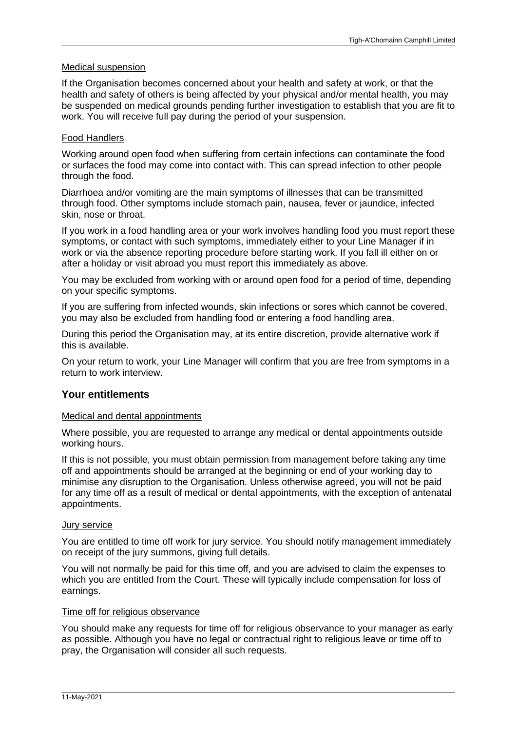Medical suspension

If the Organisation becomes concerned about your health and safety at work, or that the health and safety of others is being affected by your physical and/or mental health, you may be suspended on medical grounds pending further investigation to establish that you are fit to work. You will receive full pay during the period of your suspension.

Food Handlers

Working around open food when suffering from certain infections can contaminate the food or surfaces the food may come into contact with. This can spread infection to other people through the food.

Diarrhoea and/or vomiting are the main symptoms of illnesses that can be transmitted through food. Other symptoms include stomach pain, nausea, fever or jaundice, infected skin, nose or throat.

If you work in a food handling area or your work involves handling food you must report these symptoms, or contact with such symptoms, immediately either to your Line Manager if in work or via the absence reporting procedure before starting work. If you fall ill either on or after a holiday or visit abroad you must report this immediately as above.

You may be excluded from working with or around open food for a period of time, depending on your specific symptoms.

If you are suffering from infected wounds, skin infections or sores which cannot be covered, you may also be excluded from handling food or entering a food handling area.

During this period the Organisation may, at its entire discretion, provide alternative work if this is available.

On your return to work, your Line Manager will confirm that you are free from symptoms in a return to work interview.

## Your entitlements

Medical and dental appointments

Where possible, you are requested to arrange any medical or dental appointments outside working hours.

If this is not possible, you must obtain permission from management before taking any time off and appointments should be arranged at the beginning or end of your working day to minimise any disruption to the Organisation. Unless otherwise agreed, you will not be paid for any time off as a result of medical or dental appointments, with the exception of antenatal appointments.

Jury service

You are entitled to time off work for jury service. You should notify management immediately on receipt of the jury summons, giving full details.

You will not normally be paid for this time off, and you are advised to claim the expenses to which you are entitled from the Court. These will typically include compensation for loss of earnings.

Time off for religious observance

You should make any requests for time off for religious observance to your manager as early as possible. Although you have no legal or contractual right to religious leave or time off to pray, the Organisation will consider all such requests.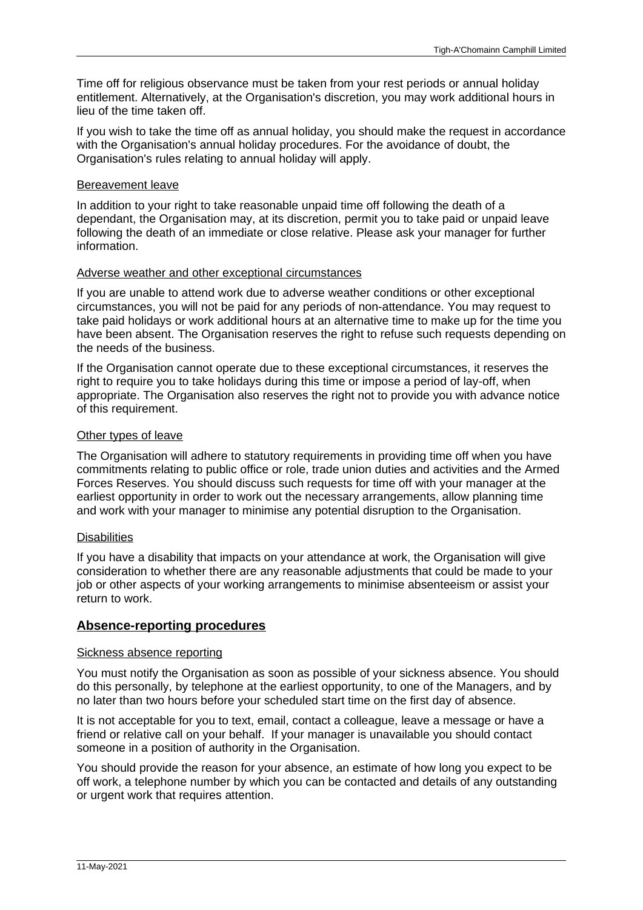Time off for religious observance must be taken from your rest periods or annual holiday entitlement. Alternatively, at the Organisation's discretion, you may work additional hours in lieu of the time taken off.

If you wish to take the time off as annual holiday, you should make the request in accordance with the Organisation's annual holiday procedures. For the avoidance of doubt, the Organisation's rules relating to annual holiday will apply.

### Bereavement leave

In addition to your right to take reasonable unpaid time off following the death of a dependant, the Organisation may, at its discretion, permit you to take paid or unpaid leave following the death of an immediate or close relative. Please ask your manager for further information.

### Adverse weather and other exceptional circumstances

If you are unable to attend work due to adverse weather conditions or other exceptional circumstances, you will not be paid for any periods of non-attendance. You may request to take paid holidays or work additional hours at an alternative time to make up for the time you have been absent. The Organisation reserves the right to refuse such requests depending on the needs of the business.

If the Organisation cannot operate due to these exceptional circumstances, it reserves the right to require you to take holidays during this time or impose a period of lay-off, when appropriate. The Organisation also reserves the right not to provide you with advance notice of this requirement.

### Other types of leave

The Organisation will adhere to statutory requirements in providing time off when you have commitments relating to public office or role, trade union duties and activities and the Armed Forces Reserves. You should discuss such requests for time off with your manager at the earliest opportunity in order to work out the necessary arrangements, allow planning time and work with your manager to minimise any potential disruption to the Organisation.

### Disabilities

If you have a disability that impacts on your attendance at work, the Organisation will give consideration to whether there are any reasonable adjustments that could be made to your job or other aspects of your working arrangements to minimise absenteeism or assist your return to work.

## Absence-reporting procedures

### Sickness absence reporting

You must notify the Organisation as soon as possible of your sickness absence. You should do this personally, by telephone at the earliest opportunity, to one of the Managers, and by no later than two hours before your scheduled start time on the first day of absence.

It is not acceptable for you to text, email, contact a colleague, leave a message or have a friend or relative call on your behalf. If your manager is unavailable you should contact someone in a position of authority in the Organisation.

You should provide the reason for your absence, an estimate of how long you expect to be off work, a telephone number by which you can be contacted and details of any outstanding or urgent work that requires attention.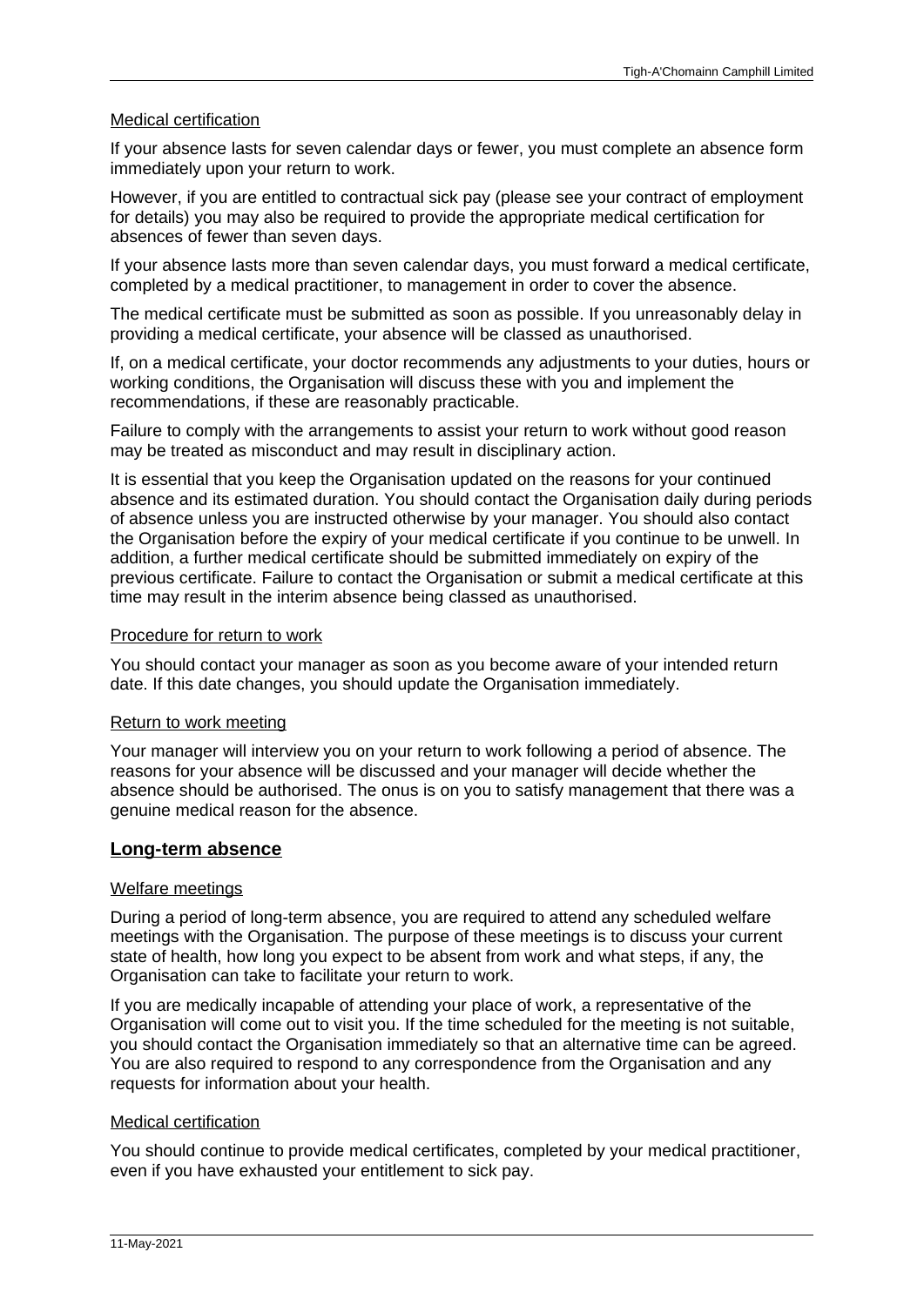Medical certification

If your absence lasts for seven calendar days or fewer, you must complete an absence form immediately upon your return to work.

However, if you are entitled to contractual sick pay (please see your contract of employment for details) you may also be required to provide the appropriate medical certification for absences of fewer than seven days.

If your absence lasts more than seven calendar days, you must forward a medical certificate, completed by a medical practitioner, to management in order to cover the absence.

The medical certificate must be submitted as soon as possible. If you unreasonably delay in providing a medical certificate, your absence will be classed as unauthorised.

If, on a medical certificate, your doctor recommends any adjustments to your duties, hours or working conditions, the Organisation will discuss these with you and implement the recommendations, if these are reasonably practicable.

Failure to comply with the arrangements to assist your return to work without good reason may be treated as misconduct and may result in disciplinary action.

It is essential that you keep the Organisation updated on the reasons for your continued absence and its estimated duration. You should contact the Organisation daily during periods of absence unless you are instructed otherwise by your manager. You should also contact the Organisation before the expiry of your medical certificate if you continue to be unwell. In addition, a further medical certificate should be submitted immediately on expiry of the previous certificate. Failure to contact the Organisation or submit a medical certificate at this time may result in the interim absence being classed as unauthorised.

Procedure for return to work

You should contact your manager as soon as you become aware of your intended return date. If this date changes, you should update the Organisation immediately.

Return to work meeting

Your manager will interview you on your return to work following a period of absence. The reasons for your absence will be discussed and your manager will decide whether the absence should be authorised. The onus is on you to satisfy management that there was a genuine medical reason for the absence.

## Long-term absence

Welfare meetings

During a period of long-term absence, you are required to attend any scheduled welfare meetings with the Organisation. The purpose of these meetings is to discuss your current state of health, how long you expect to be absent from work and what steps, if any, the Organisation can take to facilitate your return to work.

If you are medically incapable of attending your place of work, a representative of the Organisation will come out to visit you. If the time scheduled for the meeting is not suitable, you should contact the Organisation immediately so that an alternative time can be agreed. You are also required to respond to any correspondence from the Organisation and any requests for information about your health.

Medical certification

You should continue to provide medical certificates, completed by your medical practitioner, even if you have exhausted your entitlement to sick pay.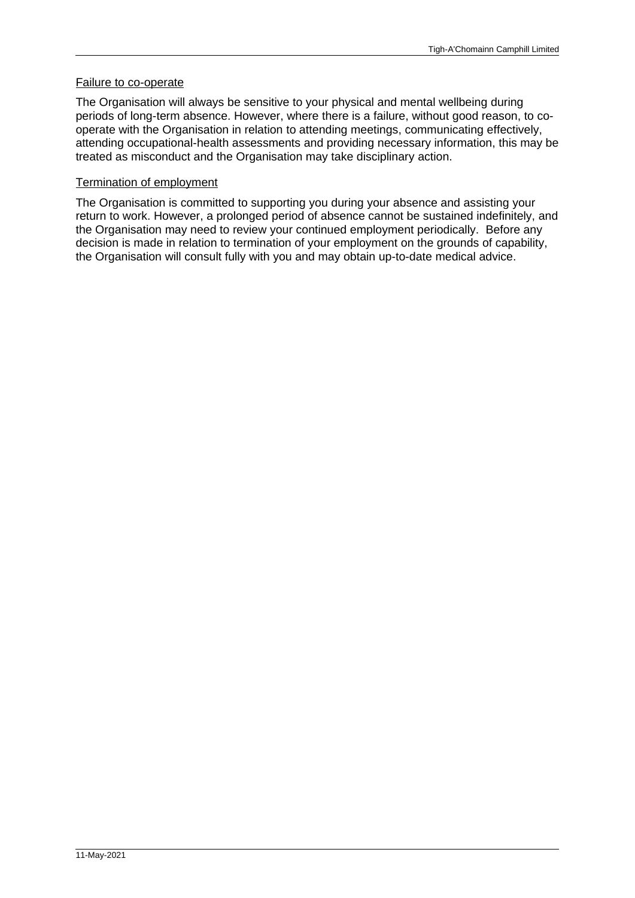Failure to co-operate

The Organisation will always be sensitive to your physical and mental wellbeing during periods of long-term absence. However, where there is a failure, without good reason, to co-operate with the Organisation in relation to attending meetings, communicating effectively, attending occupational-health assessments and providing necessary information, this may be treated as misconduct and the Organisation may take disciplinary action.

Termination of employment

The Organisation is committed to supporting you during your absence and assisting your return to work. However, a prolonged period of absence cannot be sustained indefinitely, and the Organisation may need to review your continued employment periodically. Before any decision is made in relation to termination of your employment on the grounds of capability, the Organisation will consult fully with you and may obtain up-to-date medical advice.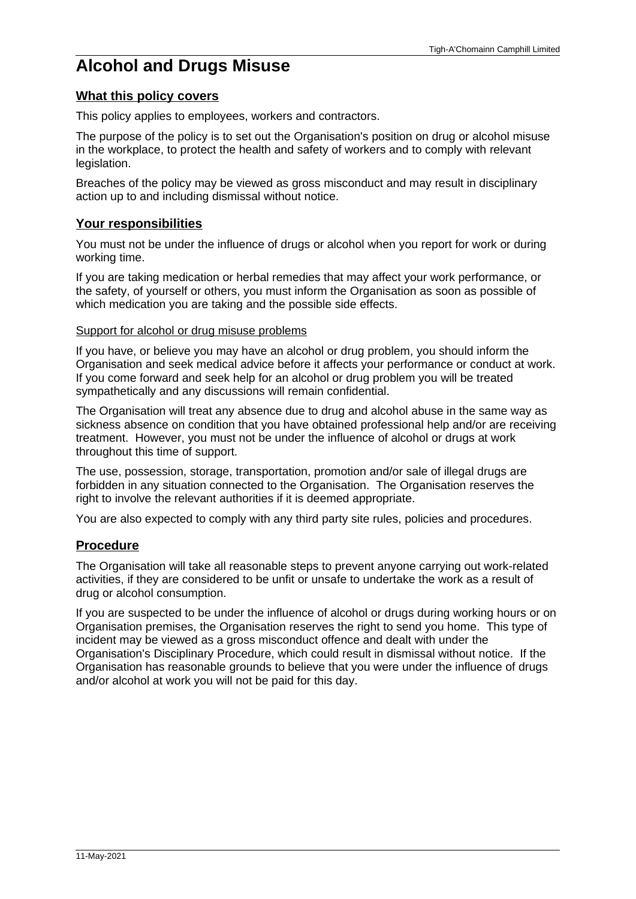# Alcohol and Drugs Misuse

## What this policy covers

This policy applies to employees, workers and contractors.

The purpose of the policy is to set out the Organisation's position on drug or alcohol misuse in the workplace, to protect the health and safety of workers and to comply with relevant legislation.

Breaches of the policy may be viewed as gross misconduct and may result in disciplinary action up to and including dismissal without notice.

## Your responsibilities

You must not be under the influence of drugs or alcohol when you report for work or during working time.

If you are taking medication or herbal remedies that may affect your work performance, or the safety, of yourself or others, you must inform the Organisation as soon as possible of which medication you are taking and the possible side effects.

### Support for alcohol or drug misuse problems

If you have, or believe you may have an alcohol or drug problem, you should inform the Organisation and seek medical advice before it affects your performance or conduct at work. If you come forward and seek help for an alcohol or drug problem you will be treated sympathetically and any discussions will remain confidential.

The Organisation will treat any absence due to drug and alcohol abuse in the same way as sickness absence on condition that you have obtained professional help and/or are receiving treatment. However, you must not be under the influence of alcohol or drugs at work throughout this time of support.

The use, possession, storage, transportation, promotion and/or sale of illegal drugs are forbidden in any situation connected to the Organisation. The Organisation reserves the right to involve the relevant authorities if it is deemed appropriate.

You are also expected to comply with any third party site rules, policies and procedures.

## Procedure

The Organisation will take all reasonable steps to prevent anyone carrying out work-related activities, if they are considered to be unfit or unsafe to undertake the work as a result of drug or alcohol consumption.

If you are suspected to be under the influence of alcohol or drugs during working hours or on Organisation premises, the Organisation reserves the right to send you home. This type of incident may be viewed as a gross misconduct offence and dealt with under the Organisation's Disciplinary Procedure, which could result in dismissal without notice. If the Organisation has reasonable grounds to believe that you were under the influence of drugs and/or alcohol at work you will not be paid for this day.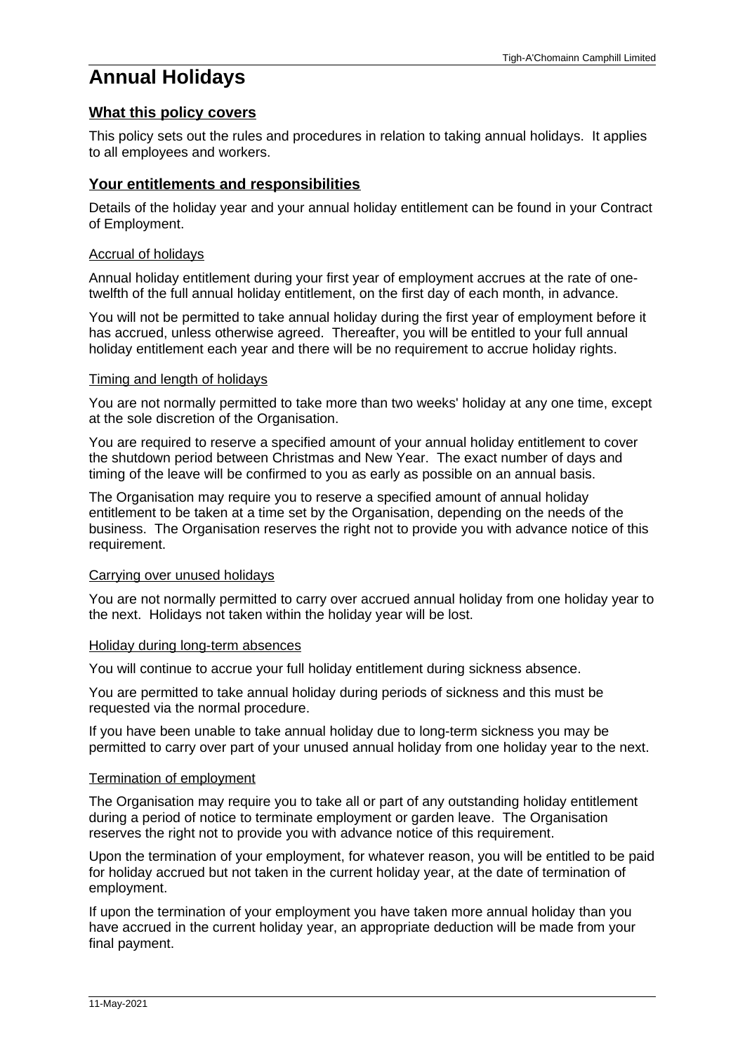# Annual Holidays

## What this policy covers

This policy sets out the rules and procedures in relation to taking annual holidays. It applies to all employees and workers.

## Your entitlements and responsibilities

Details of the holiday year and your annual holiday entitlement can be found in your Contract of Employment.

### Accrual of holidays

Annual holiday entitlement during your first year of employment accrues at the rate of one-twelfth of the full annual holiday entitlement, on the first day of each month, in advance.

You will not be permitted to take annual holiday during the first year of employment before it has accrued, unless otherwise agreed. Thereafter, you will be entitled to your full annual holiday entitlement each year and there will be no requirement to accrue holiday rights.

### Timing and length of holidays

You are not normally permitted to take more than two weeks' holiday at any one time, except at the sole discretion of the Organisation.

You are required to reserve a specified amount of your annual holiday entitlement to cover the shutdown period between Christmas and New Year. The exact number of days and timing of the leave will be confirmed to you as early as possible on an annual basis.

The Organisation may require you to reserve a specified amount of annual holiday entitlement to be taken at a time set by the Organisation, depending on the needs of the business. The Organisation reserves the right not to provide you with advance notice of this requirement.

### Carrying over unused holidays

You are not normally permitted to carry over accrued annual holiday from one holiday year to the next. Holidays not taken within the holiday year will be lost.

### Holiday during long-term absences

You will continue to accrue your full holiday entitlement during sickness absence.

You are permitted to take annual holiday during periods of sickness and this must be requested via the normal procedure.

If you have been unable to take annual holiday due to long-term sickness you may be permitted to carry over part of your unused annual holiday from one holiday year to the next.

### Termination of employment

The Organisation may require you to take all or part of any outstanding holiday entitlement during a period of notice to terminate employment or garden leave. The Organisation reserves the right not to provide you with advance notice of this requirement.

Upon the termination of your employment, for whatever reason, you will be entitled to be paid for holiday accrued but not taken in the current holiday year, at the date of termination of employment.

If upon the termination of your employment you have taken more annual holiday than you have accrued in the current holiday year, an appropriate deduction will be made from your final payment.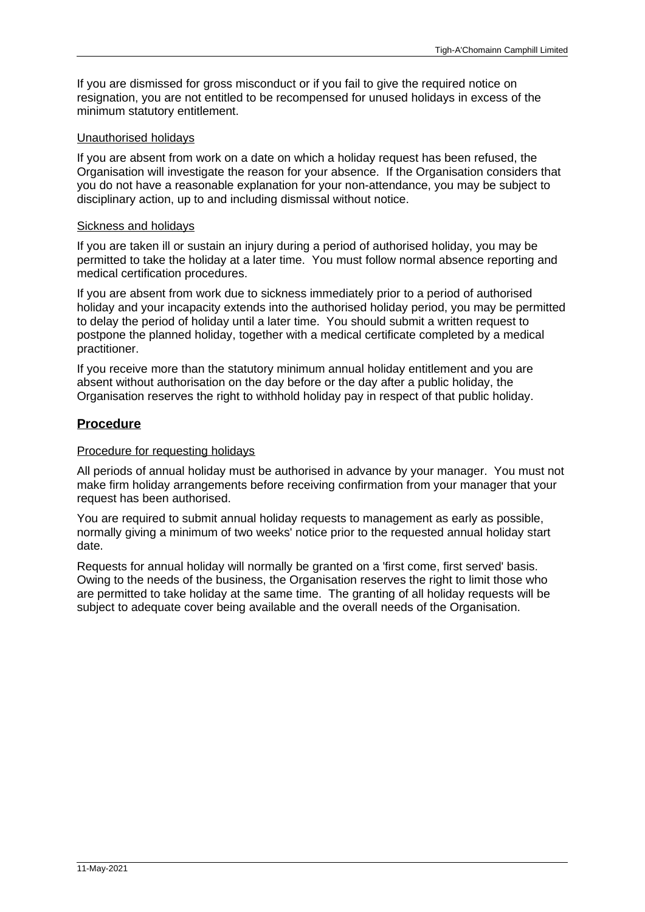If you are dismissed for gross misconduct or if you fail to give the required notice on resignation, you are not entitled to be recompensed for unused holidays in excess of the minimum statutory entitlement.

Unauthorised holidays

If you are absent from work on a date on which a holiday request has been refused, the Organisation will investigate the reason for your absence. If the Organisation considers that you do not have a reasonable explanation for your non-attendance, you may be subject to disciplinary action, up to and including dismissal without notice.

Sickness and holidays

If you are taken ill or sustain an injury during a period of authorised holiday, you may be permitted to take the holiday at a later time. You must follow normal absence reporting and medical certification procedures.

If you are absent from work due to sickness immediately prior to a period of authorised holiday and your incapacity extends into the authorised holiday period, you may be permitted to delay the period of holiday until a later time. You should submit a written request to postpone the planned holiday, together with a medical certificate completed by a medical practitioner.

If you receive more than the statutory minimum annual holiday entitlement and you are absent without authorisation on the day before or the day after a public holiday, the Organisation reserves the right to withhold holiday pay in respect of that public holiday.

## Procedure

Procedure for requesting holidays

All periods of annual holiday must be authorised in advance by your manager. You must not make firm holiday arrangements before receiving confirmation from your manager that your request has been authorised.

You are required to submit annual holiday requests to management as early as possible, normally giving a minimum of two weeks' notice prior to the requested annual holiday start date.

Requests for annual holiday will normally be granted on a 'first come, first served' basis. Owing to the needs of the business, the Organisation reserves the right to limit those who are permitted to take holiday at the same time. The granting of all holiday requests will be subject to adequate cover being available and the overall needs of the Organisation.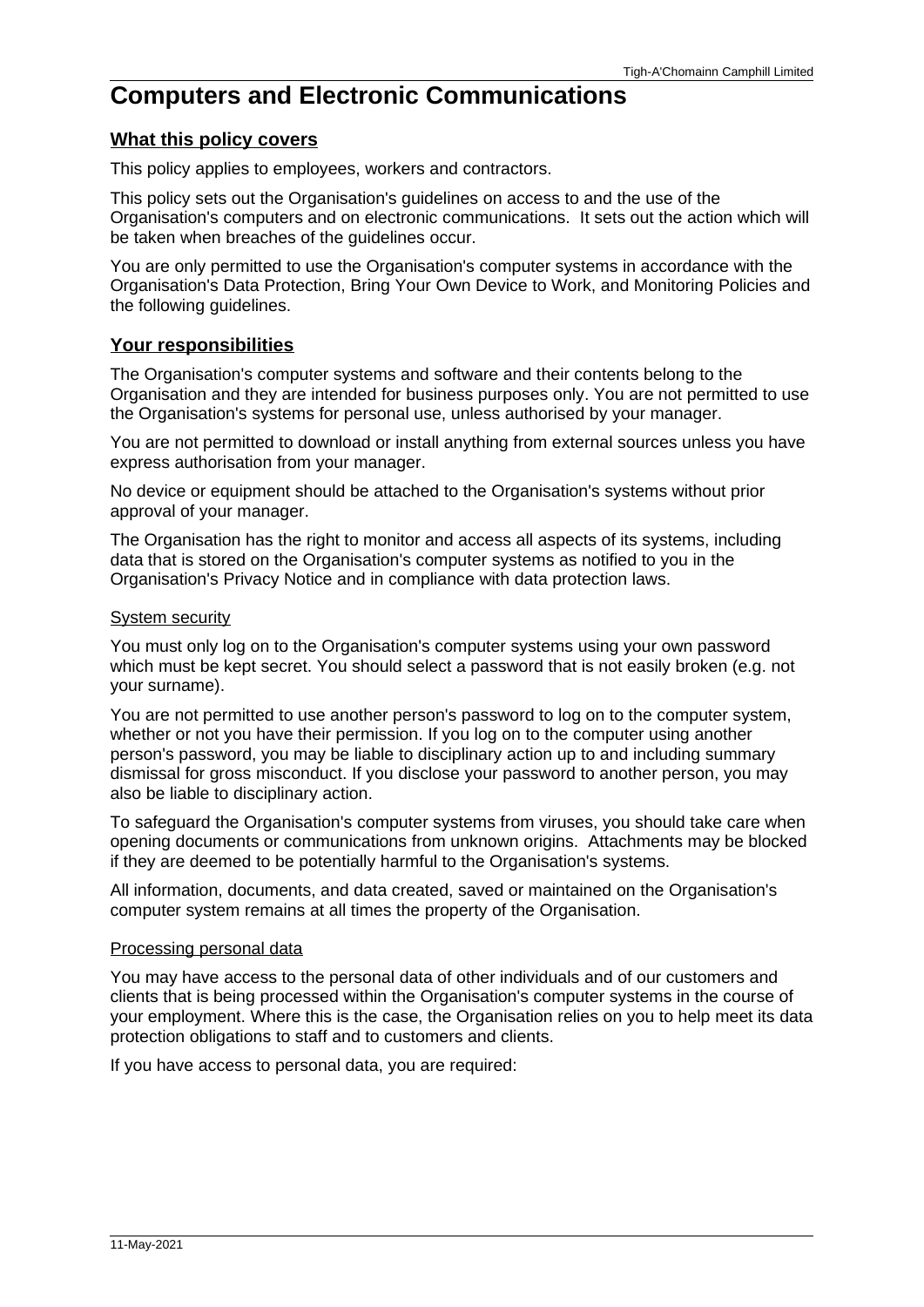# Computers and Electronic Communications

## What this policy covers

This policy applies to employees, workers and contractors.

This policy sets out the Organisation's guidelines on access to and the use of the Organisation's computers and on electronic communications. It sets out the action which will be taken when breaches of the guidelines occur.

You are only permitted to use the Organisation's computer systems in accordance with the Organisation's Data Protection, Bring Your Own Device to Work, and Monitoring Policies and the following guidelines.

## Your responsibilities

The Organisation's computer systems and software and their contents belong to the Organisation and they are intended for business purposes only. You are not permitted to use the Organisation's systems for personal use, unless authorised by your manager.

You are not permitted to download or install anything from external sources unless you have express authorisation from your manager.

No device or equipment should be attached to the Organisation's systems without prior approval of your manager.

The Organisation has the right to monitor and access all aspects of its systems, including data that is stored on the Organisation's computer systems as notified to you in the Organisation's Privacy Notice and in compliance with data protection laws.

### System security

You must only log on to the Organisation's computer systems using your own password which must be kept secret. You should select a password that is not easily broken (e.g. not your surname).

You are not permitted to use another person's password to log on to the computer system, whether or not you have their permission. If you log on to the computer using another person's password, you may be liable to disciplinary action up to and including summary dismissal for gross misconduct. If you disclose your password to another person, you may also be liable to disciplinary action.

To safeguard the Organisation's computer systems from viruses, you should take care when opening documents or communications from unknown origins. Attachments may be blocked if they are deemed to be potentially harmful to the Organisation's systems.

All information, documents, and data created, saved or maintained on the Organisation's computer system remains at all times the property of the Organisation.

### Processing personal data

You may have access to the personal data of other individuals and of our customers and clients that is being processed within the Organisation's computer systems in the course of your employment. Where this is the case, the Organisation relies on you to help meet its data protection obligations to staff and to customers and clients.

If you have access to personal data, you are required: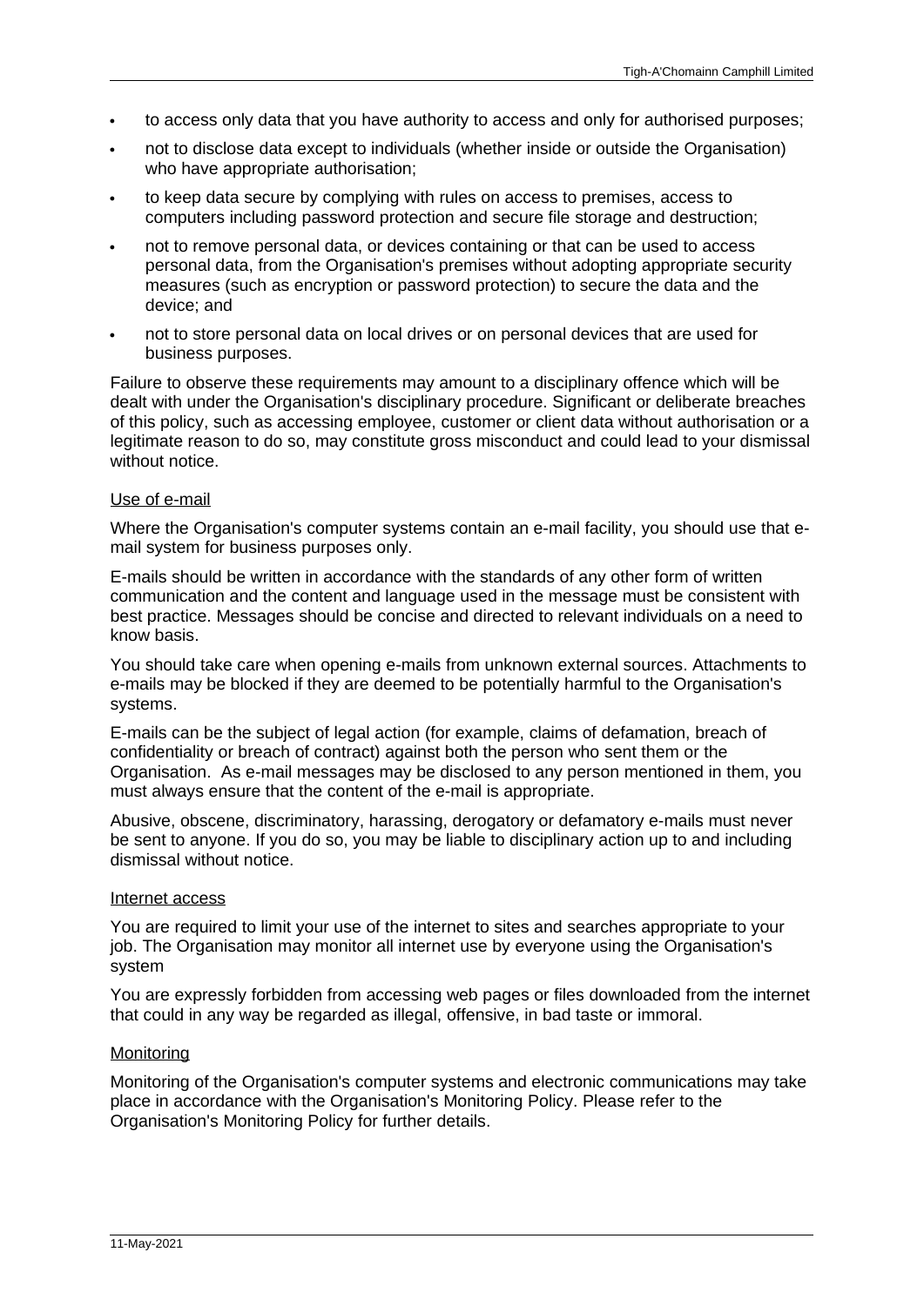- to access only data that you have authority to access and only for authorised purposes;
- not to disclose data except to individuals (whether inside or outside the Organisation) who have appropriate authorisation;
- to keep data secure by complying with rules on access to premises, access to computers including password protection and secure file storage and destruction;
- not to remove personal data, or devices containing or that can be used to access personal data, from the Organisation's premises without adopting appropriate security measures (such as encryption or password protection) to secure the data and the device; and
- not to store personal data on local drives or on personal devices that are used for business purposes.

Failure to observe these requirements may amount to a disciplinary offence which will be dealt with under the Organisation's disciplinary procedure. Significant or deliberate breaches of this policy, such as accessing employee, customer or client data without authorisation or a legitimate reason to do so, may constitute gross misconduct and could lead to your dismissal without notice.

Use of e-mail

Where the Organisation's computer systems contain an e-mail facility, you should use that e-mail system for business purposes only.

E-mails should be written in accordance with the standards of any other form of written communication and the content and language used in the message must be consistent with best practice. Messages should be concise and directed to relevant individuals on a need to know basis.

You should take care when opening e-mails from unknown external sources. Attachments to e-mails may be blocked if they are deemed to be potentially harmful to the Organisation's systems.

E-mails can be the subject of legal action (for example, claims of defamation, breach of confidentiality or breach of contract) against both the person who sent them or the Organisation. As e-mail messages may be disclosed to any person mentioned in them, you must always ensure that the content of the e-mail is appropriate.

Abusive, obscene, discriminatory, harassing, derogatory or defamatory e-mails must never be sent to anyone. If you do so, you may be liable to disciplinary action up to and including dismissal without notice.

Internet access

You are required to limit your use of the internet to sites and searches appropriate to your job. The Organisation may monitor all internet use by everyone using the Organisation's system

You are expressly forbidden from accessing web pages or files downloaded from the internet that could in any way be regarded as illegal, offensive, in bad taste or immoral.

Monitoring

Monitoring of the Organisation's computer systems and electronic communications may take place in accordance with the Organisation's Monitoring Policy. Please refer to the Organisation's Monitoring Policy for further details.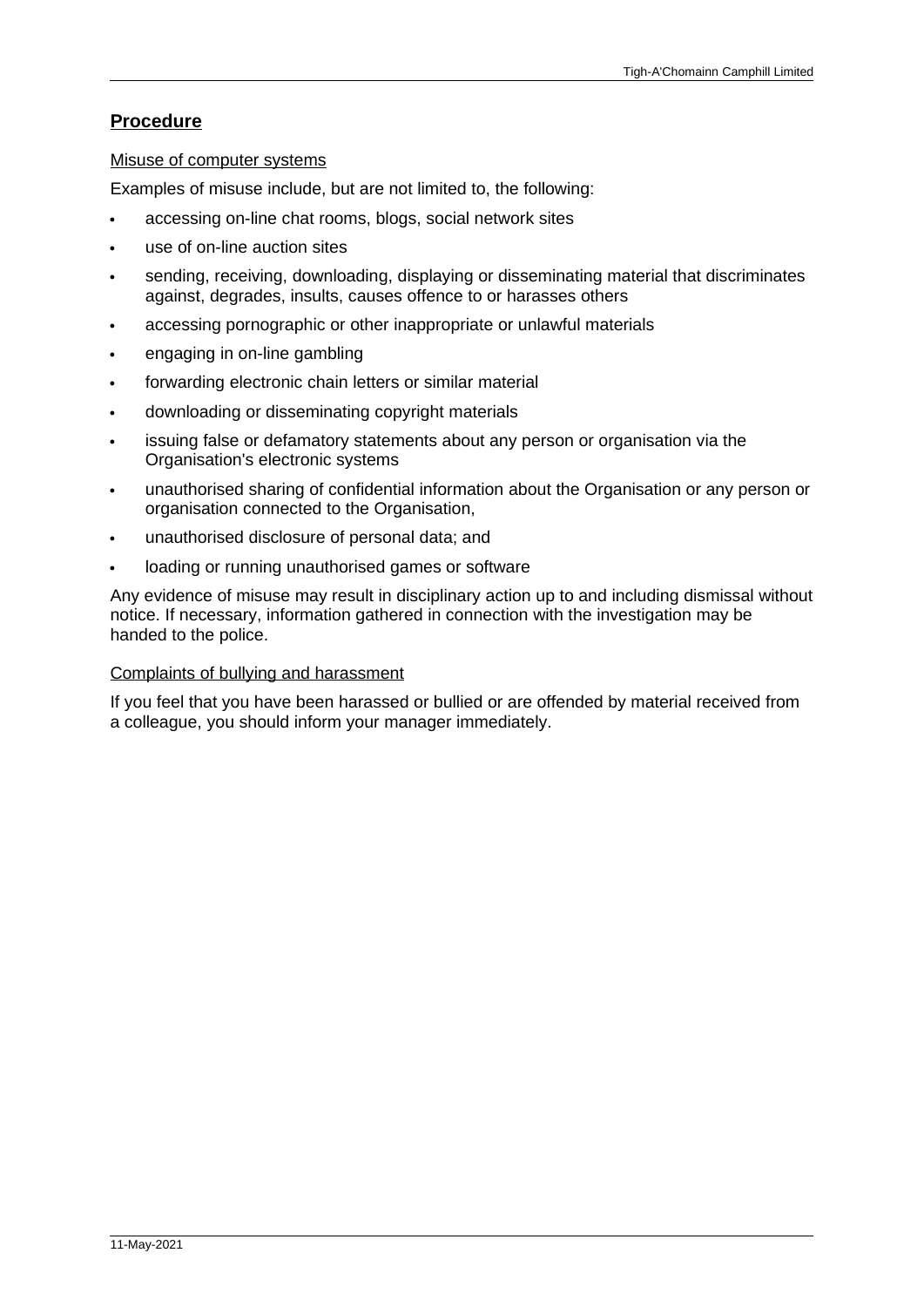## **Procedure**

Misuse of computer systems

Examples of misuse include, but are not limited to, the following:

- accessing on-line chat rooms, blogs, social network sites
- use of on-line auction sites
- sending, receiving, downloading, displaying or disseminating material that discriminates against, degrades, insults, causes offence to or harasses others
- accessing pornographic or other inappropriate or unlawful materials
- engaging in on-line gambling
- forwarding electronic chain letters or similar material
- downloading or disseminating copyright materials
- issuing false or defamatory statements about any person or organisation via the Organisation's electronic systems
- unauthorised sharing of confidential information about the Organisation or any person or organisation connected to the Organisation,
- unauthorised disclosure of personal data; and
- loading or running unauthorised games or software

Any evidence of misuse may result in disciplinary action up to and including dismissal without notice. If necessary, information gathered in connection with the investigation may be handed to the police.

Complaints of bullying and harassment

If you feel that you have been harassed or bullied or are offended by material received from a colleague, you should inform your manager immediately.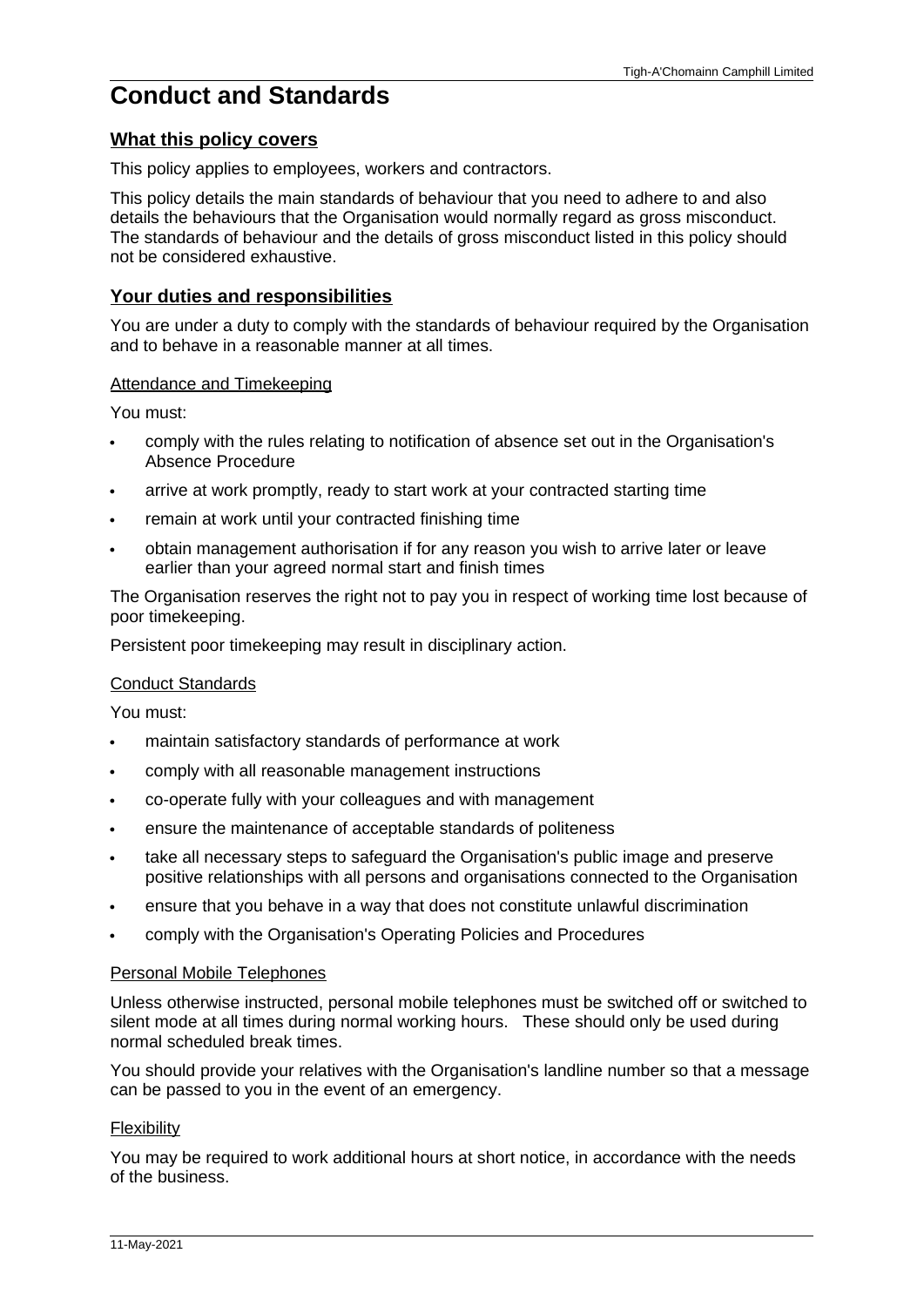# Conduct and Standards

## What this policy covers

This policy applies to employees, workers and contractors.

This policy details the main standards of behaviour that you need to adhere to and also details the behaviours that the Organisation would normally regard as gross misconduct. The standards of behaviour and the details of gross misconduct listed in this policy should not be considered exhaustive.

## Your duties and responsibilities

You are under a duty to comply with the standards of behaviour required by the Organisation and to behave in a reasonable manner at all times.

### Attendance and Timekeeping

You must:

- comply with the rules relating to notification of absence set out in the Organisation's Absence Procedure
- arrive at work promptly, ready to start work at your contracted starting time
- remain at work until your contracted finishing time
- obtain management authorisation if for any reason you wish to arrive later or leave earlier than your agreed normal start and finish times

The Organisation reserves the right not to pay you in respect of working time lost because of poor timekeeping.

Persistent poor timekeeping may result in disciplinary action.

### Conduct Standards

You must:

- maintain satisfactory standards of performance at work
- comply with all reasonable management instructions
- co-operate fully with your colleagues and with management
- ensure the maintenance of acceptable standards of politeness
- take all necessary steps to safeguard the Organisation's public image and preserve positive relationships with all persons and organisations connected to the Organisation
- ensure that you behave in a way that does not constitute unlawful discrimination
- comply with the Organisation's Operating Policies and Procedures

### Personal Mobile Telephones

Unless otherwise instructed, personal mobile telephones must be switched off or switched to silent mode at all times during normal working hours. These should only be used during normal scheduled break times.

You should provide your relatives with the Organisation's landline number so that a message can be passed to you in the event of an emergency.

### Flexibility

You may be required to work additional hours at short notice, in accordance with the needs of the business.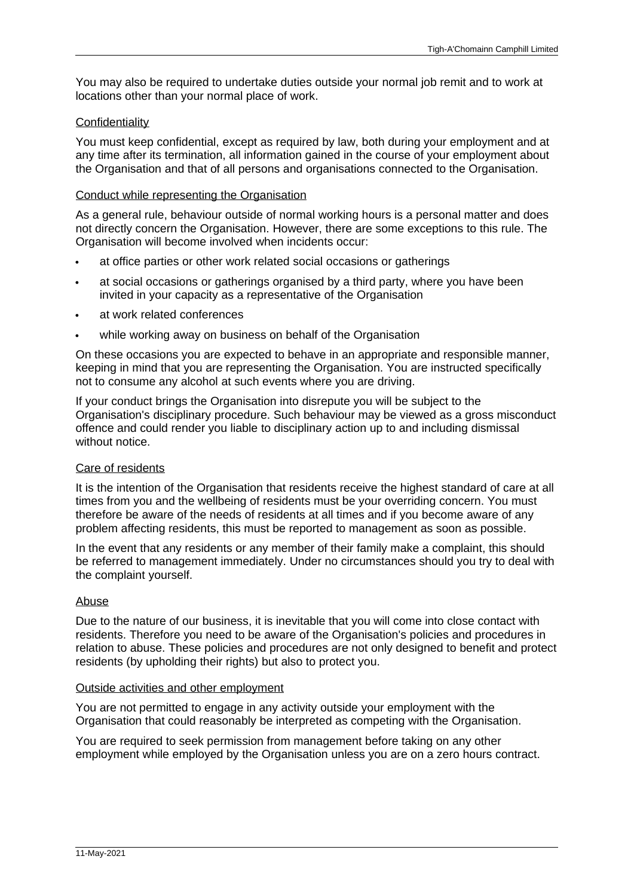You may also be required to undertake duties outside your normal job remit and to work at locations other than your normal place of work.

### Confidentiality

You must keep confidential, except as required by law, both during your employment and at any time after its termination, all information gained in the course of your employment about the Organisation and that of all persons and organisations connected to the Organisation.

### Conduct while representing the Organisation

As a general rule, behaviour outside of normal working hours is a personal matter and does not directly concern the Organisation. However, there are some exceptions to this rule. The Organisation will become involved when incidents occur:

- at office parties or other work related social occasions or gatherings
- at social occasions or gatherings organised by a third party, where you have been invited in your capacity as a representative of the Organisation
- at work related conferences
- while working away on business on behalf of the Organisation

On these occasions you are expected to behave in an appropriate and responsible manner, keeping in mind that you are representing the Organisation. You are instructed specifically not to consume any alcohol at such events where you are driving.

If your conduct brings the Organisation into disrepute you will be subject to the Organisation's disciplinary procedure. Such behaviour may be viewed as a gross misconduct offence and could render you liable to disciplinary action up to and including dismissal without notice.

### Care of residents

It is the intention of the Organisation that residents receive the highest standard of care at all times from you and the wellbeing of residents must be your overriding concern. You must therefore be aware of the needs of residents at all times and if you become aware of any problem affecting residents, this must be reported to management as soon as possible.

In the event that any residents or any member of their family make a complaint, this should be referred to management immediately. Under no circumstances should you try to deal with the complaint yourself.

### Abuse

Due to the nature of our business, it is inevitable that you will come into close contact with residents. Therefore you need to be aware of the Organisation's policies and procedures in relation to abuse. These policies and procedures are not only designed to benefit and protect residents (by upholding their rights) but also to protect you.

### Outside activities and other employment

You are not permitted to engage in any activity outside your employment with the Organisation that could reasonably be interpreted as competing with the Organisation.

You are required to seek permission from management before taking on any other employment while employed by the Organisation unless you are on a zero hours contract.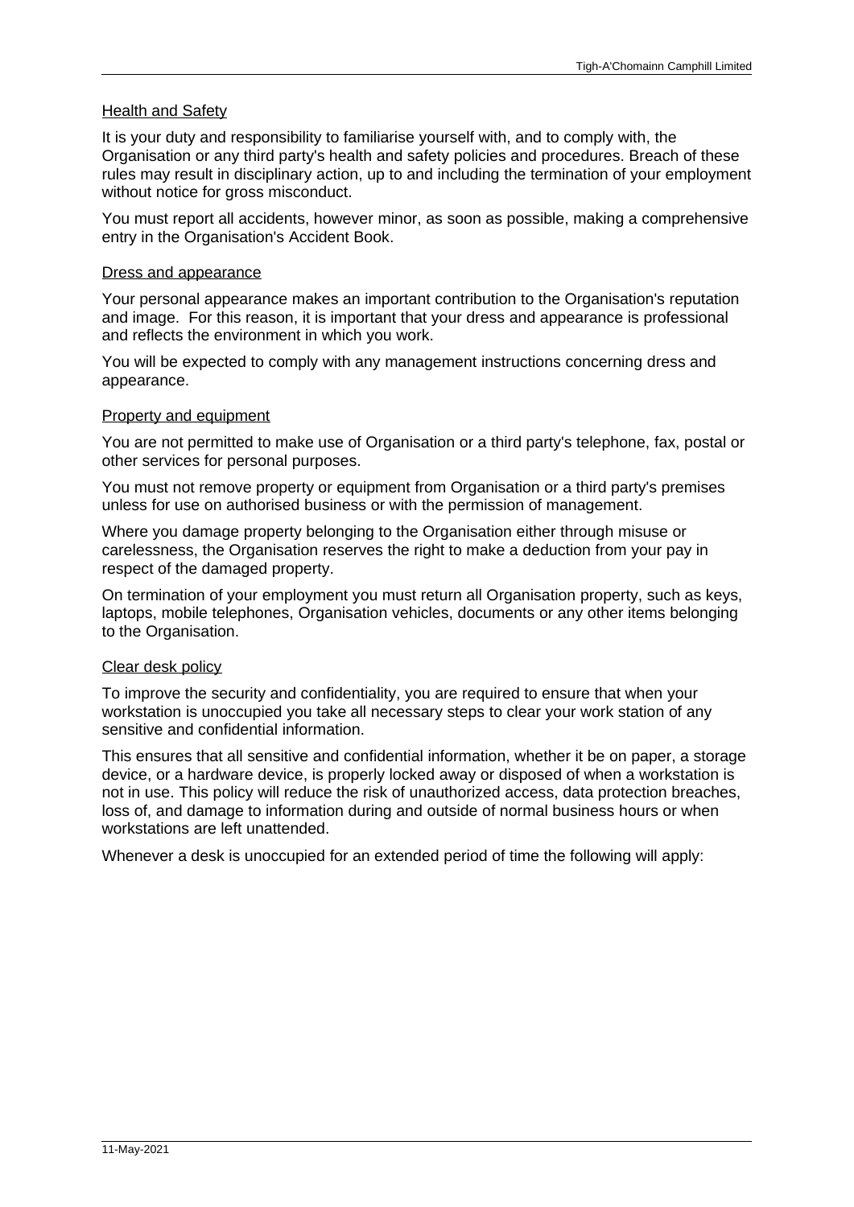## Health and Safety

It is your duty and responsibility to familiarise yourself with, and to comply with, the Organisation or any third party's health and safety policies and procedures. Breach of these rules may result in disciplinary action, up to and including the termination of your employment without notice for gross misconduct.

You must report all accidents, however minor, as soon as possible, making a comprehensive entry in the Organisation's Accident Book.

## Dress and appearance

Your personal appearance makes an important contribution to the Organisation's reputation and image. For this reason, it is important that your dress and appearance is professional and reflects the environment in which you work.

You will be expected to comply with any management instructions concerning dress and appearance.

## Property and equipment

You are not permitted to make use of Organisation or a third party's telephone, fax, postal or other services for personal purposes.

You must not remove property or equipment from Organisation or a third party's premises unless for use on authorised business or with the permission of management.

Where you damage property belonging to the Organisation either through misuse or carelessness, the Organisation reserves the right to make a deduction from your pay in respect of the damaged property.

On termination of your employment you must return all Organisation property, such as keys, laptops, mobile telephones, Organisation vehicles, documents or any other items belonging to the Organisation.

## Clear desk policy

To improve the security and confidentiality, you are required to ensure that when your workstation is unoccupied you take all necessary steps to clear your work station of any sensitive and confidential information.

This ensures that all sensitive and confidential information, whether it be on paper, a storage device, or a hardware device, is properly locked away or disposed of when a workstation is not in use. This policy will reduce the risk of unauthorized access, data protection breaches, loss of, and damage to information during and outside of normal business hours or when workstations are left unattended.

Whenever a desk is unoccupied for an extended period of time the following will apply: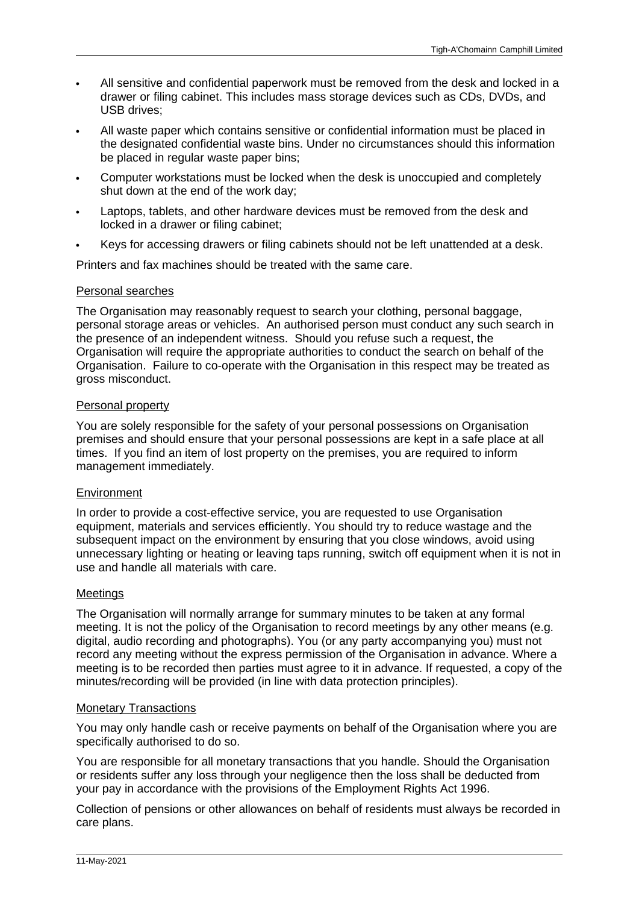- All sensitive and confidential paperwork must be removed from the desk and locked in a drawer or filing cabinet. This includes mass storage devices such as CDs, DVDs, and USB drives;
- All waste paper which contains sensitive or confidential information must be placed in the designated confidential waste bins. Under no circumstances should this information be placed in regular waste paper bins;
- Computer workstations must be locked when the desk is unoccupied and completely shut down at the end of the work day;
- Laptops, tablets, and other hardware devices must be removed from the desk and locked in a drawer or filing cabinet;
- Keys for accessing drawers or filing cabinets should not be left unattended at a desk.

Printers and fax machines should be treated with the same care.

<u>Personal searches</u>

The Organisation may reasonably request to search your clothing, personal baggage, personal storage areas or vehicles. An authorised person must conduct any such search in the presence of an independent witness. Should you refuse such a request, the Organisation will require the appropriate authorities to conduct the search on behalf of the Organisation. Failure to co-operate with the Organisation in this respect may be treated as gross misconduct.

<u>Personal property</u>

You are solely responsible for the safety of your personal possessions on Organisation premises and should ensure that your personal possessions are kept in a safe place at all times. If you find an item of lost property on the premises, you are required to inform management immediately.

<u>Environment</u>

In order to provide a cost-effective service, you are requested to use Organisation equipment, materials and services efficiently. You should try to reduce wastage and the subsequent impact on the environment by ensuring that you close windows, avoid using unnecessary lighting or heating or leaving taps running, switch off equipment when it is not in use and handle all materials with care.

<u>Meetings</u>

The Organisation will normally arrange for summary minutes to be taken at any formal meeting. It is not the policy of the Organisation to record meetings by any other means (e.g. digital, audio recording and photographs). You (or any party accompanying you) must not record any meeting without the express permission of the Organisation in advance. Where a meeting is to be recorded then parties must agree to it in advance. If requested, a copy of the minutes/recording will be provided (in line with data protection principles).

<u>Monetary Transactions</u>

You may only handle cash or receive payments on behalf of the Organisation where you are specifically authorised to do so.

You are responsible for all monetary transactions that you handle. Should the Organisation or residents suffer any loss through your negligence then the loss shall be deducted from your pay in accordance with the provisions of the Employment Rights Act 1996.

Collection of pensions or other allowances on behalf of residents must always be recorded in care plans.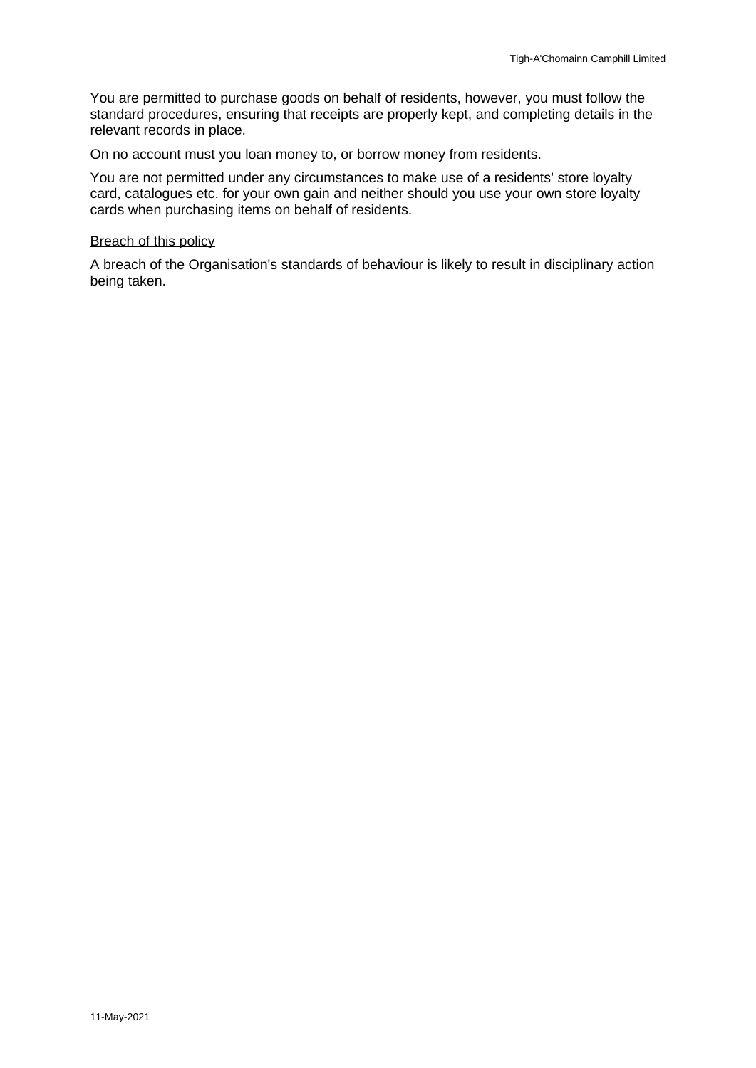You are permitted to purchase goods on behalf of residents, however, you must follow the standard procedures, ensuring that receipts are properly kept, and completing details in the relevant records in place.

On no account must you loan money to, or borrow money from residents.

You are not permitted under any circumstances to make use of a residents' store loyalty card, catalogues etc. for your own gain and neither should you use your own store loyalty cards when purchasing items on behalf of residents.

<u>Breach of this policy</u>

A breach of the Organisation's standards of behaviour is likely to result in disciplinary action being taken.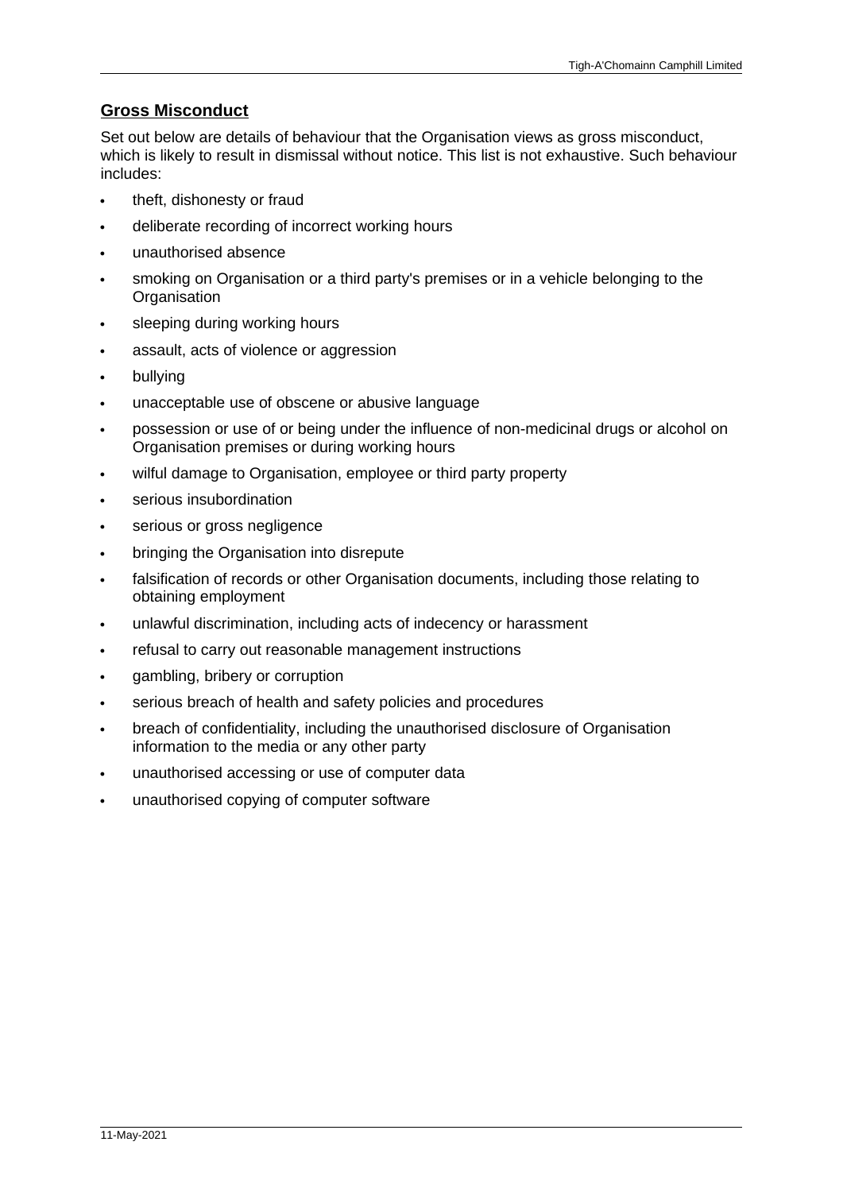## **Gross Misconduct**

Set out below are details of behaviour that the Organisation views as gross misconduct, which is likely to result in dismissal without notice. This list is not exhaustive. Such behaviour includes:

- theft, dishonesty or fraud
- deliberate recording of incorrect working hours
- unauthorised absence
- smoking on Organisation or a third party's premises or in a vehicle belonging to the Organisation
- sleeping during working hours
- assault, acts of violence or aggression
- bullying
- unacceptable use of obscene or abusive language
- possession or use of or being under the influence of non-medicinal drugs or alcohol on Organisation premises or during working hours
- wilful damage to Organisation, employee or third party property
- serious insubordination
- serious or gross negligence
- bringing the Organisation into disrepute
- falsification of records or other Organisation documents, including those relating to obtaining employment
- unlawful discrimination, including acts of indecency or harassment
- refusal to carry out reasonable management instructions
- gambling, bribery or corruption
- serious breach of health and safety policies and procedures
- breach of confidentiality, including the unauthorised disclosure of Organisation information to the media or any other party
- unauthorised accessing or use of computer data
- unauthorised copying of computer software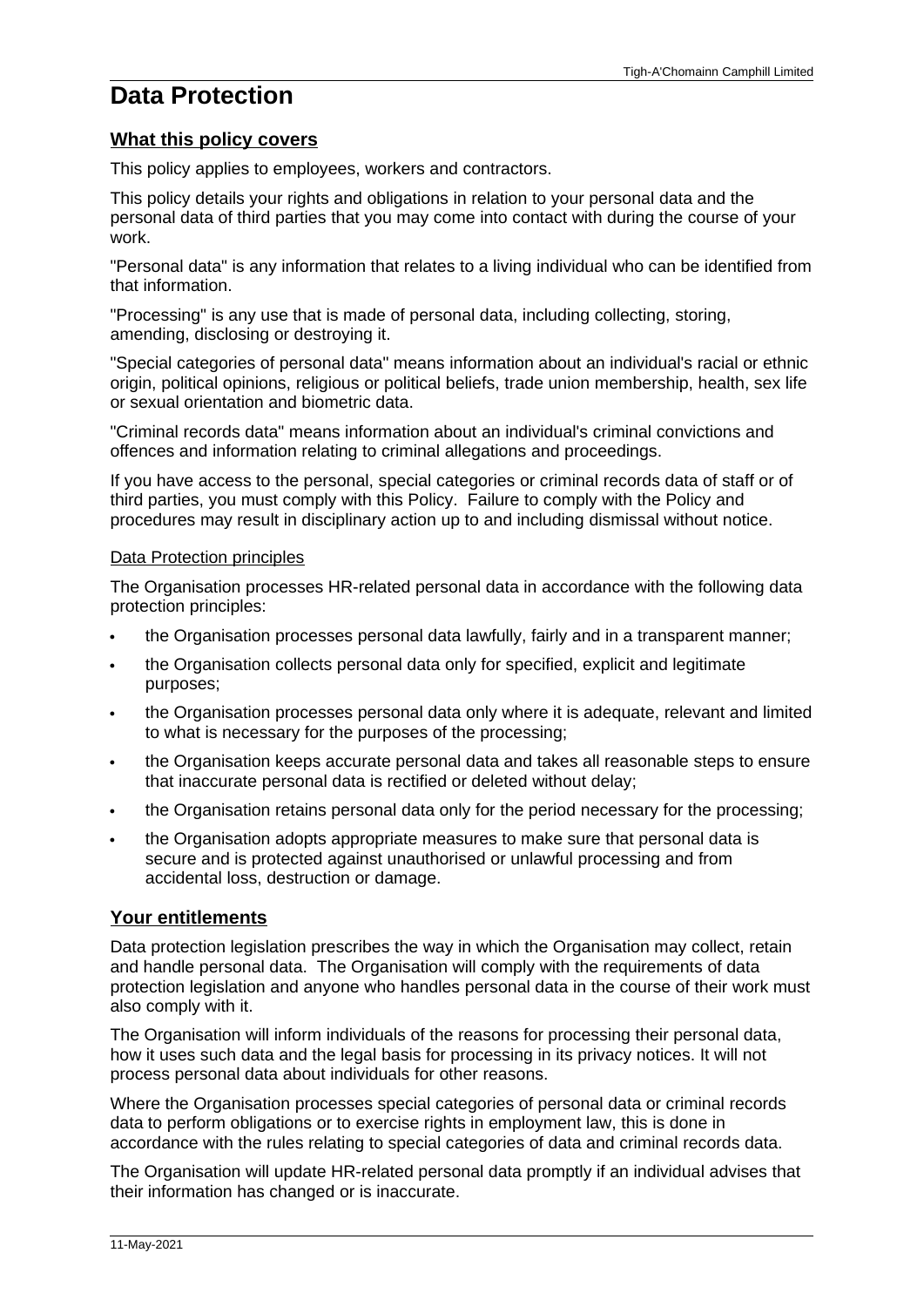# Data Protection

## What this policy covers

This policy applies to employees, workers and contractors.

This policy details your rights and obligations in relation to your personal data and the personal data of third parties that you may come into contact with during the course of your work.

"Personal data" is any information that relates to a living individual who can be identified from that information.

"Processing" is any use that is made of personal data, including collecting, storing, amending, disclosing or destroying it.

"Special categories of personal data" means information about an individual's racial or ethnic origin, political opinions, religious or political beliefs, trade union membership, health, sex life or sexual orientation and biometric data.

"Criminal records data" means information about an individual's criminal convictions and offences and information relating to criminal allegations and proceedings.

If you have access to the personal, special categories or criminal records data of staff or of third parties, you must comply with this Policy. Failure to comply with the Policy and procedures may result in disciplinary action up to and including dismissal without notice.

### Data Protection principles

The Organisation processes HR-related personal data in accordance with the following data protection principles:

- the Organisation processes personal data lawfully, fairly and in a transparent manner;
- the Organisation collects personal data only for specified, explicit and legitimate purposes;
- the Organisation processes personal data only where it is adequate, relevant and limited to what is necessary for the purposes of the processing;
- the Organisation keeps accurate personal data and takes all reasonable steps to ensure that inaccurate personal data is rectified or deleted without delay;
- the Organisation retains personal data only for the period necessary for the processing;
- the Organisation adopts appropriate measures to make sure that personal data is secure and is protected against unauthorised or unlawful processing and from accidental loss, destruction or damage.

## Your entitlements

Data protection legislation prescribes the way in which the Organisation may collect, retain and handle personal data. The Organisation will comply with the requirements of data protection legislation and anyone who handles personal data in the course of their work must also comply with it.

The Organisation will inform individuals of the reasons for processing their personal data, how it uses such data and the legal basis for processing in its privacy notices. It will not process personal data about individuals for other reasons.

Where the Organisation processes special categories of personal data or criminal records data to perform obligations or to exercise rights in employment law, this is done in accordance with the rules relating to special categories of data and criminal records data.

The Organisation will update HR-related personal data promptly if an individual advises that their information has changed or is inaccurate.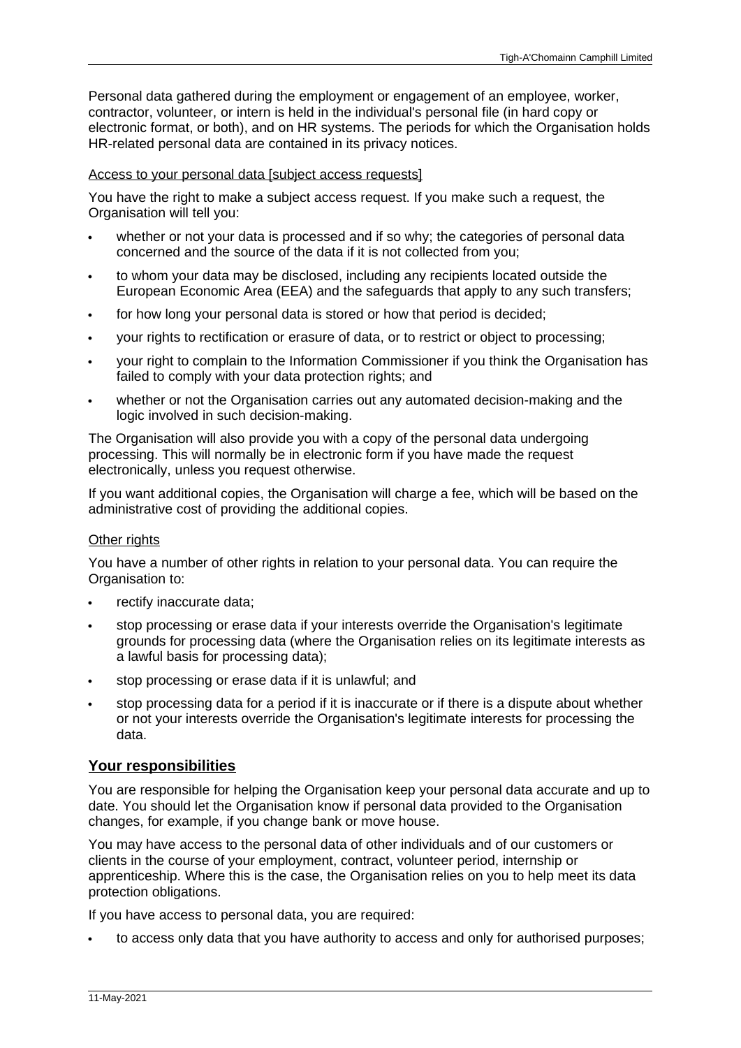Personal data gathered during the employment or engagement of an employee, worker, contractor, volunteer, or intern is held in the individual's personal file (in hard copy or electronic format, or both), and on HR systems. The periods for which the Organisation holds HR-related personal data are contained in its privacy notices.

Access to your personal data [subject access requests]

You have the right to make a subject access request. If you make such a request, the Organisation will tell you:

- whether or not your data is processed and if so why; the categories of personal data concerned and the source of the data if it is not collected from you;
- to whom your data may be disclosed, including any recipients located outside the European Economic Area (EEA) and the safeguards that apply to any such transfers;
- for how long your personal data is stored or how that period is decided;
- your rights to rectification or erasure of data, or to restrict or object to processing;
- your right to complain to the Information Commissioner if you think the Organisation has failed to comply with your data protection rights; and
- whether or not the Organisation carries out any automated decision-making and the logic involved in such decision-making.

The Organisation will also provide you with a copy of the personal data undergoing processing. This will normally be in electronic form if you have made the request electronically, unless you request otherwise.

If you want additional copies, the Organisation will charge a fee, which will be based on the administrative cost of providing the additional copies.

Other rights

You have a number of other rights in relation to your personal data. You can require the Organisation to:

- rectify inaccurate data;
- stop processing or erase data if your interests override the Organisation's legitimate grounds for processing data (where the Organisation relies on its legitimate interests as a lawful basis for processing data);
- stop processing or erase data if it is unlawful; and
- stop processing data for a period if it is inaccurate or if there is a dispute about whether or not your interests override the Organisation's legitimate interests for processing the data.

## Your responsibilities

You are responsible for helping the Organisation keep your personal data accurate and up to date. You should let the Organisation know if personal data provided to the Organisation changes, for example, if you change bank or move house.

You may have access to the personal data of other individuals and of our customers or clients in the course of your employment, contract, volunteer period, internship or apprenticeship. Where this is the case, the Organisation relies on you to help meet its data protection obligations.

If you have access to personal data, you are required:

- to access only data that you have authority to access and only for authorised purposes;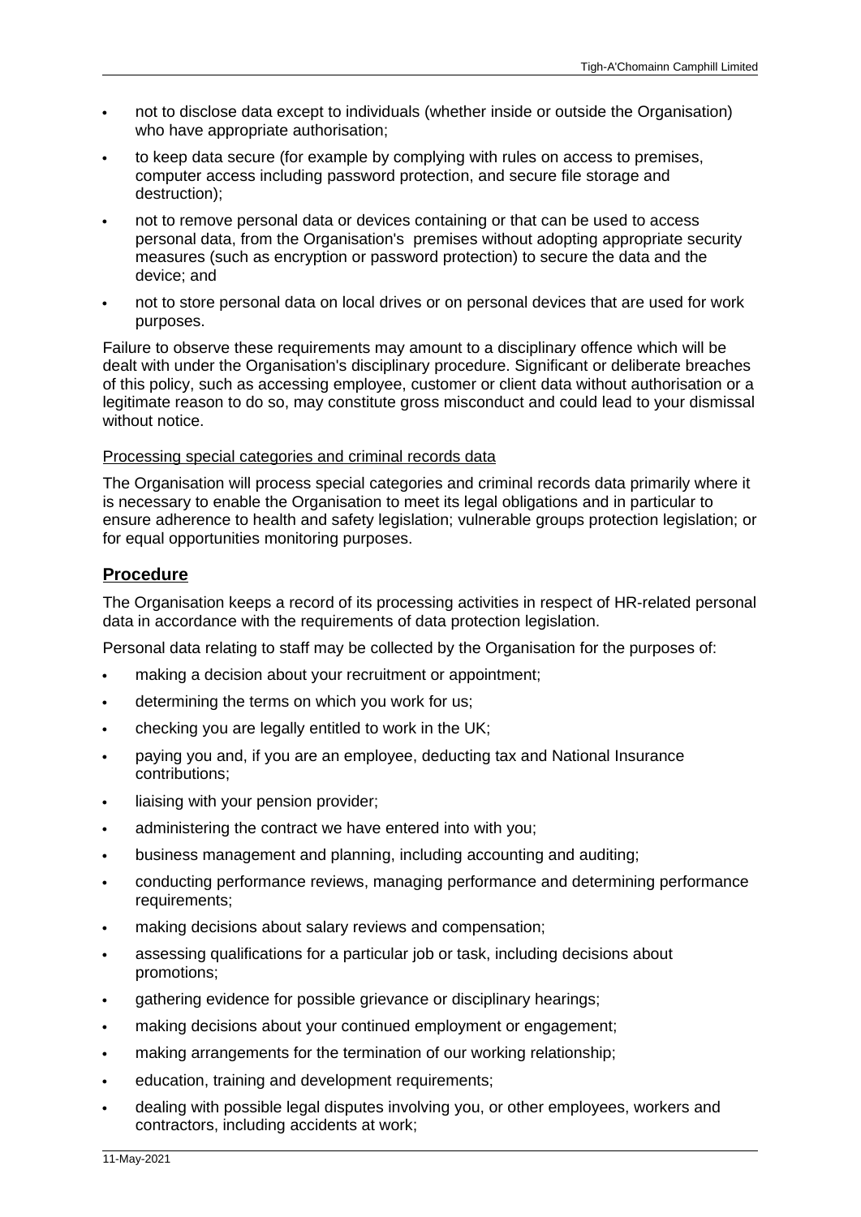- not to disclose data except to individuals (whether inside or outside the Organisation) who have appropriate authorisation;
- to keep data secure (for example by complying with rules on access to premises, computer access including password protection, and secure file storage and destruction);
- not to remove personal data or devices containing or that can be used to access personal data, from the Organisation's premises without adopting appropriate security measures (such as encryption or password protection) to secure the data and the device; and
- not to store personal data on local drives or on personal devices that are used for work purposes.

Failure to observe these requirements may amount to a disciplinary offence which will be dealt with under the Organisation's disciplinary procedure. Significant or deliberate breaches of this policy, such as accessing employee, customer or client data without authorisation or a legitimate reason to do so, may constitute gross misconduct and could lead to your dismissal without notice.

Processing special categories and criminal records data

The Organisation will process special categories and criminal records data primarily where it is necessary to enable the Organisation to meet its legal obligations and in particular to ensure adherence to health and safety legislation; vulnerable groups protection legislation; or for equal opportunities monitoring purposes.

## Procedure

The Organisation keeps a record of its processing activities in respect of HR-related personal data in accordance with the requirements of data protection legislation.

Personal data relating to staff may be collected by the Organisation for the purposes of:

- making a decision about your recruitment or appointment;
- determining the terms on which you work for us;
- checking you are legally entitled to work in the UK;
- paying you and, if you are an employee, deducting tax and National Insurance contributions;
- liaising with your pension provider;
- administering the contract we have entered into with you;
- business management and planning, including accounting and auditing;
- conducting performance reviews, managing performance and determining performance requirements;
- making decisions about salary reviews and compensation;
- assessing qualifications for a particular job or task, including decisions about promotions;
- gathering evidence for possible grievance or disciplinary hearings;
- making decisions about your continued employment or engagement;
- making arrangements for the termination of our working relationship;
- education, training and development requirements;
- dealing with possible legal disputes involving you, or other employees, workers and contractors, including accidents at work;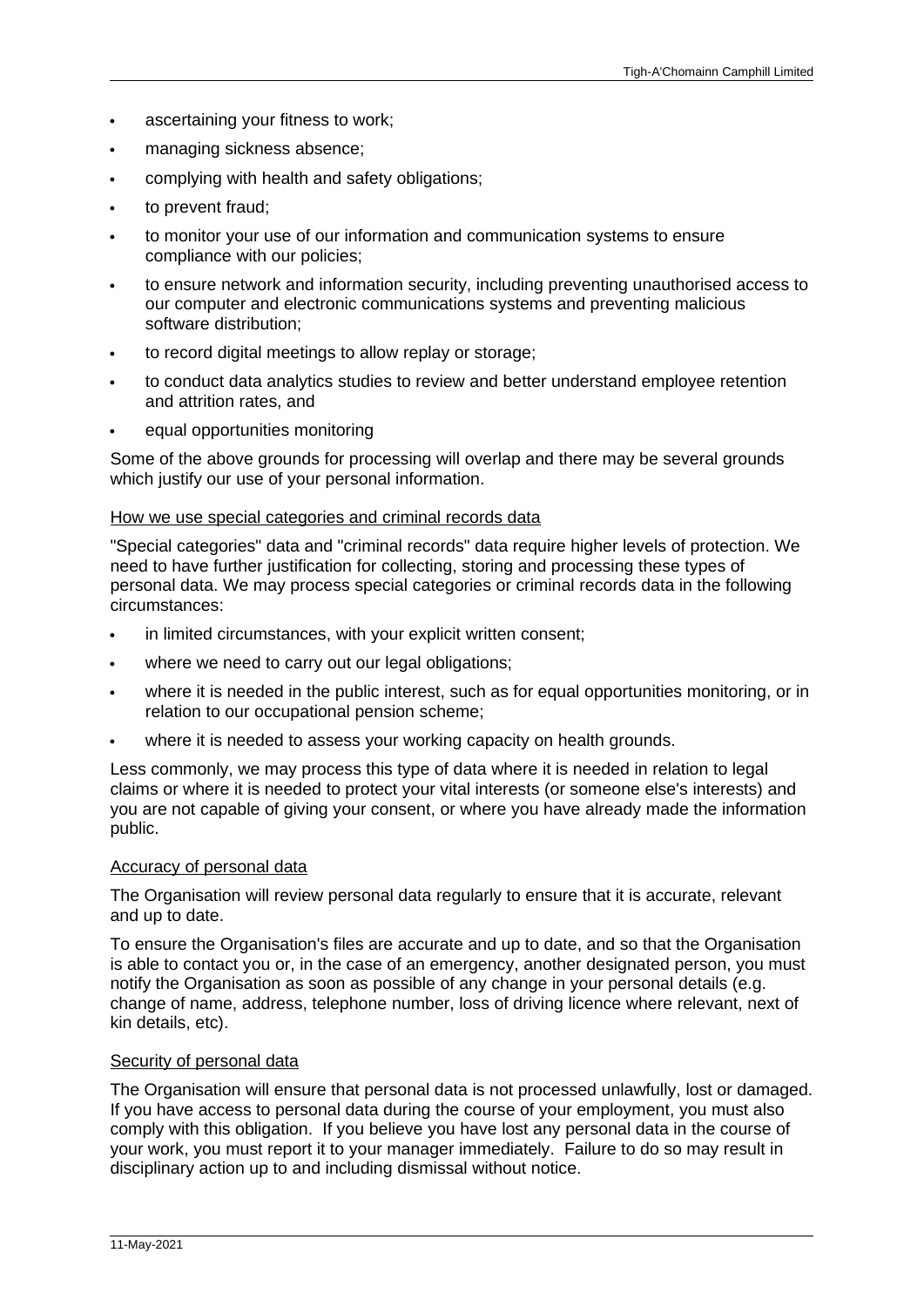- ascertaining your fitness to work;
- managing sickness absence;
- complying with health and safety obligations;
- to prevent fraud;
- to monitor your use of our information and communication systems to ensure compliance with our policies;
- to ensure network and information security, including preventing unauthorised access to our computer and electronic communications systems and preventing malicious software distribution;
- to record digital meetings to allow replay or storage;
- to conduct data analytics studies to review and better understand employee retention and attrition rates, and
- equal opportunities monitoring

Some of the above grounds for processing will overlap and there may be several grounds which justify our use of your personal information.

<u>How we use special categories and criminal records data</u>

"Special categories" data and "criminal records" data require higher levels of protection. We need to have further justification for collecting, storing and processing these types of personal data. We may process special categories or criminal records data in the following circumstances:

- in limited circumstances, with your explicit written consent;
- where we need to carry out our legal obligations;
- where it is needed in the public interest, such as for equal opportunities monitoring, or in relation to our occupational pension scheme;
- where it is needed to assess your working capacity on health grounds.

Less commonly, we may process this type of data where it is needed in relation to legal claims or where it is needed to protect your vital interests (or someone else's interests) and you are not capable of giving your consent, or where you have already made the information public.

<u>Accuracy of personal data</u>

The Organisation will review personal data regularly to ensure that it is accurate, relevant and up to date.

To ensure the Organisation's files are accurate and up to date, and so that the Organisation is able to contact you or, in the case of an emergency, another designated person, you must notify the Organisation as soon as possible of any change in your personal details (e.g. change of name, address, telephone number, loss of driving licence where relevant, next of kin details, etc).

<u>Security of personal data</u>

The Organisation will ensure that personal data is not processed unlawfully, lost or damaged. If you have access to personal data during the course of your employment, you must also comply with this obligation. If you believe you have lost any personal data in the course of your work, you must report it to your manager immediately. Failure to do so may result in disciplinary action up to and including dismissal without notice.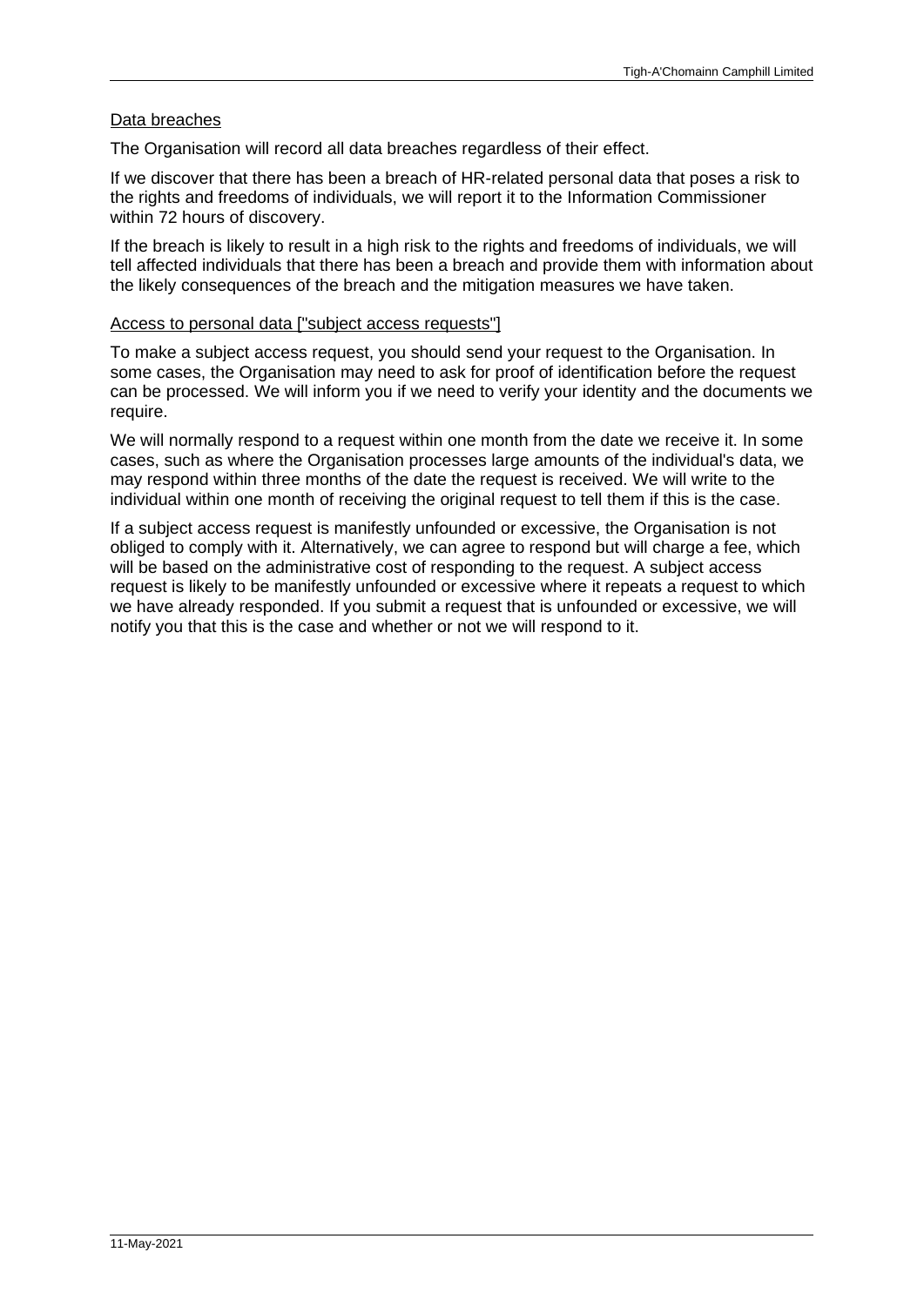Data breaches

The Organisation will record all data breaches regardless of their effect.

If we discover that there has been a breach of HR-related personal data that poses a risk to the rights and freedoms of individuals, we will report it to the Information Commissioner within 72 hours of discovery.

If the breach is likely to result in a high risk to the rights and freedoms of individuals, we will tell affected individuals that there has been a breach and provide them with information about the likely consequences of the breach and the mitigation measures we have taken.

Access to personal data ["subject access requests"]

To make a subject access request, you should send your request to the Organisation. In some cases, the Organisation may need to ask for proof of identification before the request can be processed. We will inform you if we need to verify your identity and the documents we require.

We will normally respond to a request within one month from the date we receive it. In some cases, such as where the Organisation processes large amounts of the individual's data, we may respond within three months of the date the request is received. We will write to the individual within one month of receiving the original request to tell them if this is the case.

If a subject access request is manifestly unfounded or excessive, the Organisation is not obliged to comply with it. Alternatively, we can agree to respond but will charge a fee, which will be based on the administrative cost of responding to the request. A subject access request is likely to be manifestly unfounded or excessive where it repeats a request to which we have already responded. If you submit a request that is unfounded or excessive, we will notify you that this is the case and whether or not we will respond to it.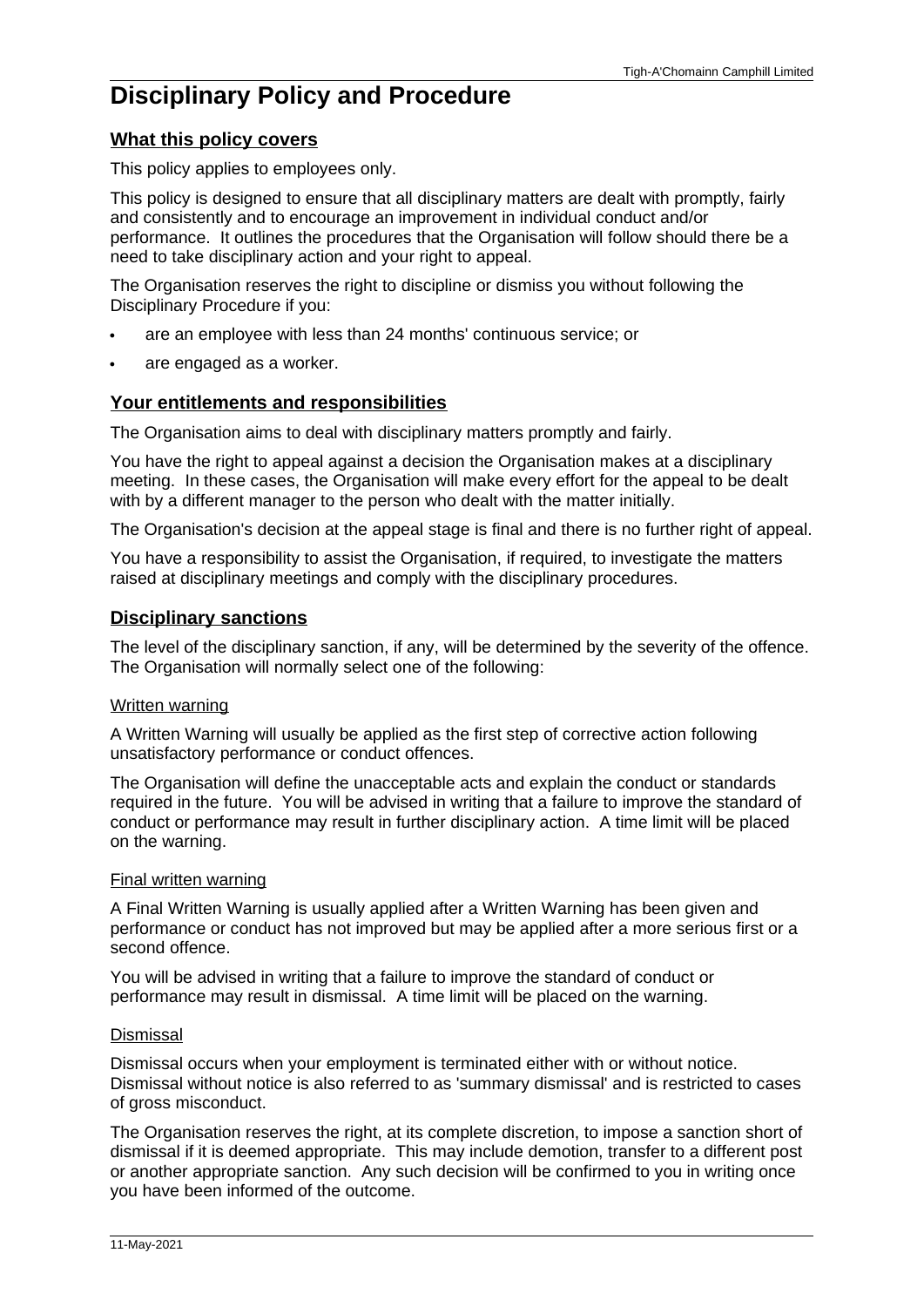# Disciplinary Policy and Procedure

## What this policy covers

This policy applies to employees only.

This policy is designed to ensure that all disciplinary matters are dealt with promptly, fairly and consistently and to encourage an improvement in individual conduct and/or performance. It outlines the procedures that the Organisation will follow should there be a need to take disciplinary action and your right to appeal.

The Organisation reserves the right to discipline or dismiss you without following the Disciplinary Procedure if you:

- are an employee with less than 24 months' continuous service; or
- are engaged as a worker.

## Your entitlements and responsibilities

The Organisation aims to deal with disciplinary matters promptly and fairly.

You have the right to appeal against a decision the Organisation makes at a disciplinary meeting. In these cases, the Organisation will make every effort for the appeal to be dealt with by a different manager to the person who dealt with the matter initially.

The Organisation's decision at the appeal stage is final and there is no further right of appeal.

You have a responsibility to assist the Organisation, if required, to investigate the matters raised at disciplinary meetings and comply with the disciplinary procedures.

## Disciplinary sanctions

The level of the disciplinary sanction, if any, will be determined by the severity of the offence. The Organisation will normally select one of the following:

### Written warning

A Written Warning will usually be applied as the first step of corrective action following unsatisfactory performance or conduct offences.

The Organisation will define the unacceptable acts and explain the conduct or standards required in the future. You will be advised in writing that a failure to improve the standard of conduct or performance may result in further disciplinary action. A time limit will be placed on the warning.

### Final written warning

A Final Written Warning is usually applied after a Written Warning has been given and performance or conduct has not improved but may be applied after a more serious first or a second offence.

You will be advised in writing that a failure to improve the standard of conduct or performance may result in dismissal. A time limit will be placed on the warning.

### Dismissal

Dismissal occurs when your employment is terminated either with or without notice. Dismissal without notice is also referred to as 'summary dismissal' and is restricted to cases of gross misconduct.

The Organisation reserves the right, at its complete discretion, to impose a sanction short of dismissal if it is deemed appropriate. This may include demotion, transfer to a different post or another appropriate sanction. Any such decision will be confirmed to you in writing once you have been informed of the outcome.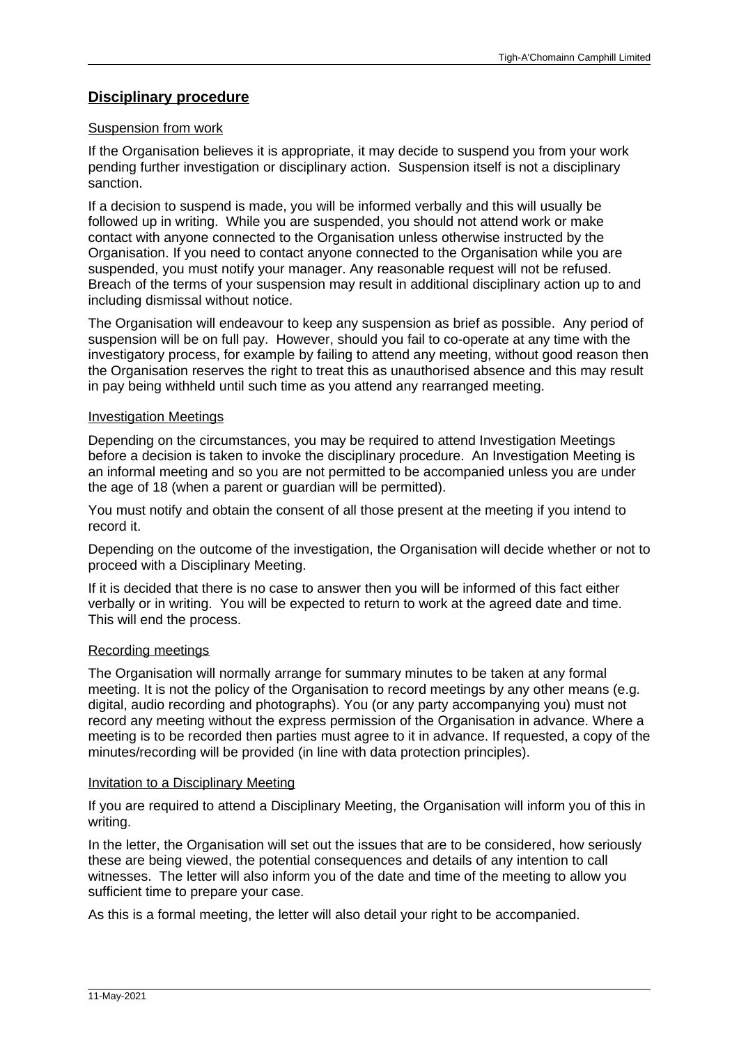## Disciplinary procedure

### Suspension from work

If the Organisation believes it is appropriate, it may decide to suspend you from your work pending further investigation or disciplinary action. Suspension itself is not a disciplinary sanction.

If a decision to suspend is made, you will be informed verbally and this will usually be followed up in writing. While you are suspended, you should not attend work or make contact with anyone connected to the Organisation unless otherwise instructed by the Organisation. If you need to contact anyone connected to the Organisation while you are suspended, you must notify your manager. Any reasonable request will not be refused. Breach of the terms of your suspension may result in additional disciplinary action up to and including dismissal without notice.

The Organisation will endeavour to keep any suspension as brief as possible. Any period of suspension will be on full pay. However, should you fail to co-operate at any time with the investigatory process, for example by failing to attend any meeting, without good reason then the Organisation reserves the right to treat this as unauthorised absence and this may result in pay being withheld until such time as you attend any rearranged meeting.

### Investigation Meetings

Depending on the circumstances, you may be required to attend Investigation Meetings before a decision is taken to invoke the disciplinary procedure. An Investigation Meeting is an informal meeting and so you are not permitted to be accompanied unless you are under the age of 18 (when a parent or guardian will be permitted).

You must notify and obtain the consent of all those present at the meeting if you intend to record it.

Depending on the outcome of the investigation, the Organisation will decide whether or not to proceed with a Disciplinary Meeting.

If it is decided that there is no case to answer then you will be informed of this fact either verbally or in writing. You will be expected to return to work at the agreed date and time. This will end the process.

### Recording meetings

The Organisation will normally arrange for summary minutes to be taken at any formal meeting. It is not the policy of the Organisation to record meetings by any other means (e.g. digital, audio recording and photographs). You (or any party accompanying you) must not record any meeting without the express permission of the Organisation in advance. Where a meeting is to be recorded then parties must agree to it in advance. If requested, a copy of the minutes/recording will be provided (in line with data protection principles).

### Invitation to a Disciplinary Meeting

If you are required to attend a Disciplinary Meeting, the Organisation will inform you of this in writing.

In the letter, the Organisation will set out the issues that are to be considered, how seriously these are being viewed, the potential consequences and details of any intention to call witnesses. The letter will also inform you of the date and time of the meeting to allow you sufficient time to prepare your case.

As this is a formal meeting, the letter will also detail your right to be accompanied.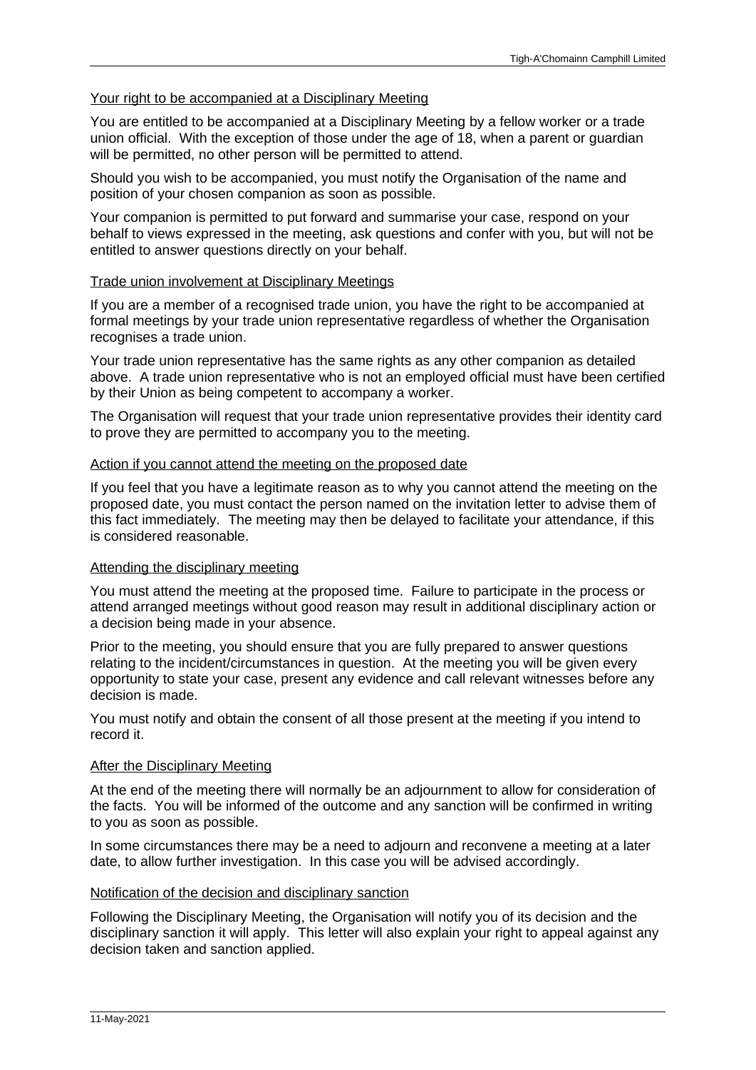Your right to be accompanied at a Disciplinary Meeting

You are entitled to be accompanied at a Disciplinary Meeting by a fellow worker or a trade union official. With the exception of those under the age of 18, when a parent or guardian will be permitted, no other person will be permitted to attend.

Should you wish to be accompanied, you must notify the Organisation of the name and position of your chosen companion as soon as possible.

Your companion is permitted to put forward and summarise your case, respond on your behalf to views expressed in the meeting, ask questions and confer with you, but will not be entitled to answer questions directly on your behalf.

Trade union involvement at Disciplinary Meetings

If you are a member of a recognised trade union, you have the right to be accompanied at formal meetings by your trade union representative regardless of whether the Organisation recognises a trade union.

Your trade union representative has the same rights as any other companion as detailed above. A trade union representative who is not an employed official must have been certified by their Union as being competent to accompany a worker.

The Organisation will request that your trade union representative provides their identity card to prove they are permitted to accompany you to the meeting.

Action if you cannot attend the meeting on the proposed date

If you feel that you have a legitimate reason as to why you cannot attend the meeting on the proposed date, you must contact the person named on the invitation letter to advise them of this fact immediately. The meeting may then be delayed to facilitate your attendance, if this is considered reasonable.

Attending the disciplinary meeting

You must attend the meeting at the proposed time. Failure to participate in the process or attend arranged meetings without good reason may result in additional disciplinary action or a decision being made in your absence.

Prior to the meeting, you should ensure that you are fully prepared to answer questions relating to the incident/circumstances in question. At the meeting you will be given every opportunity to state your case, present any evidence and call relevant witnesses before any decision is made.

You must notify and obtain the consent of all those present at the meeting if you intend to record it.

After the Disciplinary Meeting

At the end of the meeting there will normally be an adjournment to allow for consideration of the facts. You will be informed of the outcome and any sanction will be confirmed in writing to you as soon as possible.

In some circumstances there may be a need to adjourn and reconvene a meeting at a later date, to allow further investigation. In this case you will be advised accordingly.

Notification of the decision and disciplinary sanction

Following the Disciplinary Meeting, the Organisation will notify you of its decision and the disciplinary sanction it will apply. This letter will also explain your right to appeal against any decision taken and sanction applied.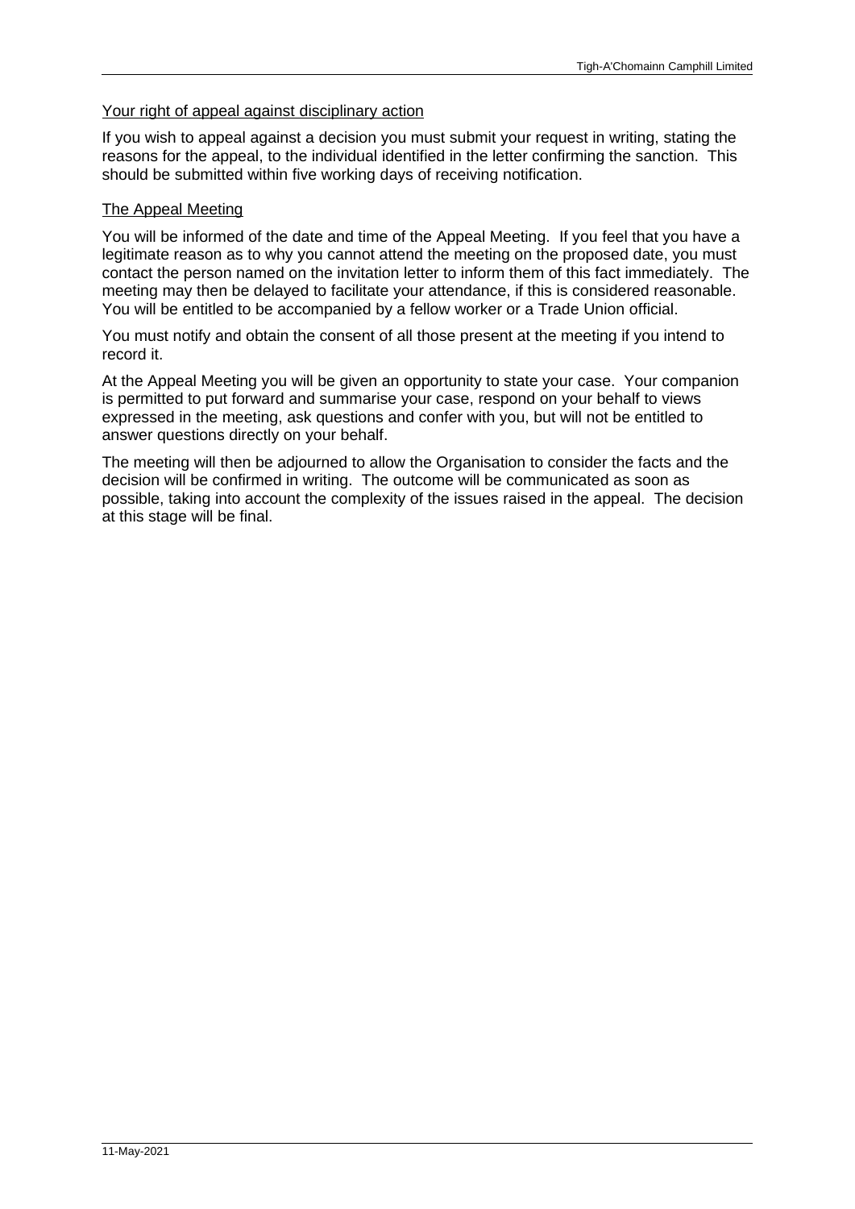Your right of appeal against disciplinary action

If you wish to appeal against a decision you must submit your request in writing, stating the reasons for the appeal, to the individual identified in the letter confirming the sanction. This should be submitted within five working days of receiving notification.

The Appeal Meeting

You will be informed of the date and time of the Appeal Meeting. If you feel that you have a legitimate reason as to why you cannot attend the meeting on the proposed date, you must contact the person named on the invitation letter to inform them of this fact immediately. The meeting may then be delayed to facilitate your attendance, if this is considered reasonable. You will be entitled to be accompanied by a fellow worker or a Trade Union official.

You must notify and obtain the consent of all those present at the meeting if you intend to record it.

At the Appeal Meeting you will be given an opportunity to state your case. Your companion is permitted to put forward and summarise your case, respond on your behalf to views expressed in the meeting, ask questions and confer with you, but will not be entitled to answer questions directly on your behalf.

The meeting will then be adjourned to allow the Organisation to consider the facts and the decision will be confirmed in writing. The outcome will be communicated as soon as possible, taking into account the complexity of the issues raised in the appeal. The decision at this stage will be final.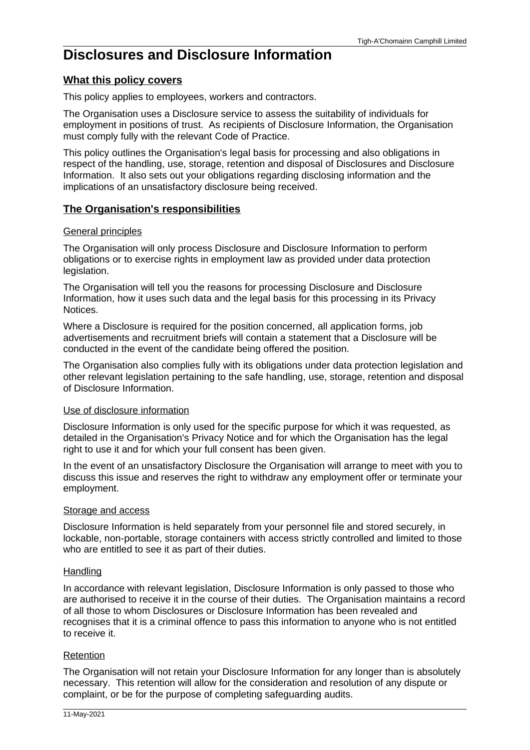# Disclosures and Disclosure Information

## What this policy covers

This policy applies to employees, workers and contractors.

The Organisation uses a Disclosure service to assess the suitability of individuals for employment in positions of trust. As recipients of Disclosure Information, the Organisation must comply fully with the relevant Code of Practice.

This policy outlines the Organisation's legal basis for processing and also obligations in respect of the handling, use, storage, retention and disposal of Disclosures and Disclosure Information. It also sets out your obligations regarding disclosing information and the implications of an unsatisfactory disclosure being received.

## The Organisation's responsibilities

### General principles

The Organisation will only process Disclosure and Disclosure Information to perform obligations or to exercise rights in employment law as provided under data protection legislation.

The Organisation will tell you the reasons for processing Disclosure and Disclosure Information, how it uses such data and the legal basis for this processing in its Privacy Notices.

Where a Disclosure is required for the position concerned, all application forms, job advertisements and recruitment briefs will contain a statement that a Disclosure will be conducted in the event of the candidate being offered the position.

The Organisation also complies fully with its obligations under data protection legislation and other relevant legislation pertaining to the safe handling, use, storage, retention and disposal of Disclosure Information.

### Use of disclosure information

Disclosure Information is only used for the specific purpose for which it was requested, as detailed in the Organisation's Privacy Notice and for which the Organisation has the legal right to use it and for which your full consent has been given.

In the event of an unsatisfactory Disclosure the Organisation will arrange to meet with you to discuss this issue and reserves the right to withdraw any employment offer or terminate your employment.

### Storage and access

Disclosure Information is held separately from your personnel file and stored securely, in lockable, non-portable, storage containers with access strictly controlled and limited to those who are entitled to see it as part of their duties.

### Handling

In accordance with relevant legislation, Disclosure Information is only passed to those who are authorised to receive it in the course of their duties. The Organisation maintains a record of all those to whom Disclosures or Disclosure Information has been revealed and recognises that it is a criminal offence to pass this information to anyone who is not entitled to receive it.

### Retention

The Organisation will not retain your Disclosure Information for any longer than is absolutely necessary. This retention will allow for the consideration and resolution of any dispute or complaint, or be for the purpose of completing safeguarding audits.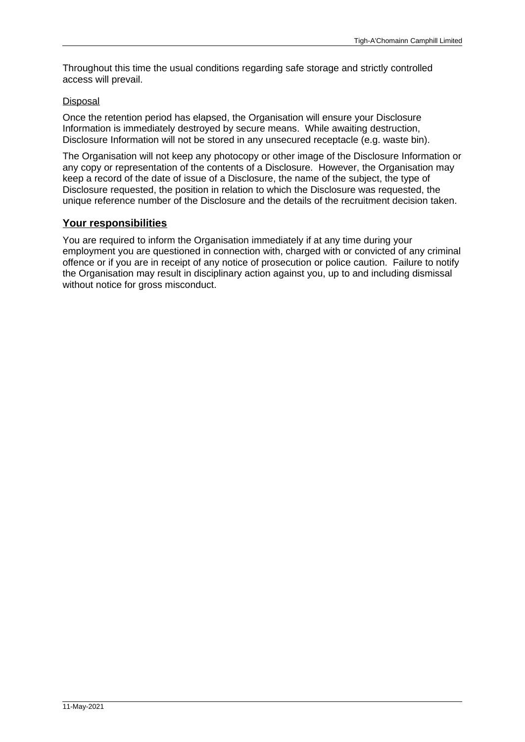Throughout this time the usual conditions regarding safe storage and strictly controlled access will prevail.

Disposal

Once the retention period has elapsed, the Organisation will ensure your Disclosure Information is immediately destroyed by secure means. While awaiting destruction, Disclosure Information will not be stored in any unsecured receptacle (e.g. waste bin).

The Organisation will not keep any photocopy or other image of the Disclosure Information or any copy or representation of the contents of a Disclosure. However, the Organisation may keep a record of the date of issue of a Disclosure, the name of the subject, the type of Disclosure requested, the position in relation to which the Disclosure was requested, the unique reference number of the Disclosure and the details of the recruitment decision taken.

## Your responsibilities

You are required to inform the Organisation immediately if at any time during your employment you are questioned in connection with, charged with or convicted of any criminal offence or if you are in receipt of any notice of prosecution or police caution. Failure to notify the Organisation may result in disciplinary action against you, up to and including dismissal without notice for gross misconduct.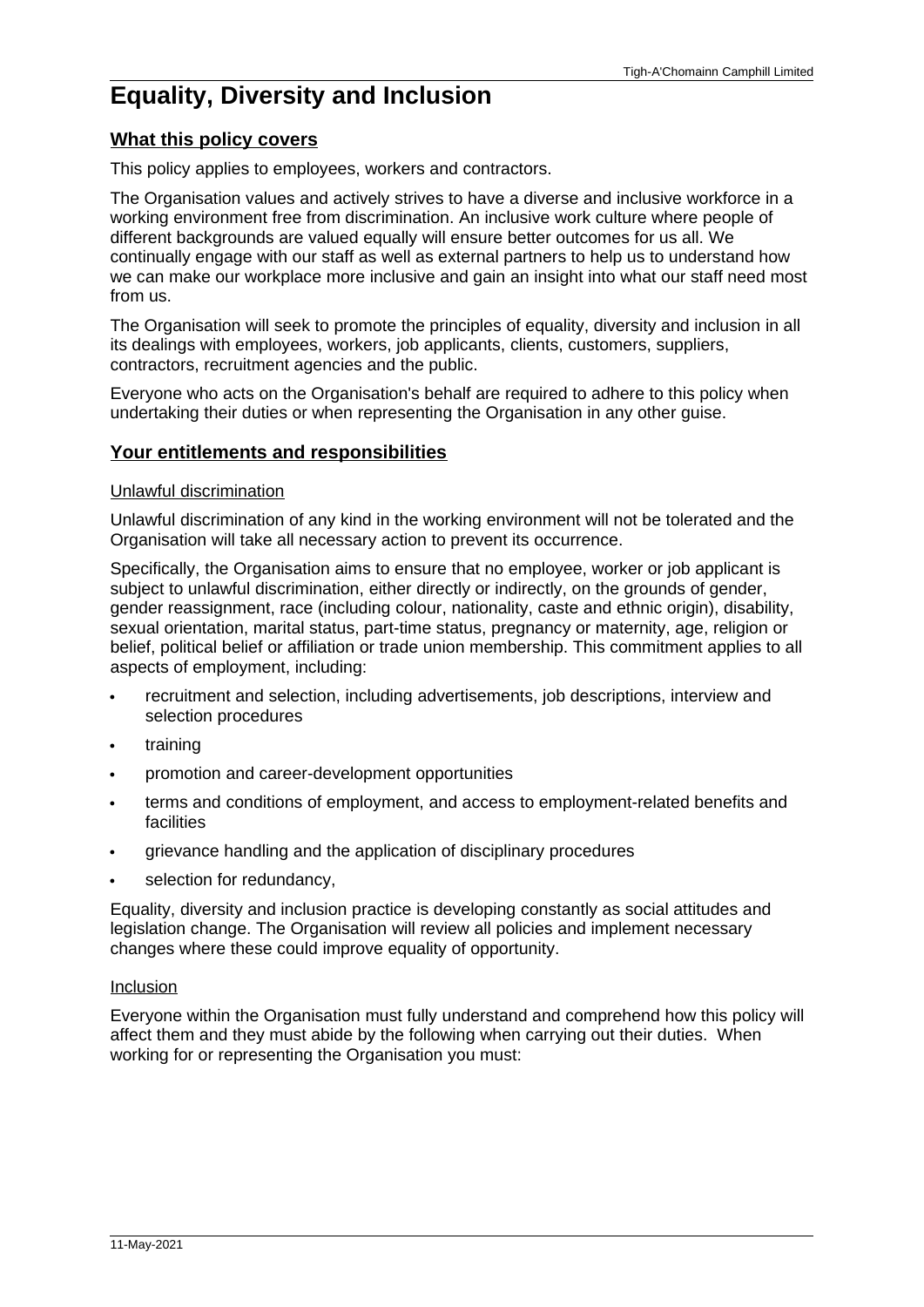# Equality, Diversity and Inclusion

## What this policy covers

This policy applies to employees, workers and contractors.

The Organisation values and actively strives to have a diverse and inclusive workforce in a working environment free from discrimination. An inclusive work culture where people of different backgrounds are valued equally will ensure better outcomes for us all. We continually engage with our staff as well as external partners to help us to understand how we can make our workplace more inclusive and gain an insight into what our staff need most from us.

The Organisation will seek to promote the principles of equality, diversity and inclusion in all its dealings with employees, workers, job applicants, clients, customers, suppliers, contractors, recruitment agencies and the public.

Everyone who acts on the Organisation's behalf are required to adhere to this policy when undertaking their duties or when representing the Organisation in any other guise.

## Your entitlements and responsibilities

### Unlawful discrimination

Unlawful discrimination of any kind in the working environment will not be tolerated and the Organisation will take all necessary action to prevent its occurrence.

Specifically, the Organisation aims to ensure that no employee, worker or job applicant is subject to unlawful discrimination, either directly or indirectly, on the grounds of gender, gender reassignment, race (including colour, nationality, caste and ethnic origin), disability, sexual orientation, marital status, part-time status, pregnancy or maternity, age, religion or belief, political belief or affiliation or trade union membership. This commitment applies to all aspects of employment, including:

- recruitment and selection, including advertisements, job descriptions, interview and selection procedures
- training
- promotion and career-development opportunities
- terms and conditions of employment, and access to employment-related benefits and facilities
- grievance handling and the application of disciplinary procedures
- selection for redundancy,

Equality, diversity and inclusion practice is developing constantly as social attitudes and legislation change. The Organisation will review all policies and implement necessary changes where these could improve equality of opportunity.

### Inclusion

Everyone within the Organisation must fully understand and comprehend how this policy will affect them and they must abide by the following when carrying out their duties. When working for or representing the Organisation you must: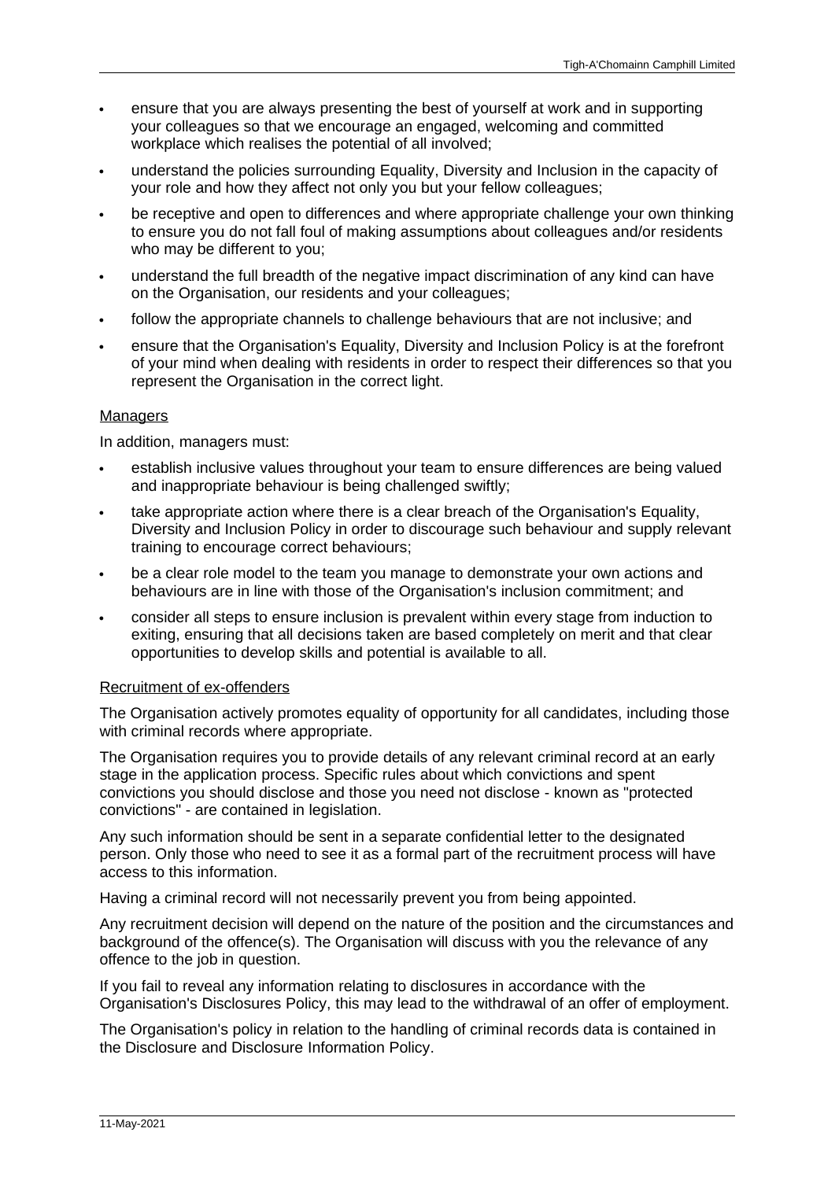- ensure that you are always presenting the best of yourself at work and in supporting your colleagues so that we encourage an engaged, welcoming and committed workplace which realises the potential of all involved;
- understand the policies surrounding Equality, Diversity and Inclusion in the capacity of your role and how they affect not only you but your fellow colleagues;
- be receptive and open to differences and where appropriate challenge your own thinking to ensure you do not fall foul of making assumptions about colleagues and/or residents who may be different to you;
- understand the full breadth of the negative impact discrimination of any kind can have on the Organisation, our residents and your colleagues;
- follow the appropriate channels to challenge behaviours that are not inclusive; and
- ensure that the Organisation's Equality, Diversity and Inclusion Policy is at the forefront of your mind when dealing with residents in order to respect their differences so that you represent the Organisation in the correct light.

Managers

In addition, managers must:

- establish inclusive values throughout your team to ensure differences are being valued and inappropriate behaviour is being challenged swiftly;
- take appropriate action where there is a clear breach of the Organisation's Equality, Diversity and Inclusion Policy in order to discourage such behaviour and supply relevant training to encourage correct behaviours;
- be a clear role model to the team you manage to demonstrate your own actions and behaviours are in line with those of the Organisation's inclusion commitment; and
- consider all steps to ensure inclusion is prevalent within every stage from induction to exiting, ensuring that all decisions taken are based completely on merit and that clear opportunities to develop skills and potential is available to all.

Recruitment of ex-offenders

The Organisation actively promotes equality of opportunity for all candidates, including those with criminal records where appropriate.

The Organisation requires you to provide details of any relevant criminal record at an early stage in the application process. Specific rules about which convictions and spent convictions you should disclose and those you need not disclose - known as "protected convictions" - are contained in legislation.

Any such information should be sent in a separate confidential letter to the designated person. Only those who need to see it as a formal part of the recruitment process will have access to this information.

Having a criminal record will not necessarily prevent you from being appointed.

Any recruitment decision will depend on the nature of the position and the circumstances and background of the offence(s). The Organisation will discuss with you the relevance of any offence to the job in question.

If you fail to reveal any information relating to disclosures in accordance with the Organisation's Disclosures Policy, this may lead to the withdrawal of an offer of employment.

The Organisation's policy in relation to the handling of criminal records data is contained in the Disclosure and Disclosure Information Policy.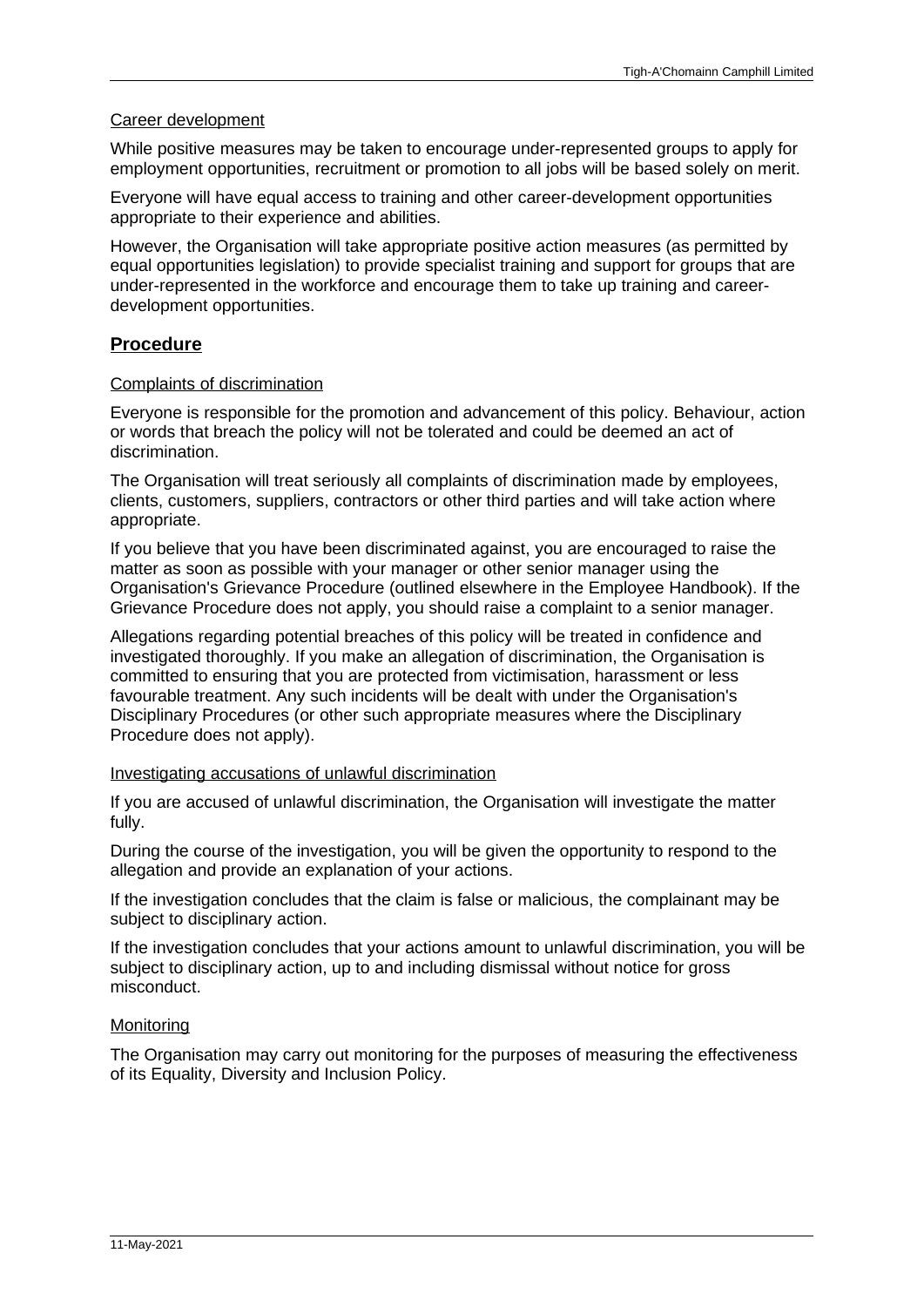Career development

While positive measures may be taken to encourage under-represented groups to apply for employment opportunities, recruitment or promotion to all jobs will be based solely on merit.

Everyone will have equal access to training and other career-development opportunities appropriate to their experience and abilities.

However, the Organisation will take appropriate positive action measures (as permitted by equal opportunities legislation) to provide specialist training and support for groups that are under-represented in the workforce and encourage them to take up training and career-development opportunities.

## Procedure

Complaints of discrimination

Everyone is responsible for the promotion and advancement of this policy. Behaviour, action or words that breach the policy will not be tolerated and could be deemed an act of discrimination.

The Organisation will treat seriously all complaints of discrimination made by employees, clients, customers, suppliers, contractors or other third parties and will take action where appropriate.

If you believe that you have been discriminated against, you are encouraged to raise the matter as soon as possible with your manager or other senior manager using the Organisation's Grievance Procedure (outlined elsewhere in the Employee Handbook). If the Grievance Procedure does not apply, you should raise a complaint to a senior manager.

Allegations regarding potential breaches of this policy will be treated in confidence and investigated thoroughly. If you make an allegation of discrimination, the Organisation is committed to ensuring that you are protected from victimisation, harassment or less favourable treatment. Any such incidents will be dealt with under the Organisation's Disciplinary Procedures (or other such appropriate measures where the Disciplinary Procedure does not apply).

Investigating accusations of unlawful discrimination

If you are accused of unlawful discrimination, the Organisation will investigate the matter fully.

During the course of the investigation, you will be given the opportunity to respond to the allegation and provide an explanation of your actions.

If the investigation concludes that the claim is false or malicious, the complainant may be subject to disciplinary action.

If the investigation concludes that your actions amount to unlawful discrimination, you will be subject to disciplinary action, up to and including dismissal without notice for gross misconduct.

Monitoring

The Organisation may carry out monitoring for the purposes of measuring the effectiveness of its Equality, Diversity and Inclusion Policy.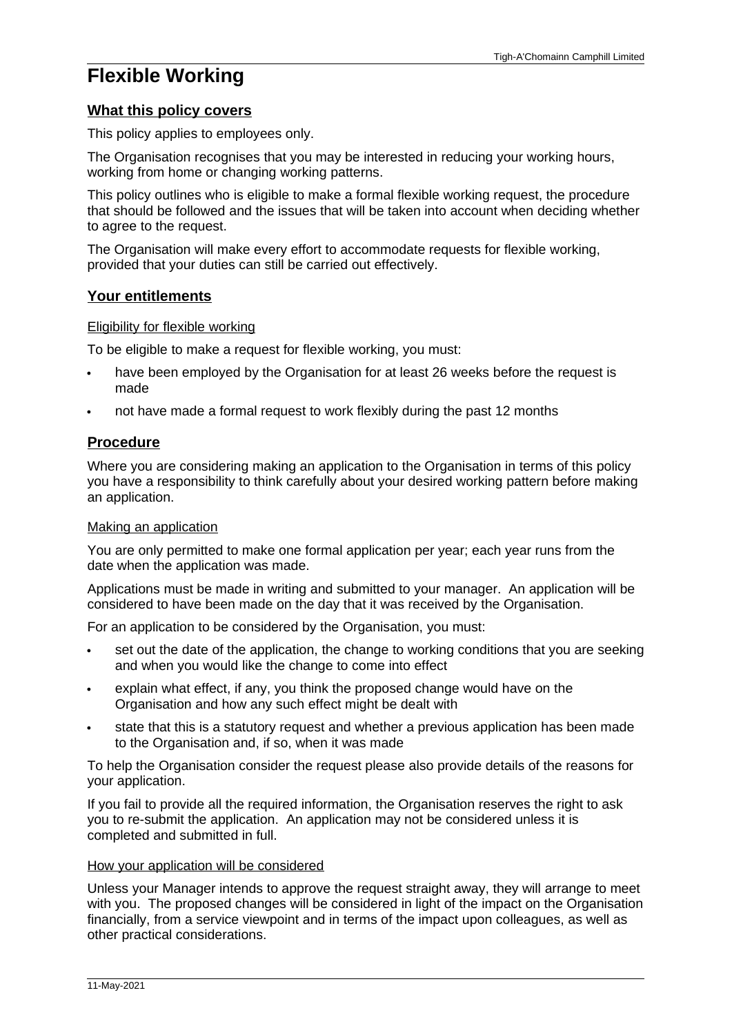# Flexible Working

## What this policy covers

This policy applies to employees only.

The Organisation recognises that you may be interested in reducing your working hours, working from home or changing working patterns.

This policy outlines who is eligible to make a formal flexible working request, the procedure that should be followed and the issues that will be taken into account when deciding whether to agree to the request.

The Organisation will make every effort to accommodate requests for flexible working, provided that your duties can still be carried out effectively.

## Your entitlements

### Eligibility for flexible working

To be eligible to make a request for flexible working, you must:

- have been employed by the Organisation for at least 26 weeks before the request is made
- not have made a formal request to work flexibly during the past 12 months

## Procedure

Where you are considering making an application to the Organisation in terms of this policy you have a responsibility to think carefully about your desired working pattern before making an application.

### Making an application

You are only permitted to make one formal application per year; each year runs from the date when the application was made.

Applications must be made in writing and submitted to your manager. An application will be considered to have been made on the day that it was received by the Organisation.

For an application to be considered by the Organisation, you must:

- set out the date of the application, the change to working conditions that you are seeking and when you would like the change to come into effect
- explain what effect, if any, you think the proposed change would have on the Organisation and how any such effect might be dealt with
- state that this is a statutory request and whether a previous application has been made to the Organisation and, if so, when it was made

To help the Organisation consider the request please also provide details of the reasons for your application.

If you fail to provide all the required information, the Organisation reserves the right to ask you to re-submit the application. An application may not be considered unless it is completed and submitted in full.

### How your application will be considered

Unless your Manager intends to approve the request straight away, they will arrange to meet with you. The proposed changes will be considered in light of the impact on the Organisation financially, from a service viewpoint and in terms of the impact upon colleagues, as well as other practical considerations.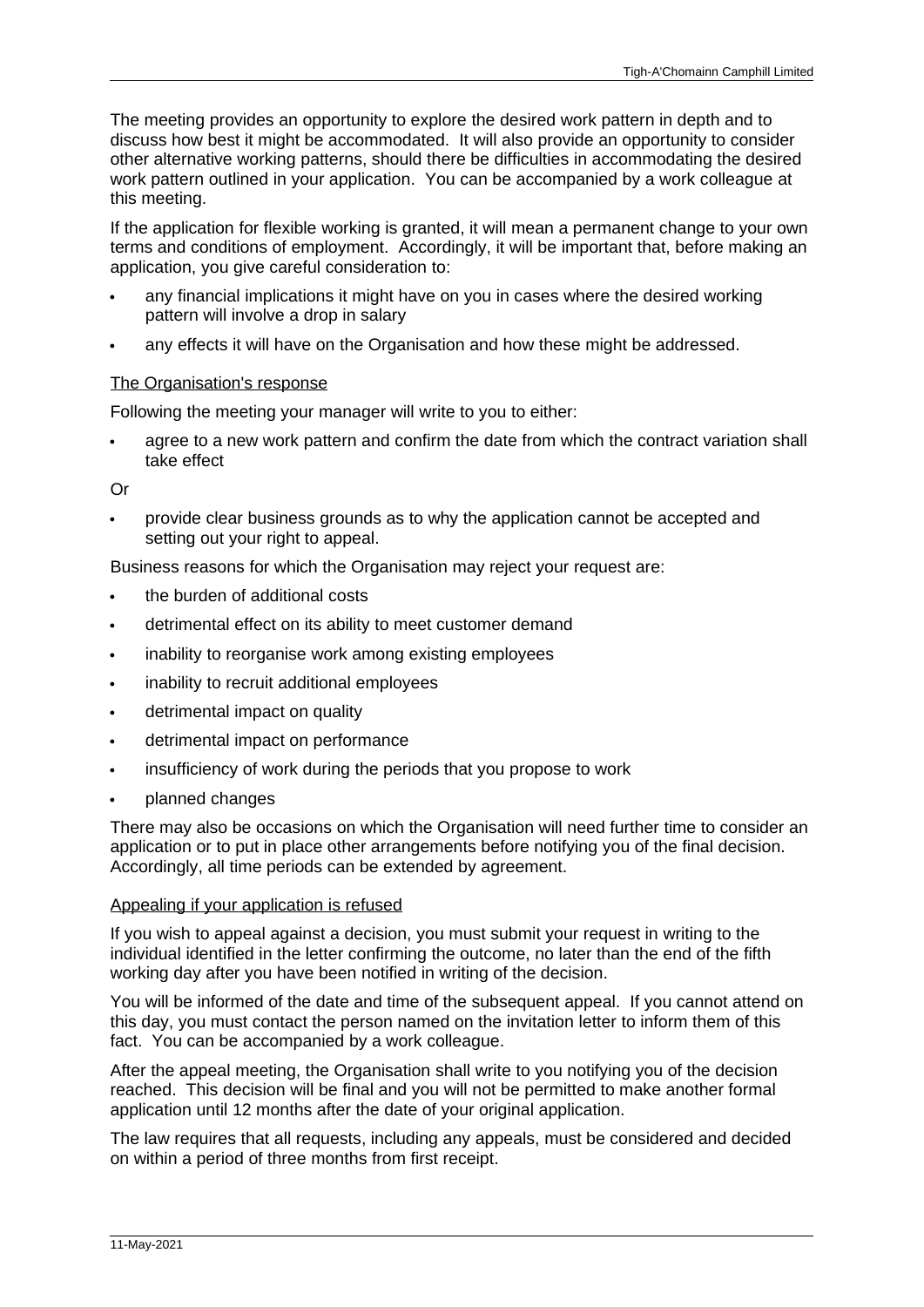The meeting provides an opportunity to explore the desired work pattern in depth and to discuss how best it might be accommodated. It will also provide an opportunity to consider other alternative working patterns, should there be difficulties in accommodating the desired work pattern outlined in your application. You can be accompanied by a work colleague at this meeting.

If the application for flexible working is granted, it will mean a permanent change to your own terms and conditions of employment. Accordingly, it will be important that, before making an application, you give careful consideration to:

- any financial implications it might have on you in cases where the desired working pattern will involve a drop in salary
- any effects it will have on the Organisation and how these might be addressed.

<u>The Organisation's response</u>

Following the meeting your manager will write to you to either:

- agree to a new work pattern and confirm the date from which the contract variation shall take effect

Or

- provide clear business grounds as to why the application cannot be accepted and setting out your right to appeal.

Business reasons for which the Organisation may reject your request are:

- the burden of additional costs
- detrimental effect on its ability to meet customer demand
- inability to reorganise work among existing employees
- inability to recruit additional employees
- detrimental impact on quality
- detrimental impact on performance
- insufficiency of work during the periods that you propose to work
- planned changes

There may also be occasions on which the Organisation will need further time to consider an application or to put in place other arrangements before notifying you of the final decision. Accordingly, all time periods can be extended by agreement.

<u>Appealing if your application is refused</u>

If you wish to appeal against a decision, you must submit your request in writing to the individual identified in the letter confirming the outcome, no later than the end of the fifth working day after you have been notified in writing of the decision.

You will be informed of the date and time of the subsequent appeal. If you cannot attend on this day, you must contact the person named on the invitation letter to inform them of this fact. You can be accompanied by a work colleague.

After the appeal meeting, the Organisation shall write to you notifying you of the decision reached. This decision will be final and you will not be permitted to make another formal application until 12 months after the date of your original application.

The law requires that all requests, including any appeals, must be considered and decided on within a period of three months from first receipt.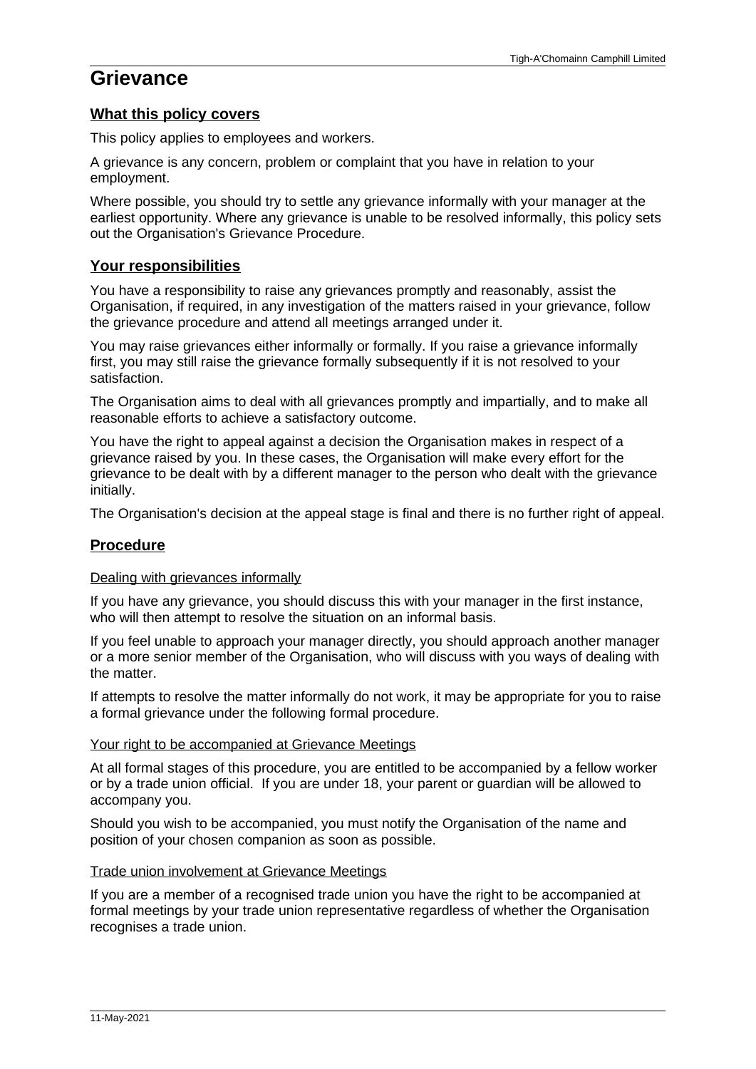# Grievance

## What this policy covers

This policy applies to employees and workers.

A grievance is any concern, problem or complaint that you have in relation to your employment.

Where possible, you should try to settle any grievance informally with your manager at the earliest opportunity. Where any grievance is unable to be resolved informally, this policy sets out the Organisation's Grievance Procedure.

## Your responsibilities

You have a responsibility to raise any grievances promptly and reasonably, assist the Organisation, if required, in any investigation of the matters raised in your grievance, follow the grievance procedure and attend all meetings arranged under it.

You may raise grievances either informally or formally. If you raise a grievance informally first, you may still raise the grievance formally subsequently if it is not resolved to your satisfaction.

The Organisation aims to deal with all grievances promptly and impartially, and to make all reasonable efforts to achieve a satisfactory outcome.

You have the right to appeal against a decision the Organisation makes in respect of a grievance raised by you. In these cases, the Organisation will make every effort for the grievance to be dealt with by a different manager to the person who dealt with the grievance initially.

The Organisation's decision at the appeal stage is final and there is no further right of appeal.

## Procedure

### Dealing with grievances informally

If you have any grievance, you should discuss this with your manager in the first instance, who will then attempt to resolve the situation on an informal basis.

If you feel unable to approach your manager directly, you should approach another manager or a more senior member of the Organisation, who will discuss with you ways of dealing with the matter.

If attempts to resolve the matter informally do not work, it may be appropriate for you to raise a formal grievance under the following formal procedure.

### Your right to be accompanied at Grievance Meetings

At all formal stages of this procedure, you are entitled to be accompanied by a fellow worker or by a trade union official. If you are under 18, your parent or guardian will be allowed to accompany you.

Should you wish to be accompanied, you must notify the Organisation of the name and position of your chosen companion as soon as possible.

### Trade union involvement at Grievance Meetings

If you are a member of a recognised trade union you have the right to be accompanied at formal meetings by your trade union representative regardless of whether the Organisation recognises a trade union.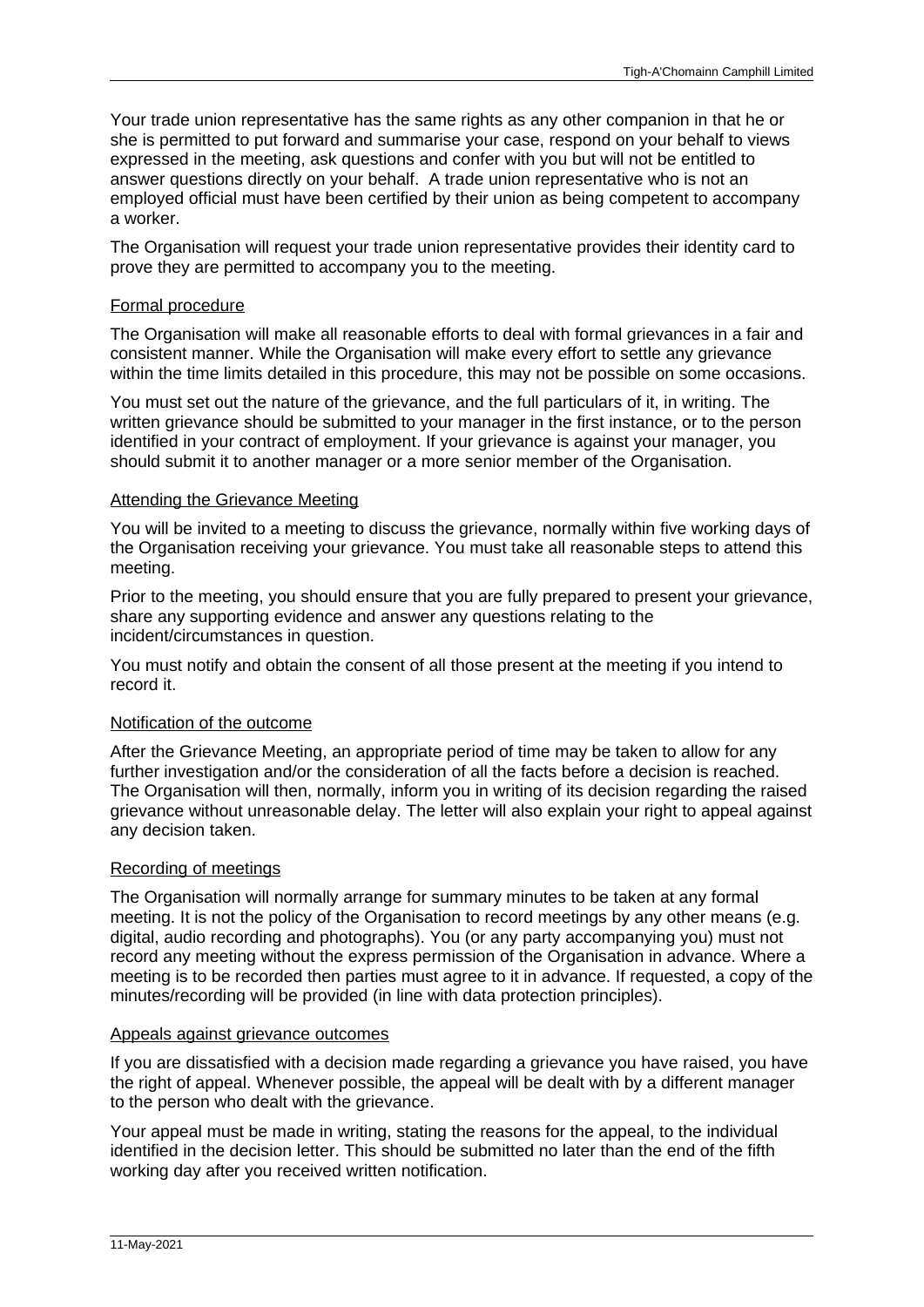Your trade union representative has the same rights as any other companion in that he or she is permitted to put forward and summarise your case, respond on your behalf to views expressed in the meeting, ask questions and confer with you but will not be entitled to answer questions directly on your behalf. A trade union representative who is not an employed official must have been certified by their union as being competent to accompany a worker.

The Organisation will request your trade union representative provides their identity card to prove they are permitted to accompany you to the meeting.

## Formal procedure

The Organisation will make all reasonable efforts to deal with formal grievances in a fair and consistent manner. While the Organisation will make every effort to settle any grievance within the time limits detailed in this procedure, this may not be possible on some occasions.

You must set out the nature of the grievance, and the full particulars of it, in writing. The written grievance should be submitted to your manager in the first instance, or to the person identified in your contract of employment. If your grievance is against your manager, you should submit it to another manager or a more senior member of the Organisation.

## Attending the Grievance Meeting

You will be invited to a meeting to discuss the grievance, normally within five working days of the Organisation receiving your grievance. You must take all reasonable steps to attend this meeting.

Prior to the meeting, you should ensure that you are fully prepared to present your grievance, share any supporting evidence and answer any questions relating to the incident/circumstances in question.

You must notify and obtain the consent of all those present at the meeting if you intend to record it.

## Notification of the outcome

After the Grievance Meeting, an appropriate period of time may be taken to allow for any further investigation and/or the consideration of all the facts before a decision is reached. The Organisation will then, normally, inform you in writing of its decision regarding the raised grievance without unreasonable delay. The letter will also explain your right to appeal against any decision taken.

## Recording of meetings

The Organisation will normally arrange for summary minutes to be taken at any formal meeting. It is not the policy of the Organisation to record meetings by any other means (e.g. digital, audio recording and photographs). You (or any party accompanying you) must not record any meeting without the express permission of the Organisation in advance. Where a meeting is to be recorded then parties must agree to it in advance. If requested, a copy of the minutes/recording will be provided (in line with data protection principles).

## Appeals against grievance outcomes

If you are dissatisfied with a decision made regarding a grievance you have raised, you have the right of appeal. Whenever possible, the appeal will be dealt with by a different manager to the person who dealt with the grievance.

Your appeal must be made in writing, stating the reasons for the appeal, to the individual identified in the decision letter. This should be submitted no later than the end of the fifth working day after you received written notification.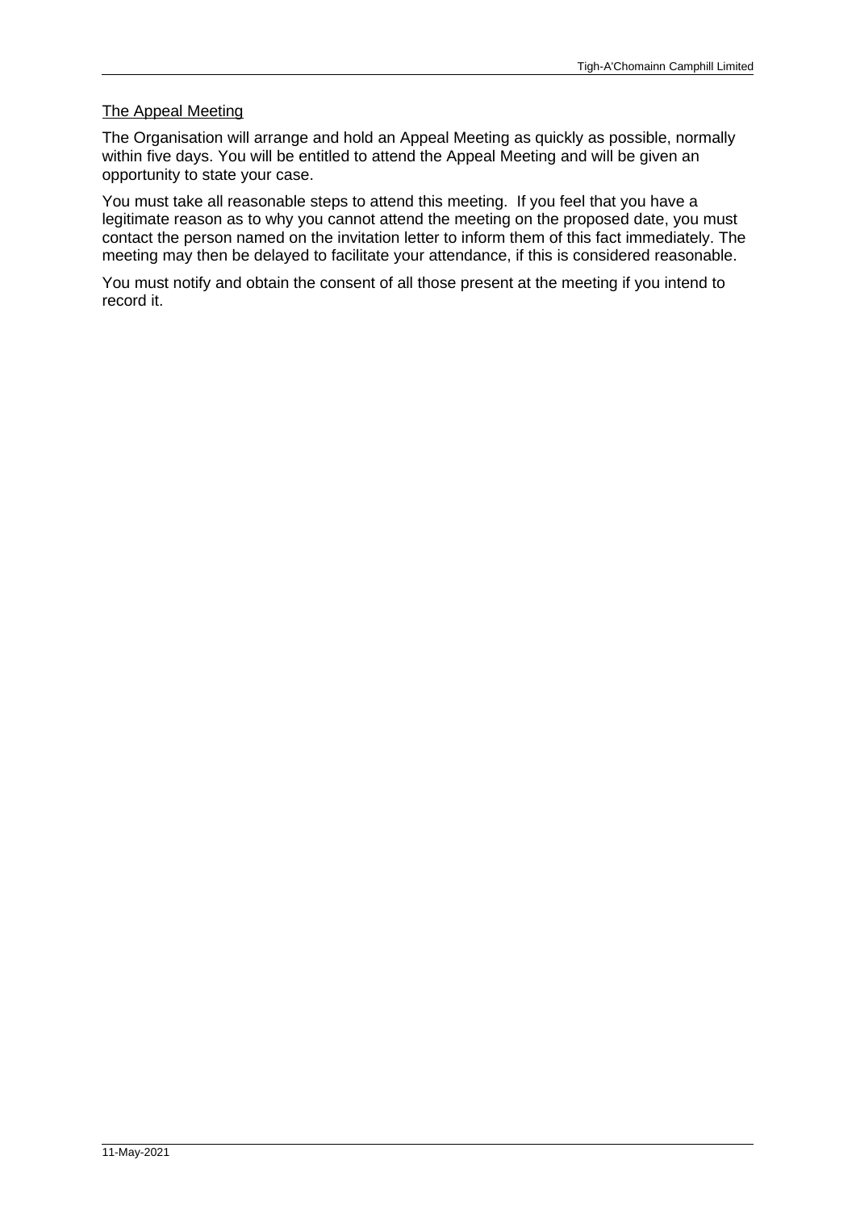The Appeal Meeting

The Organisation will arrange and hold an Appeal Meeting as quickly as possible, normally within five days. You will be entitled to attend the Appeal Meeting and will be given an opportunity to state your case.

You must take all reasonable steps to attend this meeting. If you feel that you have a legitimate reason as to why you cannot attend the meeting on the proposed date, you must contact the person named on the invitation letter to inform them of this fact immediately. The meeting may then be delayed to facilitate your attendance, if this is considered reasonable.

You must notify and obtain the consent of all those present at the meeting if you intend to record it.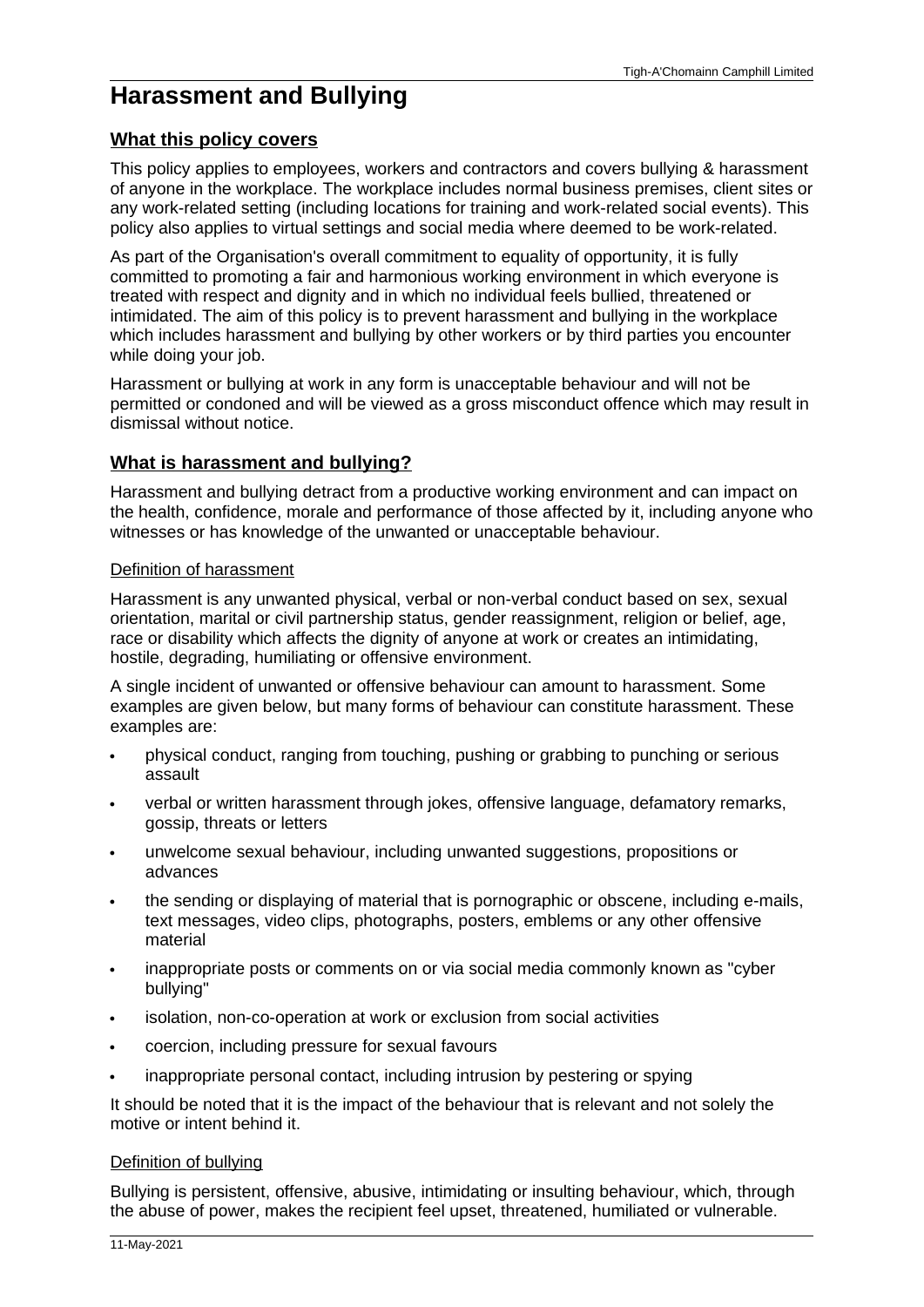# Harassment and Bullying

## What this policy covers

This policy applies to employees, workers and contractors and covers bullying & harassment of anyone in the workplace. The workplace includes normal business premises, client sites or any work-related setting (including locations for training and work-related social events). This policy also applies to virtual settings and social media where deemed to be work-related.

As part of the Organisation's overall commitment to equality of opportunity, it is fully committed to promoting a fair and harmonious working environment in which everyone is treated with respect and dignity and in which no individual feels bullied, threatened or intimidated. The aim of this policy is to prevent harassment and bullying in the workplace which includes harassment and bullying by other workers or by third parties you encounter while doing your job.

Harassment or bullying at work in any form is unacceptable behaviour and will not be permitted or condoned and will be viewed as a gross misconduct offence which may result in dismissal without notice.

## What is harassment and bullying?

Harassment and bullying detract from a productive working environment and can impact on the health, confidence, morale and performance of those affected by it, including anyone who witnesses or has knowledge of the unwanted or unacceptable behaviour.

### Definition of harassment

Harassment is any unwanted physical, verbal or non-verbal conduct based on sex, sexual orientation, marital or civil partnership status, gender reassignment, religion or belief, age, race or disability which affects the dignity of anyone at work or creates an intimidating, hostile, degrading, humiliating or offensive environment.

A single incident of unwanted or offensive behaviour can amount to harassment. Some examples are given below, but many forms of behaviour can constitute harassment. These examples are:

- physical conduct, ranging from touching, pushing or grabbing to punching or serious assault
- verbal or written harassment through jokes, offensive language, defamatory remarks, gossip, threats or letters
- unwelcome sexual behaviour, including unwanted suggestions, propositions or advances
- the sending or displaying of material that is pornographic or obscene, including e-mails, text messages, video clips, photographs, posters, emblems or any other offensive material
- inappropriate posts or comments on or via social media commonly known as "cyber bullying"
- isolation, non-co-operation at work or exclusion from social activities
- coercion, including pressure for sexual favours
- inappropriate personal contact, including intrusion by pestering or spying

It should be noted that it is the impact of the behaviour that is relevant and not solely the motive or intent behind it.

### Definition of bullying

Bullying is persistent, offensive, abusive, intimidating or insulting behaviour, which, through the abuse of power, makes the recipient feel upset, threatened, humiliated or vulnerable.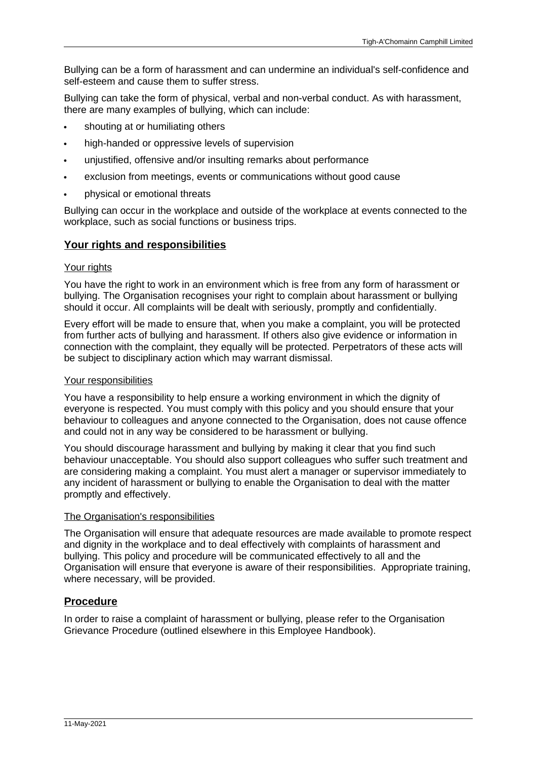Bullying can be a form of harassment and can undermine an individual's self-confidence and self-esteem and cause them to suffer stress.

Bullying can take the form of physical, verbal and non-verbal conduct. As with harassment, there are many examples of bullying, which can include:

- shouting at or humiliating others
- high-handed or oppressive levels of supervision
- unjustified, offensive and/or insulting remarks about performance
- exclusion from meetings, events or communications without good cause
- physical or emotional threats

Bullying can occur in the workplace and outside of the workplace at events connected to the workplace, such as social functions or business trips.

## Your rights and responsibilities

Your rights

You have the right to work in an environment which is free from any form of harassment or bullying. The Organisation recognises your right to complain about harassment or bullying should it occur. All complaints will be dealt with seriously, promptly and confidentially.

Every effort will be made to ensure that, when you make a complaint, you will be protected from further acts of bullying and harassment. If others also give evidence or information in connection with the complaint, they equally will be protected. Perpetrators of these acts will be subject to disciplinary action which may warrant dismissal.

Your responsibilities

You have a responsibility to help ensure a working environment in which the dignity of everyone is respected. You must comply with this policy and you should ensure that your behaviour to colleagues and anyone connected to the Organisation, does not cause offence and could not in any way be considered to be harassment or bullying.

You should discourage harassment and bullying by making it clear that you find such behaviour unacceptable. You should also support colleagues who suffer such treatment and are considering making a complaint. You must alert a manager or supervisor immediately to any incident of harassment or bullying to enable the Organisation to deal with the matter promptly and effectively.

The Organisation's responsibilities

The Organisation will ensure that adequate resources are made available to promote respect and dignity in the workplace and to deal effectively with complaints of harassment and bullying. This policy and procedure will be communicated effectively to all and the Organisation will ensure that everyone is aware of their responsibilities. Appropriate training, where necessary, will be provided.

## Procedure

In order to raise a complaint of harassment or bullying, please refer to the Organisation Grievance Procedure (outlined elsewhere in this Employee Handbook).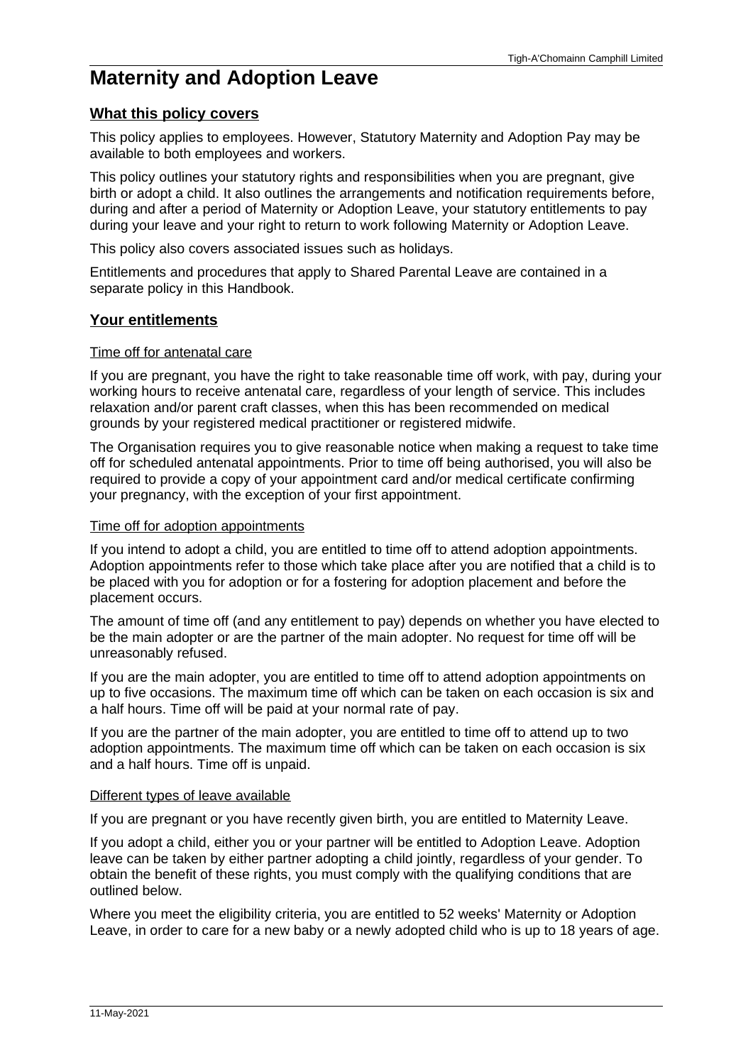# Maternity and Adoption Leave

## What this policy covers

This policy applies to employees. However, Statutory Maternity and Adoption Pay may be available to both employees and workers.

This policy outlines your statutory rights and responsibilities when you are pregnant, give birth or adopt a child. It also outlines the arrangements and notification requirements before, during and after a period of Maternity or Adoption Leave, your statutory entitlements to pay during your leave and your right to return to work following Maternity or Adoption Leave.

This policy also covers associated issues such as holidays.

Entitlements and procedures that apply to Shared Parental Leave are contained in a separate policy in this Handbook.

## Your entitlements

### Time off for antenatal care

If you are pregnant, you have the right to take reasonable time off work, with pay, during your working hours to receive antenatal care, regardless of your length of service. This includes relaxation and/or parent craft classes, when this has been recommended on medical grounds by your registered medical practitioner or registered midwife.

The Organisation requires you to give reasonable notice when making a request to take time off for scheduled antenatal appointments. Prior to time off being authorised, you will also be required to provide a copy of your appointment card and/or medical certificate confirming your pregnancy, with the exception of your first appointment.

### Time off for adoption appointments

If you intend to adopt a child, you are entitled to time off to attend adoption appointments. Adoption appointments refer to those which take place after you are notified that a child is to be placed with you for adoption or for a fostering for adoption placement and before the placement occurs.

The amount of time off (and any entitlement to pay) depends on whether you have elected to be the main adopter or are the partner of the main adopter. No request for time off will be unreasonably refused.

If you are the main adopter, you are entitled to time off to attend adoption appointments on up to five occasions. The maximum time off which can be taken on each occasion is six and a half hours. Time off will be paid at your normal rate of pay.

If you are the partner of the main adopter, you are entitled to time off to attend up to two adoption appointments. The maximum time off which can be taken on each occasion is six and a half hours. Time off is unpaid.

### Different types of leave available

If you are pregnant or you have recently given birth, you are entitled to Maternity Leave.

If you adopt a child, either you or your partner will be entitled to Adoption Leave. Adoption leave can be taken by either partner adopting a child jointly, regardless of your gender. To obtain the benefit of these rights, you must comply with the qualifying conditions that are outlined below.

Where you meet the eligibility criteria, you are entitled to 52 weeks' Maternity or Adoption Leave, in order to care for a new baby or a newly adopted child who is up to 18 years of age.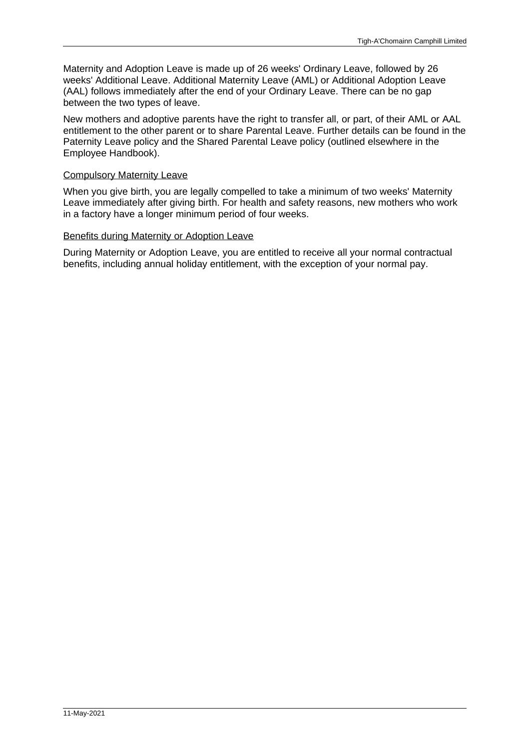Maternity and Adoption Leave is made up of 26 weeks' Ordinary Leave, followed by 26 weeks' Additional Leave. Additional Maternity Leave (AML) or Additional Adoption Leave (AAL) follows immediately after the end of your Ordinary Leave. There can be no gap between the two types of leave.

New mothers and adoptive parents have the right to transfer all, or part, of their AML or AAL entitlement to the other parent or to share Parental Leave. Further details can be found in the Paternity Leave policy and the Shared Parental Leave policy (outlined elsewhere in the Employee Handbook).

#### Compulsory Maternity Leave

When you give birth, you are legally compelled to take a minimum of two weeks' Maternity Leave immediately after giving birth. For health and safety reasons, new mothers who work in a factory have a longer minimum period of four weeks.

#### Benefits during Maternity or Adoption Leave

During Maternity or Adoption Leave, you are entitled to receive all your normal contractual benefits, including annual holiday entitlement, with the exception of your normal pay.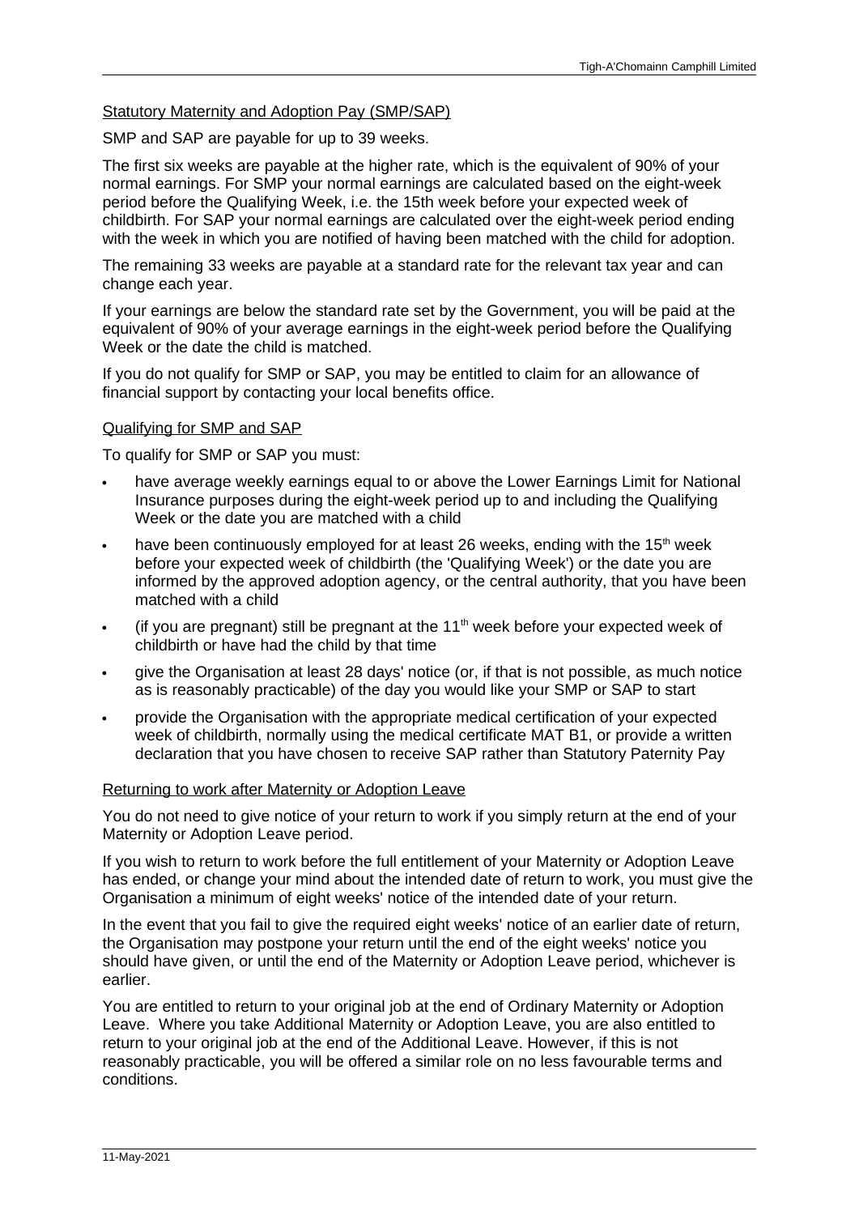Statutory Maternity and Adoption Pay (SMP/SAP)

SMP and SAP are payable for up to 39 weeks.

The first six weeks are payable at the higher rate, which is the equivalent of 90% of your normal earnings. For SMP your normal earnings are calculated based on the eight-week period before the Qualifying Week, i.e. the 15th week before your expected week of childbirth. For SAP your normal earnings are calculated over the eight-week period ending with the week in which you are notified of having been matched with the child for adoption.

The remaining 33 weeks are payable at a standard rate for the relevant tax year and can change each year.

If your earnings are below the standard rate set by the Government, you will be paid at the equivalent of 90% of your average earnings in the eight-week period before the Qualifying Week or the date the child is matched.

If you do not qualify for SMP or SAP, you may be entitled to claim for an allowance of financial support by contacting your local benefits office.

Qualifying for SMP and SAP

To qualify for SMP or SAP you must:

- have average weekly earnings equal to or above the Lower Earnings Limit for National Insurance purposes during the eight-week period up to and including the Qualifying Week or the date you are matched with a child
- have been continuously employed for at least 26 weeks, ending with the 15th week before your expected week of childbirth (the 'Qualifying Week') or the date you are informed by the approved adoption agency, or the central authority, that you have been matched with a child
- (if you are pregnant) still be pregnant at the 11th week before your expected week of childbirth or have had the child by that time
- give the Organisation at least 28 days' notice (or, if that is not possible, as much notice as is reasonably practicable) of the day you would like your SMP or SAP to start
- provide the Organisation with the appropriate medical certification of your expected week of childbirth, normally using the medical certificate MAT B1, or provide a written declaration that you have chosen to receive SAP rather than Statutory Paternity Pay

Returning to work after Maternity or Adoption Leave

You do not need to give notice of your return to work if you simply return at the end of your Maternity or Adoption Leave period.

If you wish to return to work before the full entitlement of your Maternity or Adoption Leave has ended, or change your mind about the intended date of return to work, you must give the Organisation a minimum of eight weeks' notice of the intended date of your return.

In the event that you fail to give the required eight weeks' notice of an earlier date of return, the Organisation may postpone your return until the end of the eight weeks' notice you should have given, or until the end of the Maternity or Adoption Leave period, whichever is earlier.

You are entitled to return to your original job at the end of Ordinary Maternity or Adoption Leave. Where you take Additional Maternity or Adoption Leave, you are also entitled to return to your original job at the end of the Additional Leave. However, if this is not reasonably practicable, you will be offered a similar role on no less favourable terms and conditions.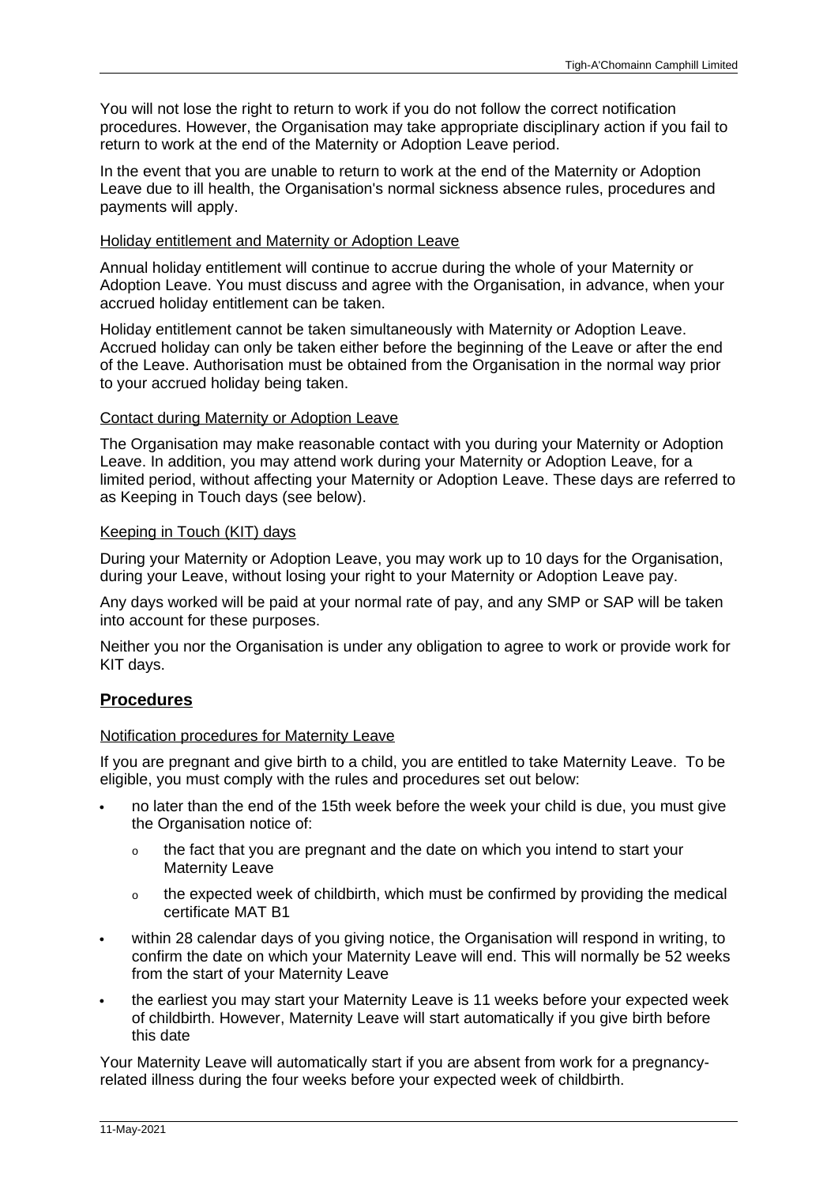You will not lose the right to return to work if you do not follow the correct notification procedures. However, the Organisation may take appropriate disciplinary action if you fail to return to work at the end of the Maternity or Adoption Leave period.

In the event that you are unable to return to work at the end of the Maternity or Adoption Leave due to ill health, the Organisation's normal sickness absence rules, procedures and payments will apply.

Holiday entitlement and Maternity or Adoption Leave

Annual holiday entitlement will continue to accrue during the whole of your Maternity or Adoption Leave. You must discuss and agree with the Organisation, in advance, when your accrued holiday entitlement can be taken.

Holiday entitlement cannot be taken simultaneously with Maternity or Adoption Leave. Accrued holiday can only be taken either before the beginning of the Leave or after the end of the Leave. Authorisation must be obtained from the Organisation in the normal way prior to your accrued holiday being taken.

Contact during Maternity or Adoption Leave

The Organisation may make reasonable contact with you during your Maternity or Adoption Leave. In addition, you may attend work during your Maternity or Adoption Leave, for a limited period, without affecting your Maternity or Adoption Leave. These days are referred to as Keeping in Touch days (see below).

Keeping in Touch (KIT) days

During your Maternity or Adoption Leave, you may work up to 10 days for the Organisation, during your Leave, without losing your right to your Maternity or Adoption Leave pay.

Any days worked will be paid at your normal rate of pay, and any SMP or SAP will be taken into account for these purposes.

Neither you nor the Organisation is under any obligation to agree to work or provide work for KIT days.

## Procedures

Notification procedures for Maternity Leave

If you are pregnant and give birth to a child, you are entitled to take Maternity Leave. To be eligible, you must comply with the rules and procedures set out below:

- no later than the end of the 15th week before the week your child is due, you must give the Organisation notice of:
  - the fact that you are pregnant and the date on which you intend to start your Maternity Leave
  - the expected week of childbirth, which must be confirmed by providing the medical certificate MAT B1
- within 28 calendar days of you giving notice, the Organisation will respond in writing, to confirm the date on which your Maternity Leave will end. This will normally be 52 weeks from the start of your Maternity Leave
- the earliest you may start your Maternity Leave is 11 weeks before your expected week of childbirth. However, Maternity Leave will start automatically if you give birth before this date

Your Maternity Leave will automatically start if you are absent from work for a pregnancy-related illness during the four weeks before your expected week of childbirth.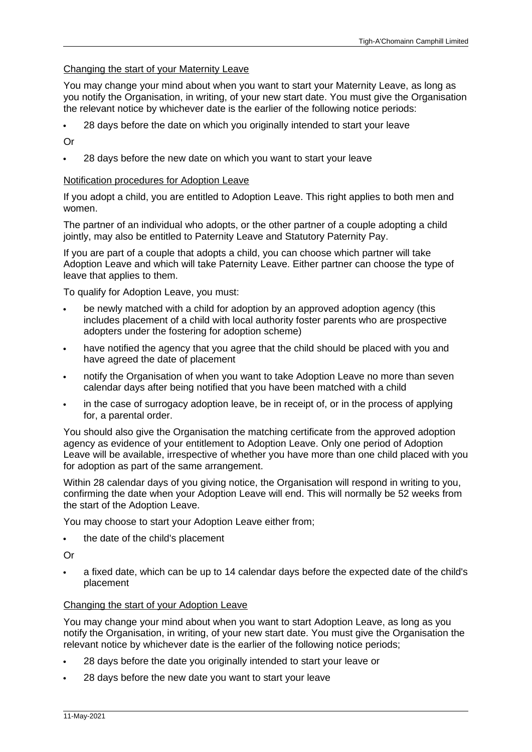Changing the start of your Maternity Leave

You may change your mind about when you want to start your Maternity Leave, as long as you notify the Organisation, in writing, of your new start date. You must give the Organisation the relevant notice by whichever date is the earlier of the following notice periods:

- 28 days before the date on which you originally intended to start your leave

Or

- 28 days before the new date on which you want to start your leave

Notification procedures for Adoption Leave

If you adopt a child, you are entitled to Adoption Leave. This right applies to both men and women.

The partner of an individual who adopts, or the other partner of a couple adopting a child jointly, may also be entitled to Paternity Leave and Statutory Paternity Pay.

If you are part of a couple that adopts a child, you can choose which partner will take Adoption Leave and which will take Paternity Leave. Either partner can choose the type of leave that applies to them.

To qualify for Adoption Leave, you must:

- be newly matched with a child for adoption by an approved adoption agency (this includes placement of a child with local authority foster parents who are prospective adopters under the fostering for adoption scheme)
- have notified the agency that you agree that the child should be placed with you and have agreed the date of placement
- notify the Organisation of when you want to take Adoption Leave no more than seven calendar days after being notified that you have been matched with a child
- in the case of surrogacy adoption leave, be in receipt of, or in the process of applying for, a parental order.

You should also give the Organisation the matching certificate from the approved adoption agency as evidence of your entitlement to Adoption Leave. Only one period of Adoption Leave will be available, irrespective of whether you have more than one child placed with you for adoption as part of the same arrangement.

Within 28 calendar days of you giving notice, the Organisation will respond in writing to you, confirming the date when your Adoption Leave will end. This will normally be 52 weeks from the start of the Adoption Leave.

You may choose to start your Adoption Leave either from;

- the date of the child's placement

Or

- a fixed date, which can be up to 14 calendar days before the expected date of the child's placement

Changing the start of your Adoption Leave

You may change your mind about when you want to start Adoption Leave, as long as you notify the Organisation, in writing, of your new start date. You must give the Organisation the relevant notice by whichever date is the earlier of the following notice periods;

- 28 days before the date you originally intended to start your leave or
- 28 days before the new date you want to start your leave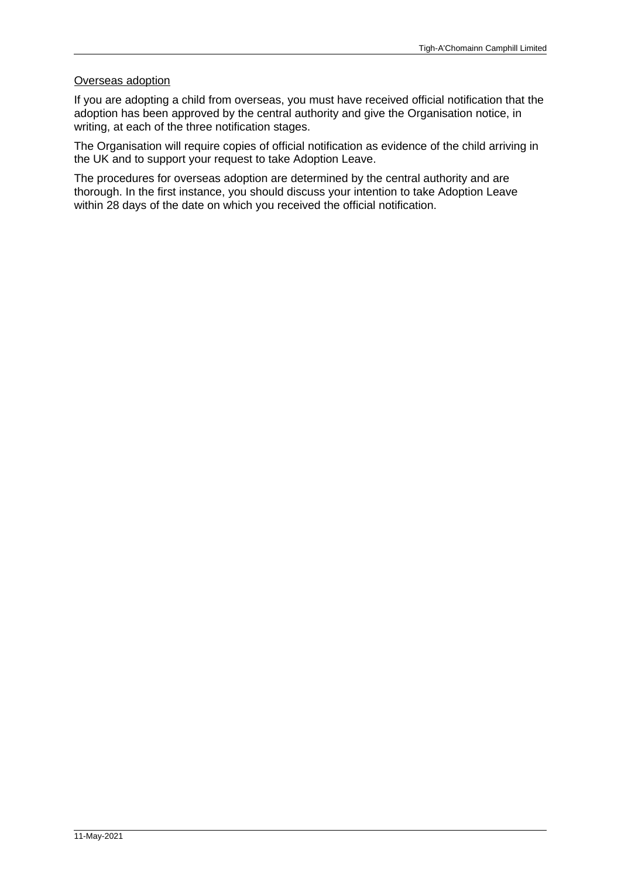Overseas adoption

If you are adopting a child from overseas, you must have received official notification that the adoption has been approved by the central authority and give the Organisation notice, in writing, at each of the three notification stages.

The Organisation will require copies of official notification as evidence of the child arriving in the UK and to support your request to take Adoption Leave.

The procedures for overseas adoption are determined by the central authority and are thorough. In the first instance, you should discuss your intention to take Adoption Leave within 28 days of the date on which you received the official notification.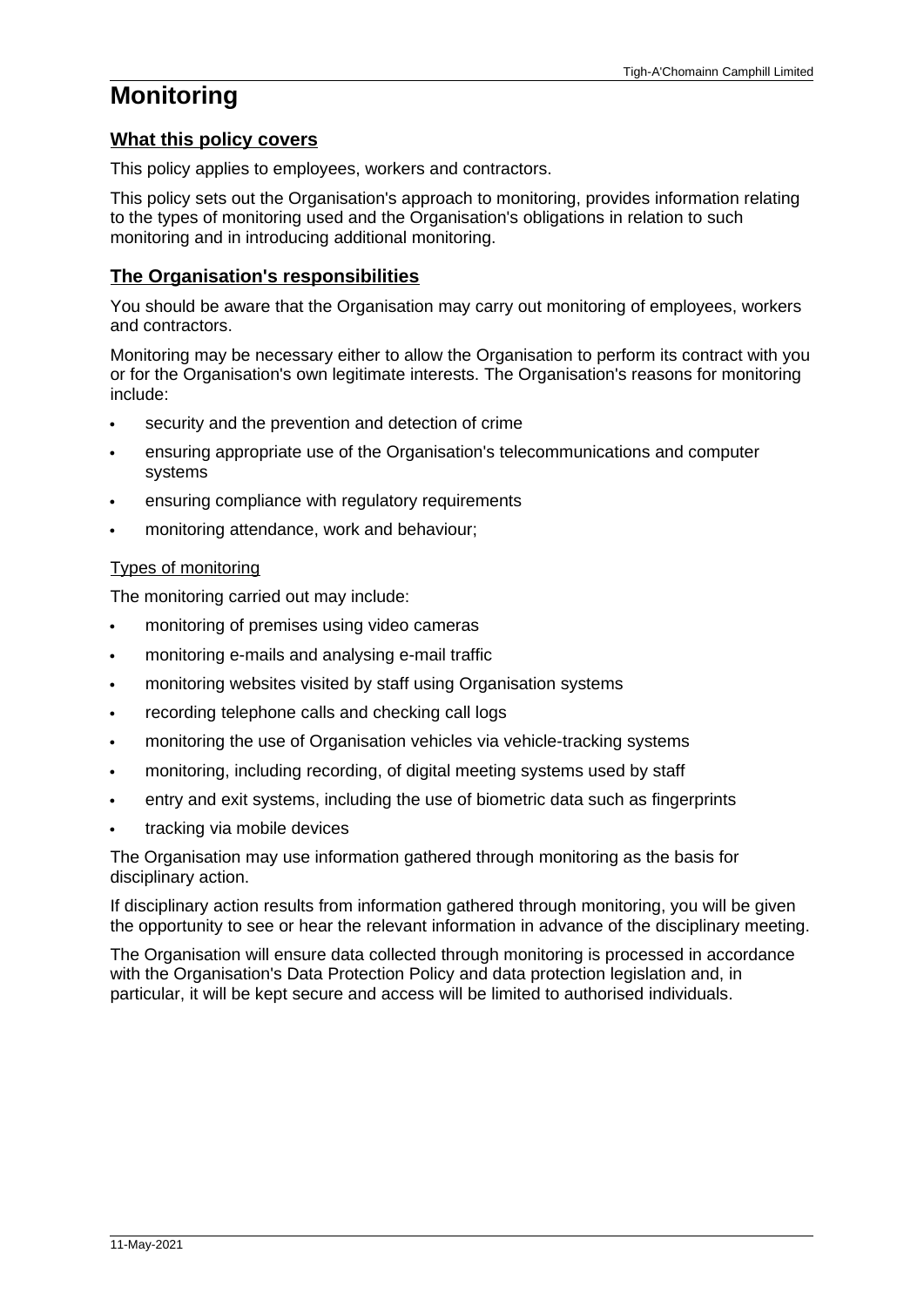# Monitoring

## What this policy covers

This policy applies to employees, workers and contractors.

This policy sets out the Organisation's approach to monitoring, provides information relating to the types of monitoring used and the Organisation's obligations in relation to such monitoring and in introducing additional monitoring.

## The Organisation's responsibilities

You should be aware that the Organisation may carry out monitoring of employees, workers and contractors.

Monitoring may be necessary either to allow the Organisation to perform its contract with you or for the Organisation's own legitimate interests. The Organisation's reasons for monitoring include:

- security and the prevention and detection of crime
- ensuring appropriate use of the Organisation's telecommunications and computer systems
- ensuring compliance with regulatory requirements
- monitoring attendance, work and behaviour;

### Types of monitoring

The monitoring carried out may include:

- monitoring of premises using video cameras
- monitoring e-mails and analysing e-mail traffic
- monitoring websites visited by staff using Organisation systems
- recording telephone calls and checking call logs
- monitoring the use of Organisation vehicles via vehicle-tracking systems
- monitoring, including recording, of digital meeting systems used by staff
- entry and exit systems, including the use of biometric data such as fingerprints
- tracking via mobile devices

The Organisation may use information gathered through monitoring as the basis for disciplinary action.

If disciplinary action results from information gathered through monitoring, you will be given the opportunity to see or hear the relevant information in advance of the disciplinary meeting.

The Organisation will ensure data collected through monitoring is processed in accordance with the Organisation's Data Protection Policy and data protection legislation and, in particular, it will be kept secure and access will be limited to authorised individuals.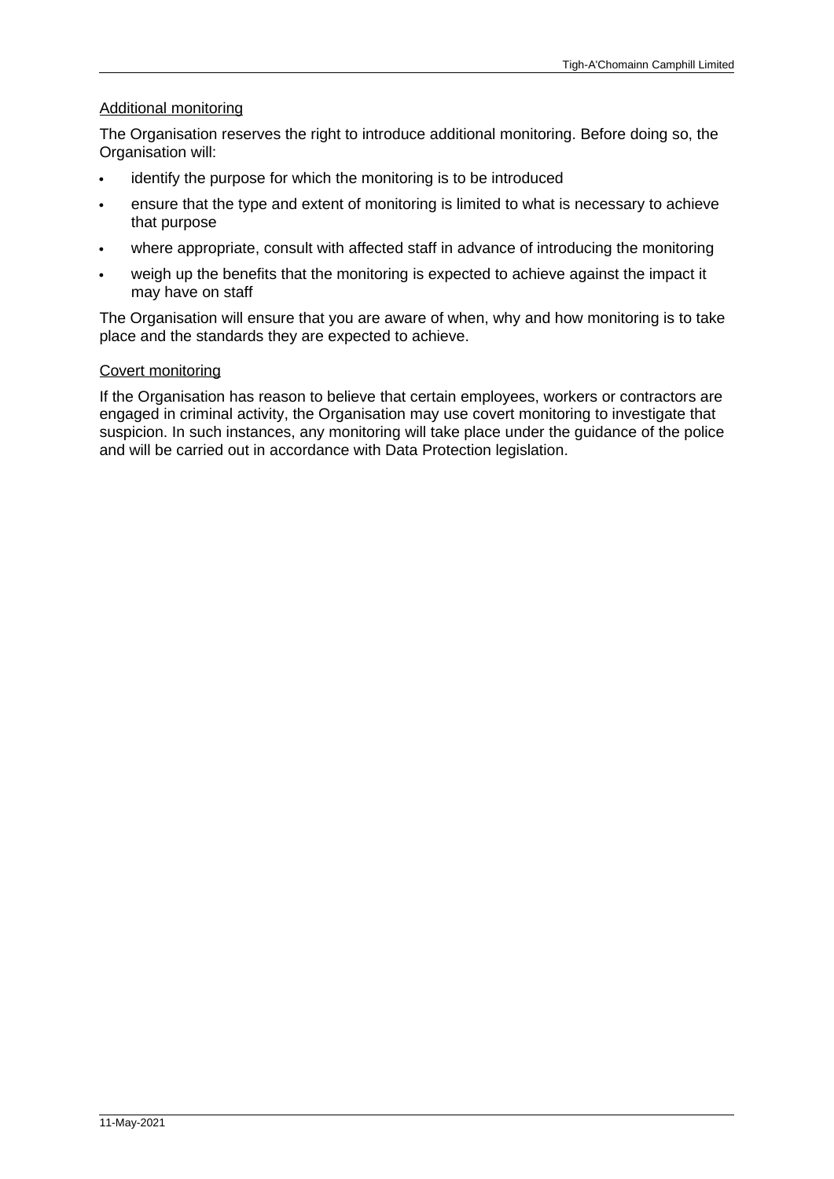Additional monitoring

The Organisation reserves the right to introduce additional monitoring. Before doing so, the Organisation will:

- identify the purpose for which the monitoring is to be introduced
- ensure that the type and extent of monitoring is limited to what is necessary to achieve that purpose
- where appropriate, consult with affected staff in advance of introducing the monitoring
- weigh up the benefits that the monitoring is expected to achieve against the impact it may have on staff

The Organisation will ensure that you are aware of when, why and how monitoring is to take place and the standards they are expected to achieve.

Covert monitoring

If the Organisation has reason to believe that certain employees, workers or contractors are engaged in criminal activity, the Organisation may use covert monitoring to investigate that suspicion. In such instances, any monitoring will take place under the guidance of the police and will be carried out in accordance with Data Protection legislation.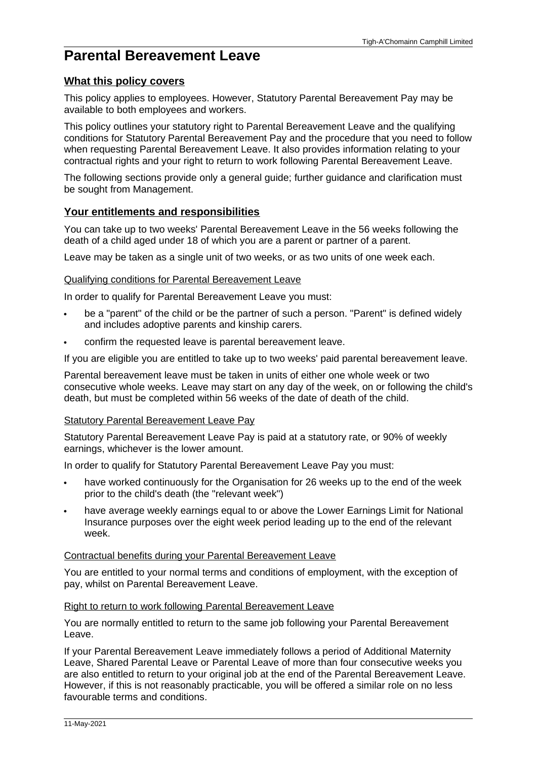# Parental Bereavement Leave

## What this policy covers

This policy applies to employees. However, Statutory Parental Bereavement Pay may be available to both employees and workers.

This policy outlines your statutory right to Parental Bereavement Leave and the qualifying conditions for Statutory Parental Bereavement Pay and the procedure that you need to follow when requesting Parental Bereavement Leave. It also provides information relating to your contractual rights and your right to return to work following Parental Bereavement Leave.

The following sections provide only a general guide; further guidance and clarification must be sought from Management.

## Your entitlements and responsibilities

You can take up to two weeks' Parental Bereavement Leave in the 56 weeks following the death of a child aged under 18 of which you are a parent or partner of a parent.

Leave may be taken as a single unit of two weeks, or as two units of one week each.

### Qualifying conditions for Parental Bereavement Leave

In order to qualify for Parental Bereavement Leave you must:

- be a "parent" of the child or be the partner of such a person. "Parent" is defined widely and includes adoptive parents and kinship carers.
- confirm the requested leave is parental bereavement leave.

If you are eligible you are entitled to take up to two weeks' paid parental bereavement leave.

Parental bereavement leave must be taken in units of either one whole week or two consecutive whole weeks. Leave may start on any day of the week, on or following the child's death, but must be completed within 56 weeks of the date of death of the child.

### Statutory Parental Bereavement Leave Pay

Statutory Parental Bereavement Leave Pay is paid at a statutory rate, or 90% of weekly earnings, whichever is the lower amount.

In order to qualify for Statutory Parental Bereavement Leave Pay you must:

- have worked continuously for the Organisation for 26 weeks up to the end of the week prior to the child's death (the "relevant week")
- have average weekly earnings equal to or above the Lower Earnings Limit for National Insurance purposes over the eight week period leading up to the end of the relevant week.

### Contractual benefits during your Parental Bereavement Leave

You are entitled to your normal terms and conditions of employment, with the exception of pay, whilst on Parental Bereavement Leave.

### Right to return to work following Parental Bereavement Leave

You are normally entitled to return to the same job following your Parental Bereavement Leave.

If your Parental Bereavement Leave immediately follows a period of Additional Maternity Leave, Shared Parental Leave or Parental Leave of more than four consecutive weeks you are also entitled to return to your original job at the end of the Parental Bereavement Leave. However, if this is not reasonably practicable, you will be offered a similar role on no less favourable terms and conditions.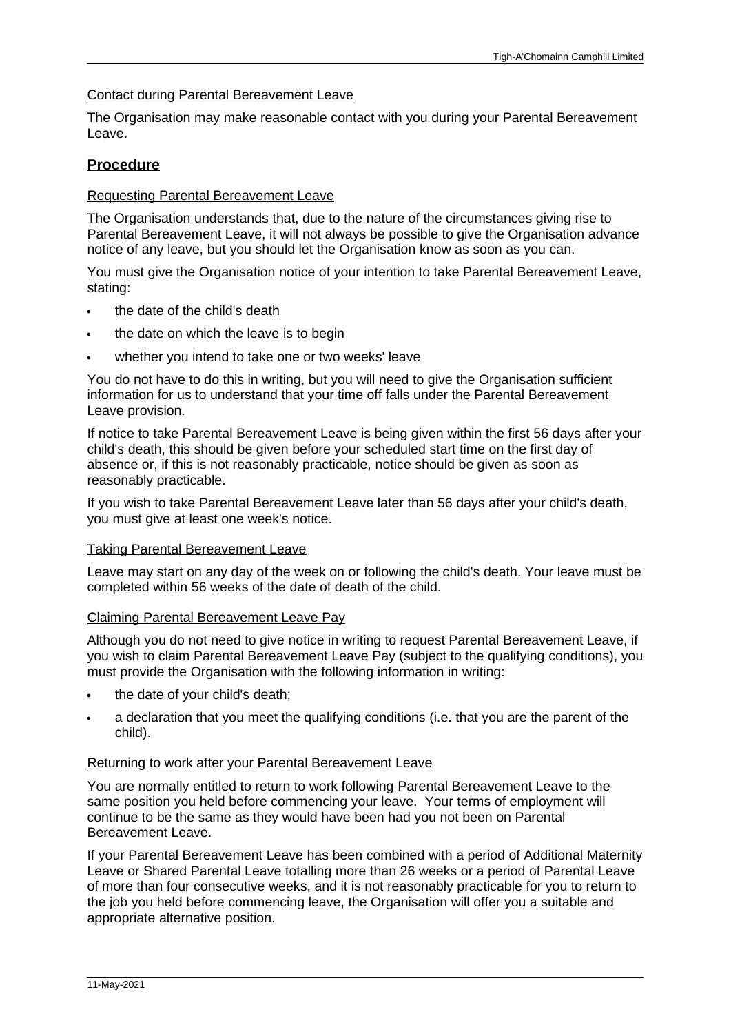Contact during Parental Bereavement Leave

The Organisation may make reasonable contact with you during your Parental Bereavement Leave.

## Procedure

Requesting Parental Bereavement Leave

The Organisation understands that, due to the nature of the circumstances giving rise to Parental Bereavement Leave, it will not always be possible to give the Organisation advance notice of any leave, but you should let the Organisation know as soon as you can.

You must give the Organisation notice of your intention to take Parental Bereavement Leave, stating:

- the date of the child's death
- the date on which the leave is to begin
- whether you intend to take one or two weeks' leave

You do not have to do this in writing, but you will need to give the Organisation sufficient information for us to understand that your time off falls under the Parental Bereavement Leave provision.

If notice to take Parental Bereavement Leave is being given within the first 56 days after your child's death, this should be given before your scheduled start time on the first day of absence or, if this is not reasonably practicable, notice should be given as soon as reasonably practicable.

If you wish to take Parental Bereavement Leave later than 56 days after your child's death, you must give at least one week's notice.

Taking Parental Bereavement Leave

Leave may start on any day of the week on or following the child's death. Your leave must be completed within 56 weeks of the date of death of the child.

Claiming Parental Bereavement Leave Pay

Although you do not need to give notice in writing to request Parental Bereavement Leave, if you wish to claim Parental Bereavement Leave Pay (subject to the qualifying conditions), you must provide the Organisation with the following information in writing:

- the date of your child's death;
- a declaration that you meet the qualifying conditions (i.e. that you are the parent of the child).

Returning to work after your Parental Bereavement Leave

You are normally entitled to return to work following Parental Bereavement Leave to the same position you held before commencing your leave. Your terms of employment will continue to be the same as they would have been had you not been on Parental Bereavement Leave.

If your Parental Bereavement Leave has been combined with a period of Additional Maternity Leave or Shared Parental Leave totalling more than 26 weeks or a period of Parental Leave of more than four consecutive weeks, and it is not reasonably practicable for you to return to the job you held before commencing leave, the Organisation will offer you a suitable and appropriate alternative position.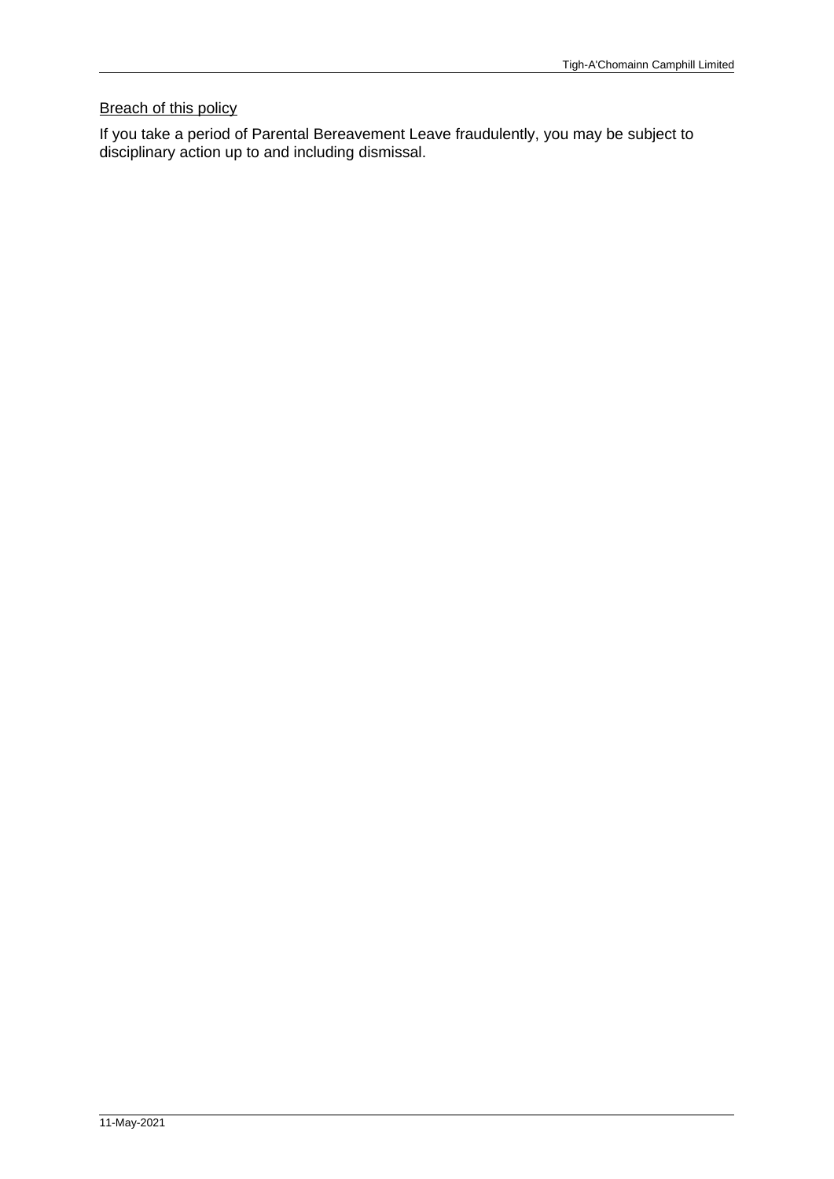<u>Breach of this policy</u>

If you take a period of Parental Bereavement Leave fraudulently, you may be subject to disciplinary action up to and including dismissal.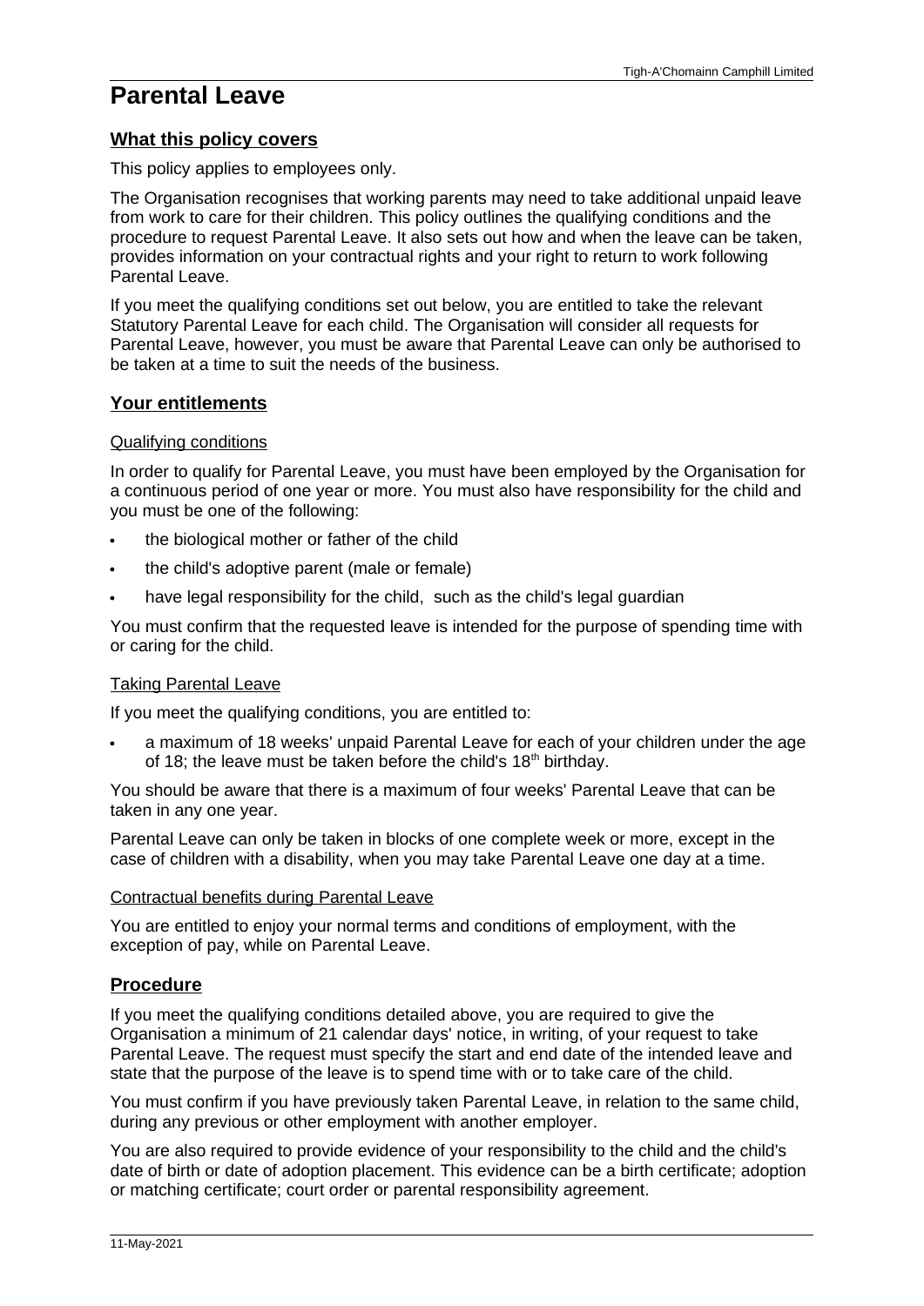# Parental Leave

## What this policy covers

This policy applies to employees only.

The Organisation recognises that working parents may need to take additional unpaid leave from work to care for their children. This policy outlines the qualifying conditions and the procedure to request Parental Leave. It also sets out how and when the leave can be taken, provides information on your contractual rights and your right to return to work following Parental Leave.

If you meet the qualifying conditions set out below, you are entitled to take the relevant Statutory Parental Leave for each child. The Organisation will consider all requests for Parental Leave, however, you must be aware that Parental Leave can only be authorised to be taken at a time to suit the needs of the business.

## Your entitlements

### Qualifying conditions

In order to qualify for Parental Leave, you must have been employed by the Organisation for a continuous period of one year or more. You must also have responsibility for the child and you must be one of the following:

- the biological mother or father of the child
- the child's adoptive parent (male or female)
- have legal responsibility for the child, such as the child's legal guardian

You must confirm that the requested leave is intended for the purpose of spending time with or caring for the child.

### Taking Parental Leave

If you meet the qualifying conditions, you are entitled to:

- a maximum of 18 weeks' unpaid Parental Leave for each of your children under the age of 18; the leave must be taken before the child's 18th birthday.

You should be aware that there is a maximum of four weeks' Parental Leave that can be taken in any one year.

Parental Leave can only be taken in blocks of one complete week or more, except in the case of children with a disability, when you may take Parental Leave one day at a time.

### Contractual benefits during Parental Leave

You are entitled to enjoy your normal terms and conditions of employment, with the exception of pay, while on Parental Leave.

## Procedure

If you meet the qualifying conditions detailed above, you are required to give the Organisation a minimum of 21 calendar days' notice, in writing, of your request to take Parental Leave. The request must specify the start and end date of the intended leave and state that the purpose of the leave is to spend time with or to take care of the child.

You must confirm if you have previously taken Parental Leave, in relation to the same child, during any previous or other employment with another employer.

You are also required to provide evidence of your responsibility to the child and the child's date of birth or date of adoption placement. This evidence can be a birth certificate; adoption or matching certificate; court order or parental responsibility agreement.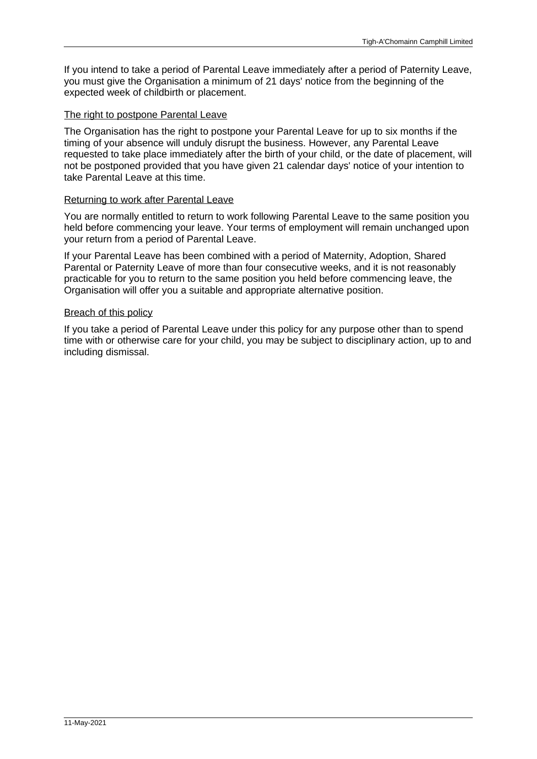If you intend to take a period of Parental Leave immediately after a period of Paternity Leave, you must give the Organisation a minimum of 21 days' notice from the beginning of the expected week of childbirth or placement.

### The right to postpone Parental Leave

The Organisation has the right to postpone your Parental Leave for up to six months if the timing of your absence will unduly disrupt the business. However, any Parental Leave requested to take place immediately after the birth of your child, or the date of placement, will not be postponed provided that you have given 21 calendar days' notice of your intention to take Parental Leave at this time.

### Returning to work after Parental Leave

You are normally entitled to return to work following Parental Leave to the same position you held before commencing your leave. Your terms of employment will remain unchanged upon your return from a period of Parental Leave.

If your Parental Leave has been combined with a period of Maternity, Adoption, Shared Parental or Paternity Leave of more than four consecutive weeks, and it is not reasonably practicable for you to return to the same position you held before commencing leave, the Organisation will offer you a suitable and appropriate alternative position.

### Breach of this policy

If you take a period of Parental Leave under this policy for any purpose other than to spend time with or otherwise care for your child, you may be subject to disciplinary action, up to and including dismissal.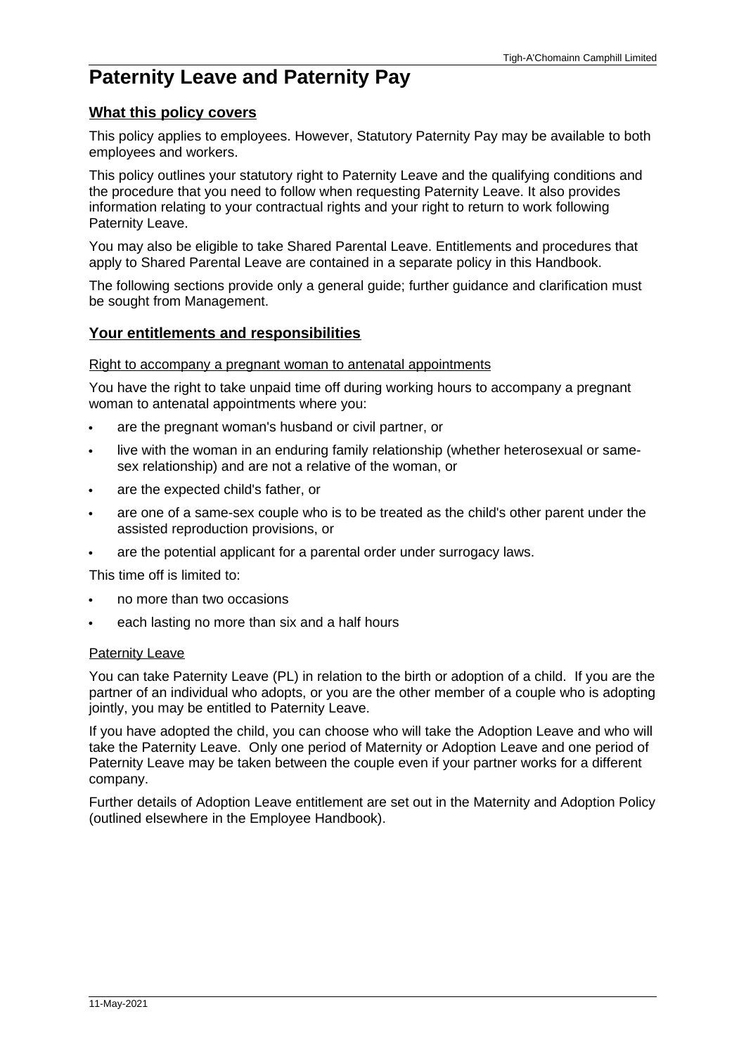# Paternity Leave and Paternity Pay

## What this policy covers

This policy applies to employees. However, Statutory Paternity Pay may be available to both employees and workers.

This policy outlines your statutory right to Paternity Leave and the qualifying conditions and the procedure that you need to follow when requesting Paternity Leave. It also provides information relating to your contractual rights and your right to return to work following Paternity Leave.

You may also be eligible to take Shared Parental Leave. Entitlements and procedures that apply to Shared Parental Leave are contained in a separate policy in this Handbook.

The following sections provide only a general guide; further guidance and clarification must be sought from Management.

## Your entitlements and responsibilities

Right to accompany a pregnant woman to antenatal appointments

You have the right to take unpaid time off during working hours to accompany a pregnant woman to antenatal appointments where you:

- are the pregnant woman's husband or civil partner, or
- live with the woman in an enduring family relationship (whether heterosexual or same-sex relationship) and are not a relative of the woman, or
- are the expected child's father, or
- are one of a same-sex couple who is to be treated as the child's other parent under the assisted reproduction provisions, or
- are the potential applicant for a parental order under surrogacy laws.

This time off is limited to:

- no more than two occasions
- each lasting no more than six and a half hours

Paternity Leave

You can take Paternity Leave (PL) in relation to the birth or adoption of a child. If you are the partner of an individual who adopts, or you are the other member of a couple who is adopting jointly, you may be entitled to Paternity Leave.

If you have adopted the child, you can choose who will take the Adoption Leave and who will take the Paternity Leave. Only one period of Maternity or Adoption Leave and one period of Paternity Leave may be taken between the couple even if your partner works for a different company.

Further details of Adoption Leave entitlement are set out in the Maternity and Adoption Policy (outlined elsewhere in the Employee Handbook).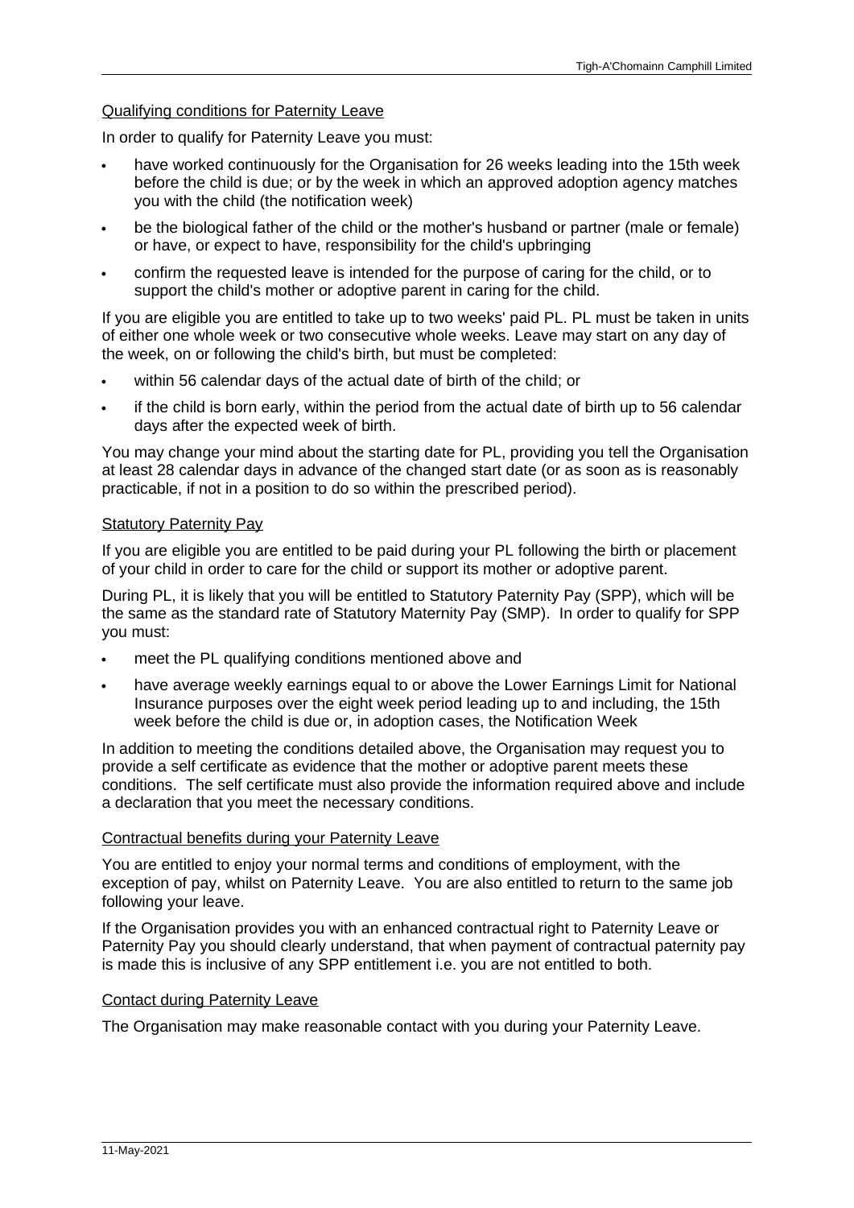Qualifying conditions for Paternity Leave

In order to qualify for Paternity Leave you must:

- have worked continuously for the Organisation for 26 weeks leading into the 15th week before the child is due; or by the week in which an approved adoption agency matches you with the child (the notification week)
- be the biological father of the child or the mother's husband or partner (male or female) or have, or expect to have, responsibility for the child's upbringing
- confirm the requested leave is intended for the purpose of caring for the child, or to support the child's mother or adoptive parent in caring for the child.

If you are eligible you are entitled to take up to two weeks' paid PL. PL must be taken in units of either one whole week or two consecutive whole weeks. Leave may start on any day of the week, on or following the child's birth, but must be completed:

- within 56 calendar days of the actual date of birth of the child; or
- if the child is born early, within the period from the actual date of birth up to 56 calendar days after the expected week of birth.

You may change your mind about the starting date for PL, providing you tell the Organisation at least 28 calendar days in advance of the changed start date (or as soon as is reasonably practicable, if not in a position to do so within the prescribed period).

Statutory Paternity Pay

If you are eligible you are entitled to be paid during your PL following the birth or placement of your child in order to care for the child or support its mother or adoptive parent.

During PL, it is likely that you will be entitled to Statutory Paternity Pay (SPP), which will be the same as the standard rate of Statutory Maternity Pay (SMP). In order to qualify for SPP you must:

- meet the PL qualifying conditions mentioned above and
- have average weekly earnings equal to or above the Lower Earnings Limit for National Insurance purposes over the eight week period leading up to and including, the 15th week before the child is due or, in adoption cases, the Notification Week

In addition to meeting the conditions detailed above, the Organisation may request you to provide a self certificate as evidence that the mother or adoptive parent meets these conditions. The self certificate must also provide the information required above and include a declaration that you meet the necessary conditions.

Contractual benefits during your Paternity Leave

You are entitled to enjoy your normal terms and conditions of employment, with the exception of pay, whilst on Paternity Leave. You are also entitled to return to the same job following your leave.

If the Organisation provides you with an enhanced contractual right to Paternity Leave or Paternity Pay you should clearly understand, that when payment of contractual paternity pay is made this is inclusive of any SPP entitlement i.e. you are not entitled to both.

Contact during Paternity Leave

The Organisation may make reasonable contact with you during your Paternity Leave.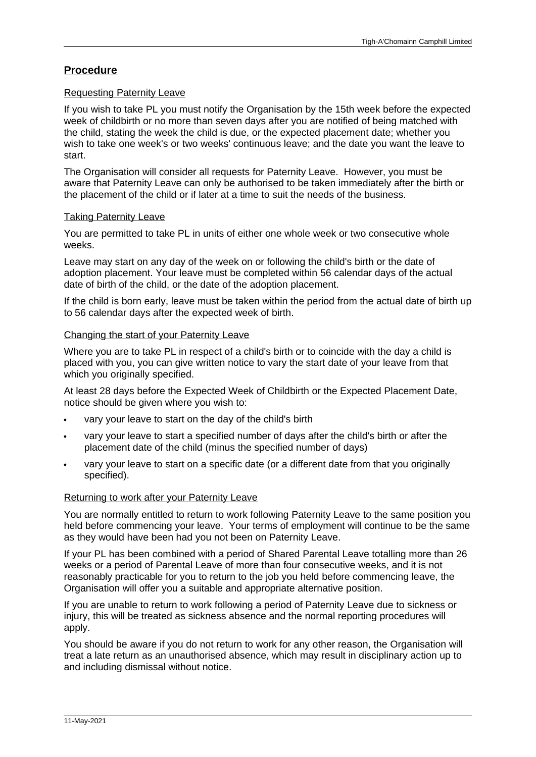## Procedure

### Requesting Paternity Leave

If you wish to take PL you must notify the Organisation by the 15th week before the expected week of childbirth or no more than seven days after you are notified of being matched with the child, stating the week the child is due, or the expected placement date; whether you wish to take one week's or two weeks' continuous leave; and the date you want the leave to start.

The Organisation will consider all requests for Paternity Leave. However, you must be aware that Paternity Leave can only be authorised to be taken immediately after the birth or the placement of the child or if later at a time to suit the needs of the business.

### Taking Paternity Leave

You are permitted to take PL in units of either one whole week or two consecutive whole weeks.

Leave may start on any day of the week on or following the child's birth or the date of adoption placement. Your leave must be completed within 56 calendar days of the actual date of birth of the child, or the date of the adoption placement.

If the child is born early, leave must be taken within the period from the actual date of birth up to 56 calendar days after the expected week of birth.

### Changing the start of your Paternity Leave

Where you are to take PL in respect of a child's birth or to coincide with the day a child is placed with you, you can give written notice to vary the start date of your leave from that which you originally specified.

At least 28 days before the Expected Week of Childbirth or the Expected Placement Date, notice should be given where you wish to:

- vary your leave to start on the day of the child's birth
- vary your leave to start a specified number of days after the child's birth or after the placement date of the child (minus the specified number of days)
- vary your leave to start on a specific date (or a different date from that you originally specified).

### Returning to work after your Paternity Leave

You are normally entitled to return to work following Paternity Leave to the same position you held before commencing your leave. Your terms of employment will continue to be the same as they would have been had you not been on Paternity Leave.

If your PL has been combined with a period of Shared Parental Leave totalling more than 26 weeks or a period of Parental Leave of more than four consecutive weeks, and it is not reasonably practicable for you to return to the job you held before commencing leave, the Organisation will offer you a suitable and appropriate alternative position.

If you are unable to return to work following a period of Paternity Leave due to sickness or injury, this will be treated as sickness absence and the normal reporting procedures will apply.

You should be aware if you do not return to work for any other reason, the Organisation will treat a late return as an unauthorised absence, which may result in disciplinary action up to and including dismissal without notice.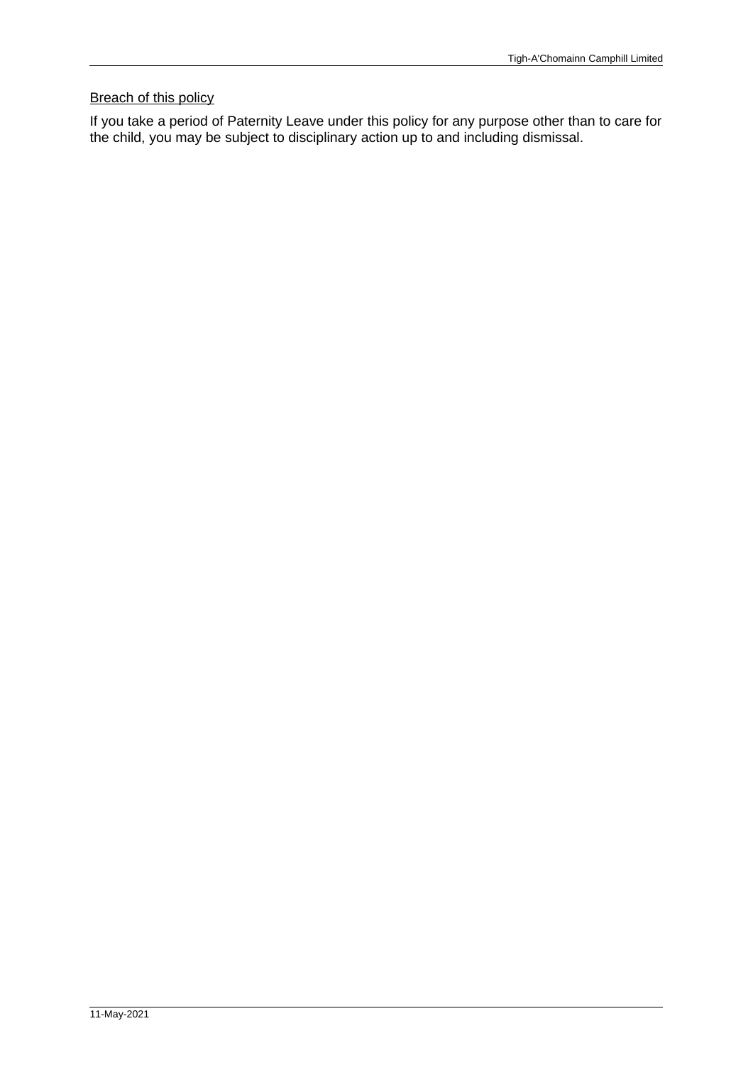Breach of this policy

If you take a period of Paternity Leave under this policy for any purpose other than to care for the child, you may be subject to disciplinary action up to and including dismissal.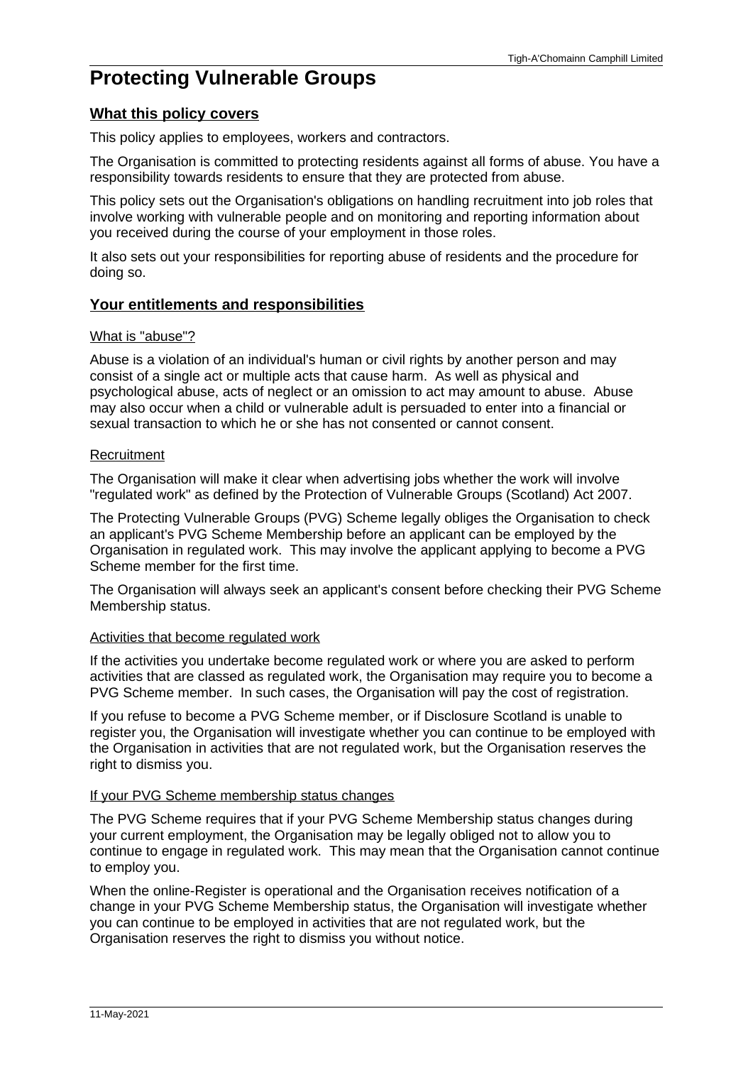# Protecting Vulnerable Groups

## What this policy covers

This policy applies to employees, workers and contractors.

The Organisation is committed to protecting residents against all forms of abuse. You have a responsibility towards residents to ensure that they are protected from abuse.

This policy sets out the Organisation's obligations on handling recruitment into job roles that involve working with vulnerable people and on monitoring and reporting information about you received during the course of your employment in those roles.

It also sets out your responsibilities for reporting abuse of residents and the procedure for doing so.

## Your entitlements and responsibilities

### What is "abuse"?

Abuse is a violation of an individual's human or civil rights by another person and may consist of a single act or multiple acts that cause harm. As well as physical and psychological abuse, acts of neglect or an omission to act may amount to abuse. Abuse may also occur when a child or vulnerable adult is persuaded to enter into a financial or sexual transaction to which he or she has not consented or cannot consent.

### Recruitment

The Organisation will make it clear when advertising jobs whether the work will involve "regulated work" as defined by the Protection of Vulnerable Groups (Scotland) Act 2007.

The Protecting Vulnerable Groups (PVG) Scheme legally obliges the Organisation to check an applicant's PVG Scheme Membership before an applicant can be employed by the Organisation in regulated work. This may involve the applicant applying to become a PVG Scheme member for the first time.

The Organisation will always seek an applicant's consent before checking their PVG Scheme Membership status.

### Activities that become regulated work

If the activities you undertake become regulated work or where you are asked to perform activities that are classed as regulated work, the Organisation may require you to become a PVG Scheme member. In such cases, the Organisation will pay the cost of registration.

If you refuse to become a PVG Scheme member, or if Disclosure Scotland is unable to register you, the Organisation will investigate whether you can continue to be employed with the Organisation in activities that are not regulated work, but the Organisation reserves the right to dismiss you.

### If your PVG Scheme membership status changes

The PVG Scheme requires that if your PVG Scheme Membership status changes during your current employment, the Organisation may be legally obliged not to allow you to continue to engage in regulated work. This may mean that the Organisation cannot continue to employ you.

When the online-Register is operational and the Organisation receives notification of a change in your PVG Scheme Membership status, the Organisation will investigate whether you can continue to be employed in activities that are not regulated work, but the Organisation reserves the right to dismiss you without notice.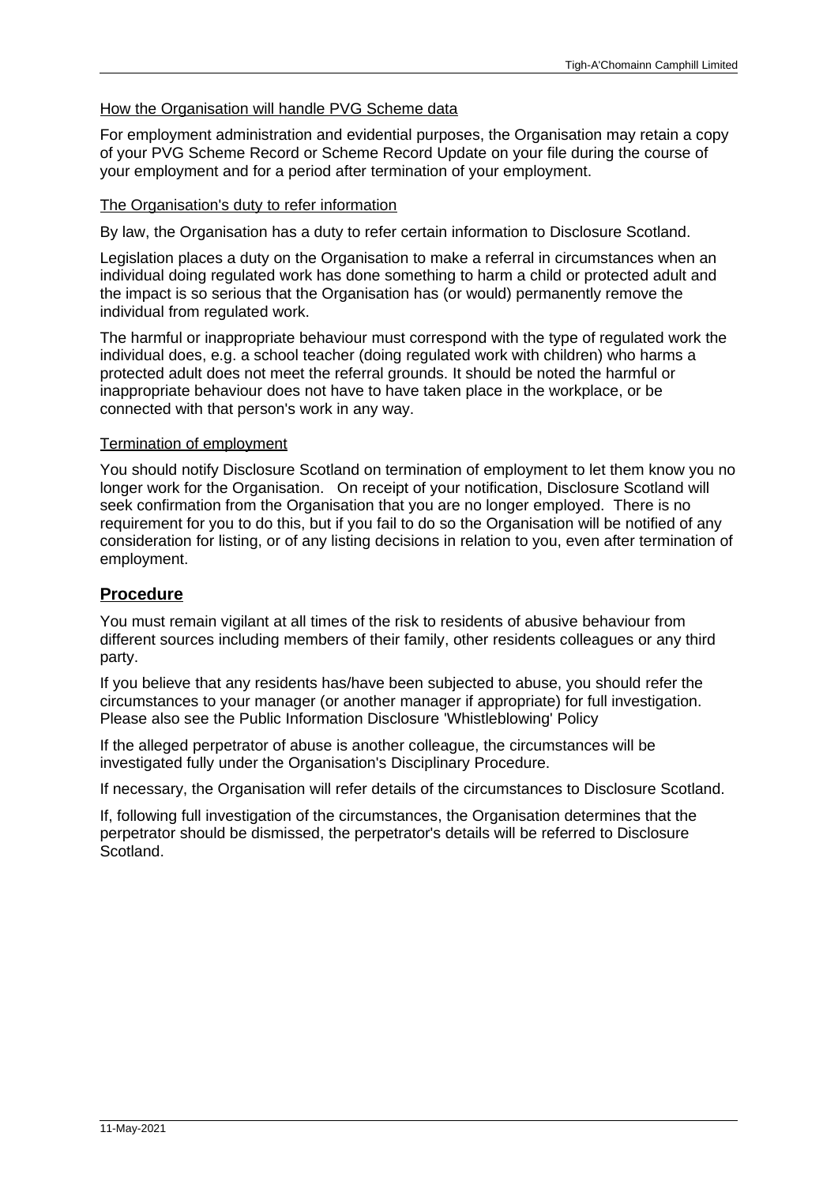How the Organisation will handle PVG Scheme data

For employment administration and evidential purposes, the Organisation may retain a copy of your PVG Scheme Record or Scheme Record Update on your file during the course of your employment and for a period after termination of your employment.

The Organisation's duty to refer information

By law, the Organisation has a duty to refer certain information to Disclosure Scotland.

Legislation places a duty on the Organisation to make a referral in circumstances when an individual doing regulated work has done something to harm a child or protected adult and the impact is so serious that the Organisation has (or would) permanently remove the individual from regulated work.

The harmful or inappropriate behaviour must correspond with the type of regulated work the individual does, e.g. a school teacher (doing regulated work with children) who harms a protected adult does not meet the referral grounds. It should be noted the harmful or inappropriate behaviour does not have to have taken place in the workplace, or be connected with that person's work in any way.

Termination of employment

You should notify Disclosure Scotland on termination of employment to let them know you no longer work for the Organisation. On receipt of your notification, Disclosure Scotland will seek confirmation from the Organisation that you are no longer employed. There is no requirement for you to do this, but if you fail to do so the Organisation will be notified of any consideration for listing, or of any listing decisions in relation to you, even after termination of employment.

## Procedure

You must remain vigilant at all times of the risk to residents of abusive behaviour from different sources including members of their family, other residents colleagues or any third party.

If you believe that any residents has/have been subjected to abuse, you should refer the circumstances to your manager (or another manager if appropriate) for full investigation. Please also see the Public Information Disclosure 'Whistleblowing' Policy

If the alleged perpetrator of abuse is another colleague, the circumstances will be investigated fully under the Organisation's Disciplinary Procedure.

If necessary, the Organisation will refer details of the circumstances to Disclosure Scotland.

If, following full investigation of the circumstances, the Organisation determines that the perpetrator should be dismissed, the perpetrator's details will be referred to Disclosure Scotland.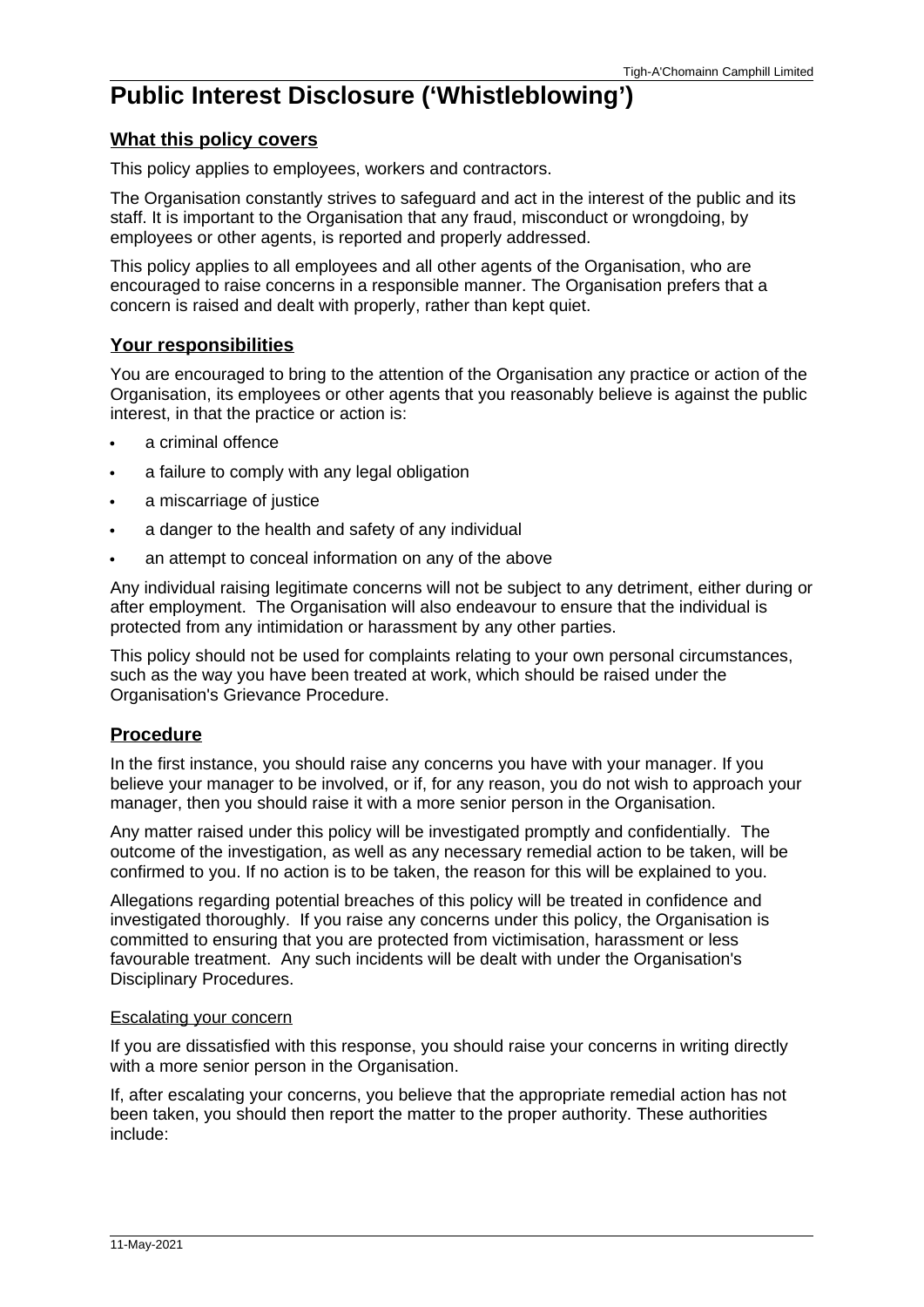# Public Interest Disclosure ('Whistleblowing')

## What this policy covers

This policy applies to employees, workers and contractors.

The Organisation constantly strives to safeguard and act in the interest of the public and its staff. It is important to the Organisation that any fraud, misconduct or wrongdoing, by employees or other agents, is reported and properly addressed.

This policy applies to all employees and all other agents of the Organisation, who are encouraged to raise concerns in a responsible manner. The Organisation prefers that a concern is raised and dealt with properly, rather than kept quiet.

## Your responsibilities

You are encouraged to bring to the attention of the Organisation any practice or action of the Organisation, its employees or other agents that you reasonably believe is against the public interest, in that the practice or action is:

- a criminal offence
- a failure to comply with any legal obligation
- a miscarriage of justice
- a danger to the health and safety of any individual
- an attempt to conceal information on any of the above

Any individual raising legitimate concerns will not be subject to any detriment, either during or after employment. The Organisation will also endeavour to ensure that the individual is protected from any intimidation or harassment by any other parties.

This policy should not be used for complaints relating to your own personal circumstances, such as the way you have been treated at work, which should be raised under the Organisation's Grievance Procedure.

## Procedure

In the first instance, you should raise any concerns you have with your manager. If you believe your manager to be involved, or if, for any reason, you do not wish to approach your manager, then you should raise it with a more senior person in the Organisation.

Any matter raised under this policy will be investigated promptly and confidentially. The outcome of the investigation, as well as any necessary remedial action to be taken, will be confirmed to you. If no action is to be taken, the reason for this will be explained to you.

Allegations regarding potential breaches of this policy will be treated in confidence and investigated thoroughly. If you raise any concerns under this policy, the Organisation is committed to ensuring that you are protected from victimisation, harassment or less favourable treatment. Any such incidents will be dealt with under the Organisation's Disciplinary Procedures.

### Escalating your concern

If you are dissatisfied with this response, you should raise your concerns in writing directly with a more senior person in the Organisation.

If, after escalating your concerns, you believe that the appropriate remedial action has not been taken, you should then report the matter to the proper authority. These authorities include: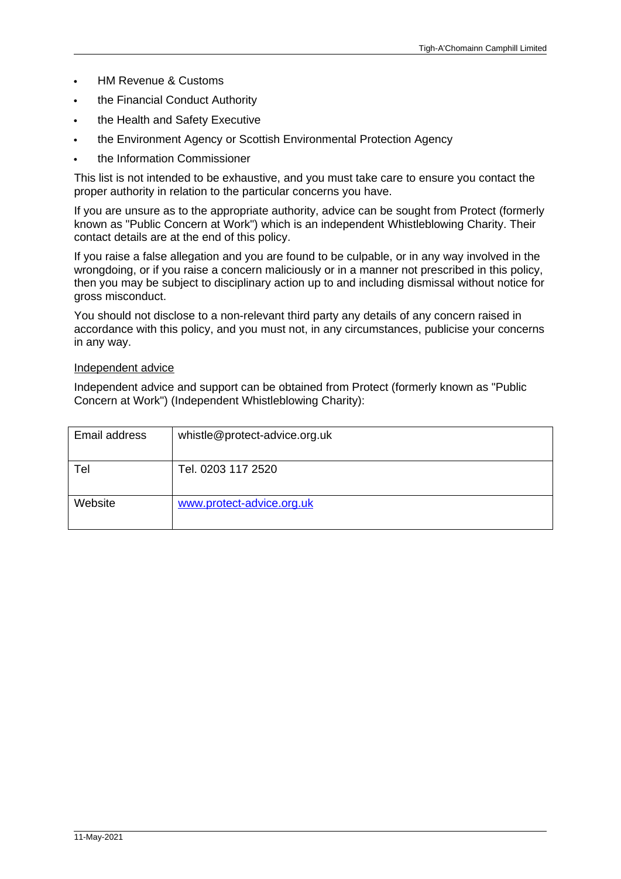- HM Revenue & Customs
- the Financial Conduct Authority
- the Health and Safety Executive
- the Environment Agency or Scottish Environmental Protection Agency
- the Information Commissioner

This list is not intended to be exhaustive, and you must take care to ensure you contact the proper authority in relation to the particular concerns you have.

If you are unsure as to the appropriate authority, advice can be sought from Protect (formerly known as "Public Concern at Work") which is an independent Whistleblowing Charity. Their contact details are at the end of this policy.

If you raise a false allegation and you are found to be culpable, or in any way involved in the wrongdoing, or if you raise a concern maliciously or in a manner not prescribed in this policy, then you may be subject to disciplinary action up to and including dismissal without notice for gross misconduct.

You should not disclose to a non-relevant third party any details of any concern raised in accordance with this policy, and you must not, in any circumstances, publicise your concerns in any way.

Independent advice

Independent advice and support can be obtained from Protect (formerly known as "Public Concern at Work") (Independent Whistleblowing Charity):

| | |
|---|---|
| Email address | whistle@protect-advice.org.uk |
| Tel | Tel. 0203 117 2520 |
| Website | www.protect-advice.org.uk |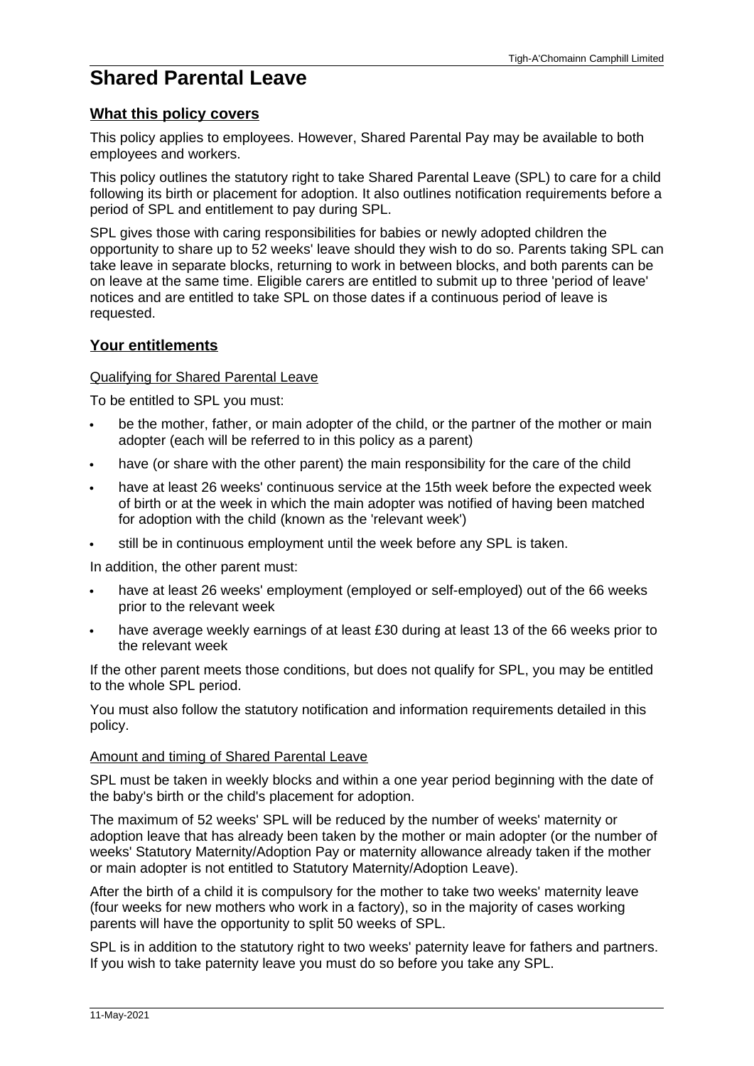# Shared Parental Leave

## What this policy covers

This policy applies to employees. However, Shared Parental Pay may be available to both employees and workers.

This policy outlines the statutory right to take Shared Parental Leave (SPL) to care for a child following its birth or placement for adoption. It also outlines notification requirements before a period of SPL and entitlement to pay during SPL.

SPL gives those with caring responsibilities for babies or newly adopted children the opportunity to share up to 52 weeks' leave should they wish to do so. Parents taking SPL can take leave in separate blocks, returning to work in between blocks, and both parents can be on leave at the same time. Eligible carers are entitled to submit up to three 'period of leave' notices and are entitled to take SPL on those dates if a continuous period of leave is requested.

## Your entitlements

### Qualifying for Shared Parental Leave

To be entitled to SPL you must:

- be the mother, father, or main adopter of the child, or the partner of the mother or main adopter (each will be referred to in this policy as a parent)
- have (or share with the other parent) the main responsibility for the care of the child
- have at least 26 weeks' continuous service at the 15th week before the expected week of birth or at the week in which the main adopter was notified of having been matched for adoption with the child (known as the 'relevant week')
- still be in continuous employment until the week before any SPL is taken.

In addition, the other parent must:

- have at least 26 weeks' employment (employed or self-employed) out of the 66 weeks prior to the relevant week
- have average weekly earnings of at least £30 during at least 13 of the 66 weeks prior to the relevant week

If the other parent meets those conditions, but does not qualify for SPL, you may be entitled to the whole SPL period.

You must also follow the statutory notification and information requirements detailed in this policy.

### Amount and timing of Shared Parental Leave

SPL must be taken in weekly blocks and within a one year period beginning with the date of the baby's birth or the child's placement for adoption.

The maximum of 52 weeks' SPL will be reduced by the number of weeks' maternity or adoption leave that has already been taken by the mother or main adopter (or the number of weeks' Statutory Maternity/Adoption Pay or maternity allowance already taken if the mother or main adopter is not entitled to Statutory Maternity/Adoption Leave).

After the birth of a child it is compulsory for the mother to take two weeks' maternity leave (four weeks for new mothers who work in a factory), so in the majority of cases working parents will have the opportunity to split 50 weeks of SPL.

SPL is in addition to the statutory right to two weeks' paternity leave for fathers and partners. If you wish to take paternity leave you must do so before you take any SPL.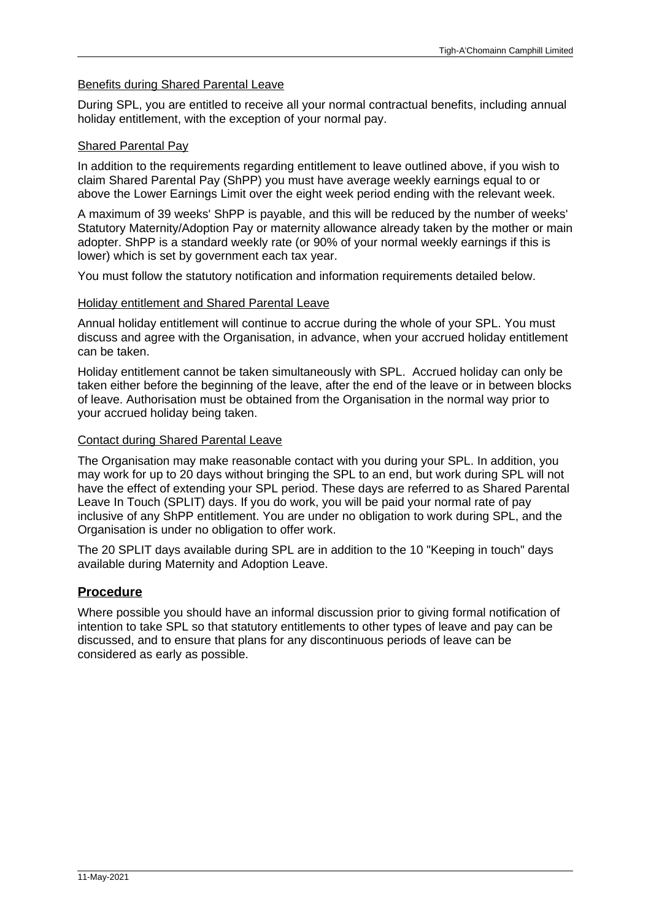Benefits during Shared Parental Leave

During SPL, you are entitled to receive all your normal contractual benefits, including annual holiday entitlement, with the exception of your normal pay.

Shared Parental Pay

In addition to the requirements regarding entitlement to leave outlined above, if you wish to claim Shared Parental Pay (ShPP) you must have average weekly earnings equal to or above the Lower Earnings Limit over the eight week period ending with the relevant week.

A maximum of 39 weeks' ShPP is payable, and this will be reduced by the number of weeks' Statutory Maternity/Adoption Pay or maternity allowance already taken by the mother or main adopter. ShPP is a standard weekly rate (or 90% of your normal weekly earnings if this is lower) which is set by government each tax year.

You must follow the statutory notification and information requirements detailed below.

Holiday entitlement and Shared Parental Leave

Annual holiday entitlement will continue to accrue during the whole of your SPL. You must discuss and agree with the Organisation, in advance, when your accrued holiday entitlement can be taken.

Holiday entitlement cannot be taken simultaneously with SPL. Accrued holiday can only be taken either before the beginning of the leave, after the end of the leave or in between blocks of leave. Authorisation must be obtained from the Organisation in the normal way prior to your accrued holiday being taken.

Contact during Shared Parental Leave

The Organisation may make reasonable contact with you during your SPL. In addition, you may work for up to 20 days without bringing the SPL to an end, but work during SPL will not have the effect of extending your SPL period. These days are referred to as Shared Parental Leave In Touch (SPLIT) days. If you do work, you will be paid your normal rate of pay inclusive of any ShPP entitlement. You are under no obligation to work during SPL, and the Organisation is under no obligation to offer work.

The 20 SPLIT days available during SPL are in addition to the 10 "Keeping in touch" days available during Maternity and Adoption Leave.

## Procedure

Where possible you should have an informal discussion prior to giving formal notification of intention to take SPL so that statutory entitlements to other types of leave and pay can be discussed, and to ensure that plans for any discontinuous periods of leave can be considered as early as possible.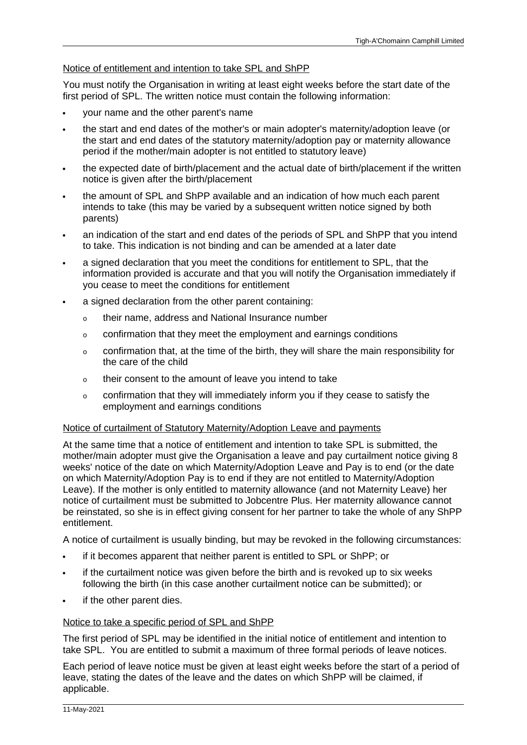Notice of entitlement and intention to take SPL and ShPP

You must notify the Organisation in writing at least eight weeks before the start date of the first period of SPL. The written notice must contain the following information:

- your name and the other parent's name
- the start and end dates of the mother's or main adopter's maternity/adoption leave (or the start and end dates of the statutory maternity/adoption pay or maternity allowance period if the mother/main adopter is not entitled to statutory leave)
- the expected date of birth/placement and the actual date of birth/placement if the written notice is given after the birth/placement
- the amount of SPL and ShPP available and an indication of how much each parent intends to take (this may be varied by a subsequent written notice signed by both parents)
- an indication of the start and end dates of the periods of SPL and ShPP that you intend to take. This indication is not binding and can be amended at a later date
- a signed declaration that you meet the conditions for entitlement to SPL, that the information provided is accurate and that you will notify the Organisation immediately if you cease to meet the conditions for entitlement
- a signed declaration from the other parent containing:
  - their name, address and National Insurance number
  - confirmation that they meet the employment and earnings conditions
  - confirmation that, at the time of the birth, they will share the main responsibility for the care of the child
  - their consent to the amount of leave you intend to take
  - confirmation that they will immediately inform you if they cease to satisfy the employment and earnings conditions

Notice of curtailment of Statutory Maternity/Adoption Leave and payments

At the same time that a notice of entitlement and intention to take SPL is submitted, the mother/main adopter must give the Organisation a leave and pay curtailment notice giving 8 weeks' notice of the date on which Maternity/Adoption Leave and Pay is to end (or the date on which Maternity/Adoption Pay is to end if they are not entitled to Maternity/Adoption Leave). If the mother is only entitled to maternity allowance (and not Maternity Leave) her notice of curtailment must be submitted to Jobcentre Plus. Her maternity allowance cannot be reinstated, so she is in effect giving consent for her partner to take the whole of any ShPP entitlement.

A notice of curtailment is usually binding, but may be revoked in the following circumstances:

- if it becomes apparent that neither parent is entitled to SPL or ShPP; or
- if the curtailment notice was given before the birth and is revoked up to six weeks following the birth (in this case another curtailment notice can be submitted); or
- if the other parent dies.

Notice to take a specific period of SPL and ShPP

The first period of SPL may be identified in the initial notice of entitlement and intention to take SPL. You are entitled to submit a maximum of three formal periods of leave notices.

Each period of leave notice must be given at least eight weeks before the start of a period of leave, stating the dates of the leave and the dates on which ShPP will be claimed, if applicable.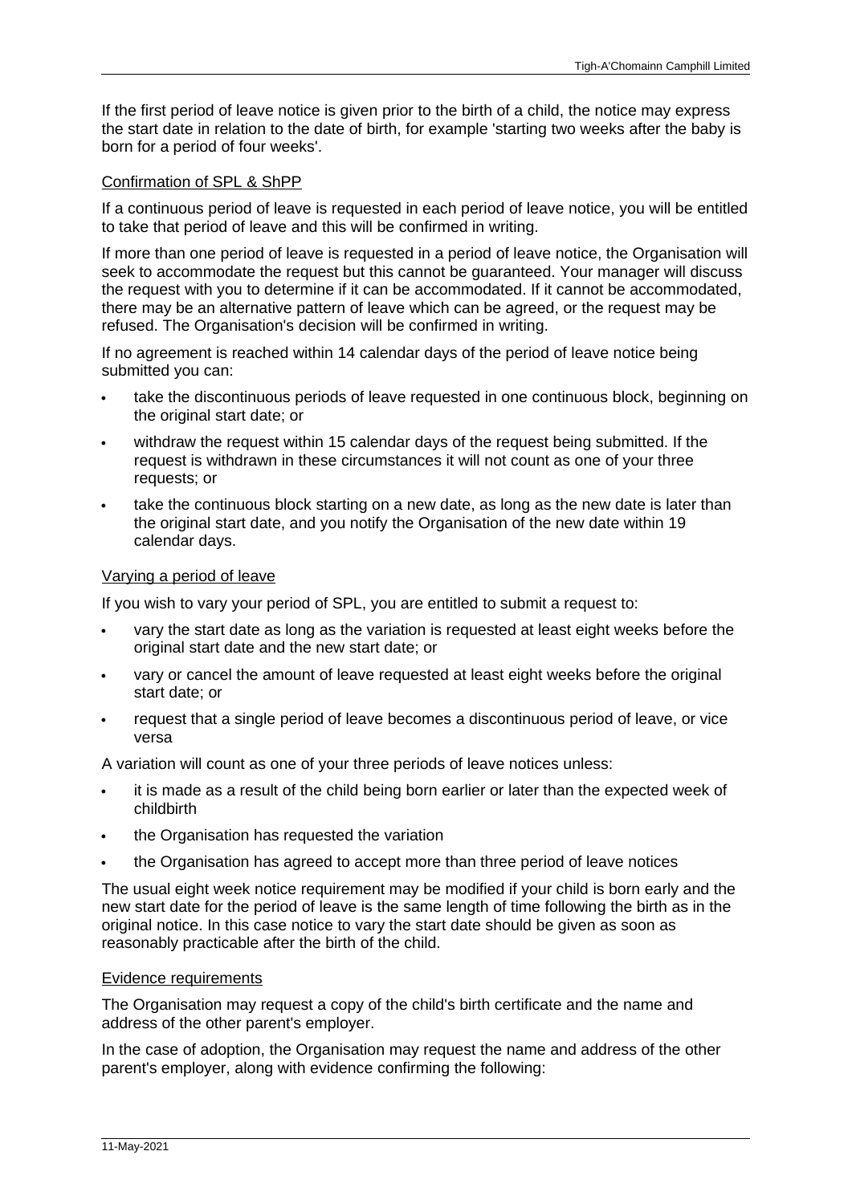If the first period of leave notice is given prior to the birth of a child, the notice may express the start date in relation to the date of birth, for example 'starting two weeks after the baby is born for a period of four weeks'.

<u>Confirmation of SPL & ShPP</u>

If a continuous period of leave is requested in each period of leave notice, you will be entitled to take that period of leave and this will be confirmed in writing.

If more than one period of leave is requested in a period of leave notice, the Organisation will seek to accommodate the request but this cannot be guaranteed. Your manager will discuss the request with you to determine if it can be accommodated. If it cannot be accommodated, there may be an alternative pattern of leave which can be agreed, or the request may be refused. The Organisation's decision will be confirmed in writing.

If no agreement is reached within 14 calendar days of the period of leave notice being submitted you can:

- take the discontinuous periods of leave requested in one continuous block, beginning on the original start date; or
- withdraw the request within 15 calendar days of the request being submitted. If the request is withdrawn in these circumstances it will not count as one of your three requests; or
- take the continuous block starting on a new date, as long as the new date is later than the original start date, and you notify the Organisation of the new date within 19 calendar days.

<u>Varying a period of leave</u>

If you wish to vary your period of SPL, you are entitled to submit a request to:

- vary the start date as long as the variation is requested at least eight weeks before the original start date and the new start date; or
- vary or cancel the amount of leave requested at least eight weeks before the original start date; or
- request that a single period of leave becomes a discontinuous period of leave, or vice versa

A variation will count as one of your three periods of leave notices unless:

- it is made as a result of the child being born earlier or later than the expected week of childbirth
- the Organisation has requested the variation
- the Organisation has agreed to accept more than three period of leave notices

The usual eight week notice requirement may be modified if your child is born early and the new start date for the period of leave is the same length of time following the birth as in the original notice. In this case notice to vary the start date should be given as soon as reasonably practicable after the birth of the child.

<u>Evidence requirements</u>

The Organisation may request a copy of the child's birth certificate and the name and address of the other parent's employer.

In the case of adoption, the Organisation may request the name and address of the other parent's employer, along with evidence confirming the following: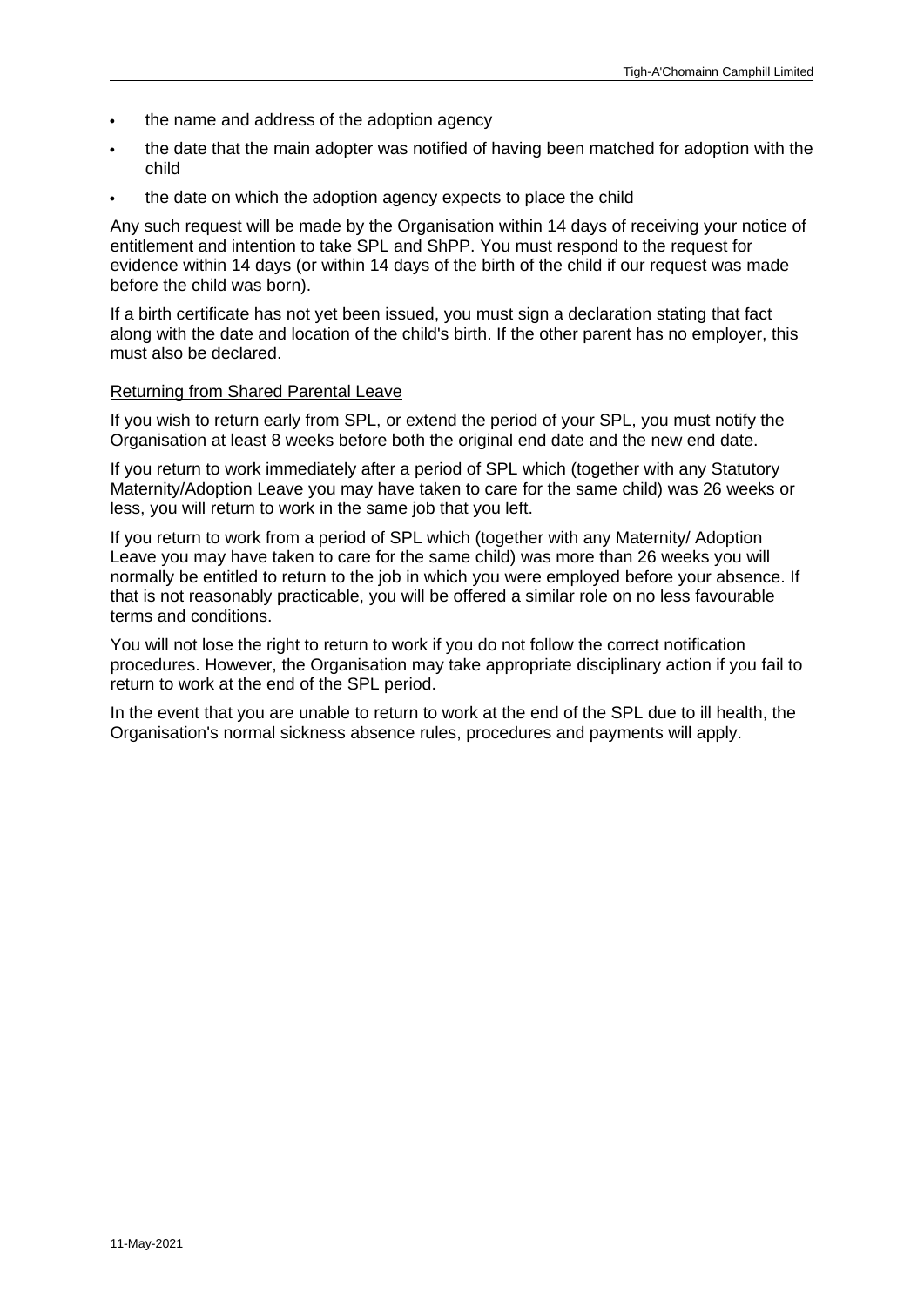- the name and address of the adoption agency
- the date that the main adopter was notified of having been matched for adoption with the child
- the date on which the adoption agency expects to place the child

Any such request will be made by the Organisation within 14 days of receiving your notice of entitlement and intention to take SPL and ShPP. You must respond to the request for evidence within 14 days (or within 14 days of the birth of the child if our request was made before the child was born).

If a birth certificate has not yet been issued, you must sign a declaration stating that fact along with the date and location of the child's birth. If the other parent has no employer, this must also be declared.

<u>Returning from Shared Parental Leave</u>

If you wish to return early from SPL, or extend the period of your SPL, you must notify the Organisation at least 8 weeks before both the original end date and the new end date.

If you return to work immediately after a period of SPL which (together with any Statutory Maternity/Adoption Leave you may have taken to care for the same child) was 26 weeks or less, you will return to work in the same job that you left.

If you return to work from a period of SPL which (together with any Maternity/ Adoption Leave you may have taken to care for the same child) was more than 26 weeks you will normally be entitled to return to the job in which you were employed before your absence. If that is not reasonably practicable, you will be offered a similar role on no less favourable terms and conditions.

You will not lose the right to return to work if you do not follow the correct notification procedures. However, the Organisation may take appropriate disciplinary action if you fail to return to work at the end of the SPL period.

In the event that you are unable to return to work at the end of the SPL due to ill health, the Organisation's normal sickness absence rules, procedures and payments will apply.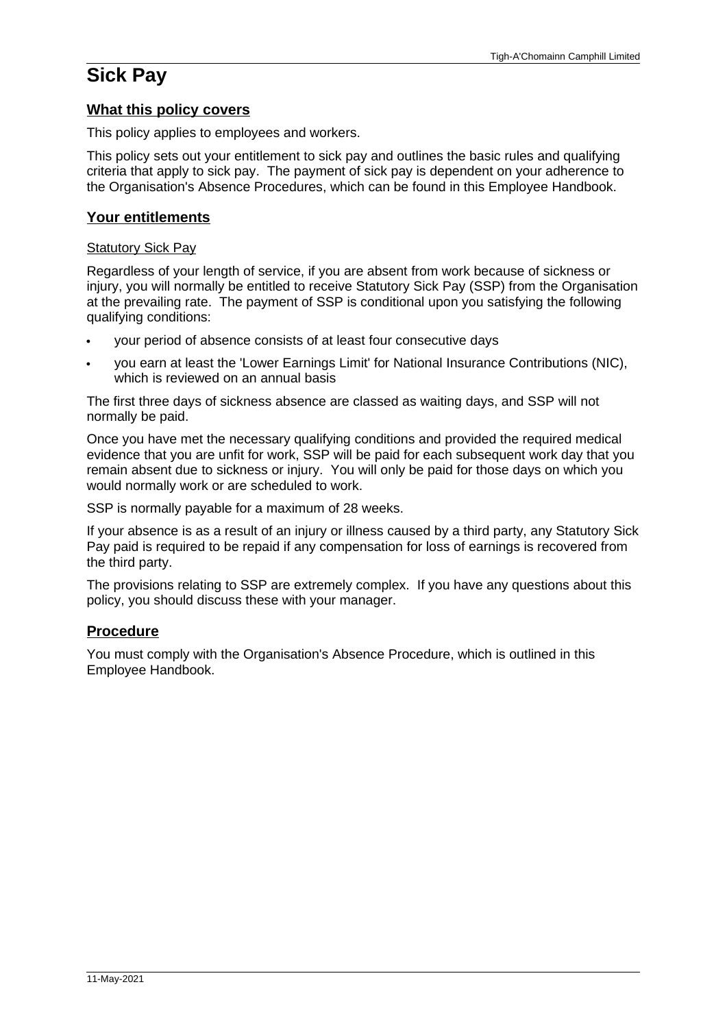# Sick Pay

## What this policy covers

This policy applies to employees and workers.

This policy sets out your entitlement to sick pay and outlines the basic rules and qualifying criteria that apply to sick pay. The payment of sick pay is dependent on your adherence to the Organisation's Absence Procedures, which can be found in this Employee Handbook.

## Your entitlements

### Statutory Sick Pay

Regardless of your length of service, if you are absent from work because of sickness or injury, you will normally be entitled to receive Statutory Sick Pay (SSP) from the Organisation at the prevailing rate. The payment of SSP is conditional upon you satisfying the following qualifying conditions:

- your period of absence consists of at least four consecutive days
- you earn at least the 'Lower Earnings Limit' for National Insurance Contributions (NIC), which is reviewed on an annual basis

The first three days of sickness absence are classed as waiting days, and SSP will not normally be paid.

Once you have met the necessary qualifying conditions and provided the required medical evidence that you are unfit for work, SSP will be paid for each subsequent work day that you remain absent due to sickness or injury. You will only be paid for those days on which you would normally work or are scheduled to work.

SSP is normally payable for a maximum of 28 weeks.

If your absence is as a result of an injury or illness caused by a third party, any Statutory Sick Pay paid is required to be repaid if any compensation for loss of earnings is recovered from the third party.

The provisions relating to SSP are extremely complex. If you have any questions about this policy, you should discuss these with your manager.

## Procedure

You must comply with the Organisation's Absence Procedure, which is outlined in this Employee Handbook.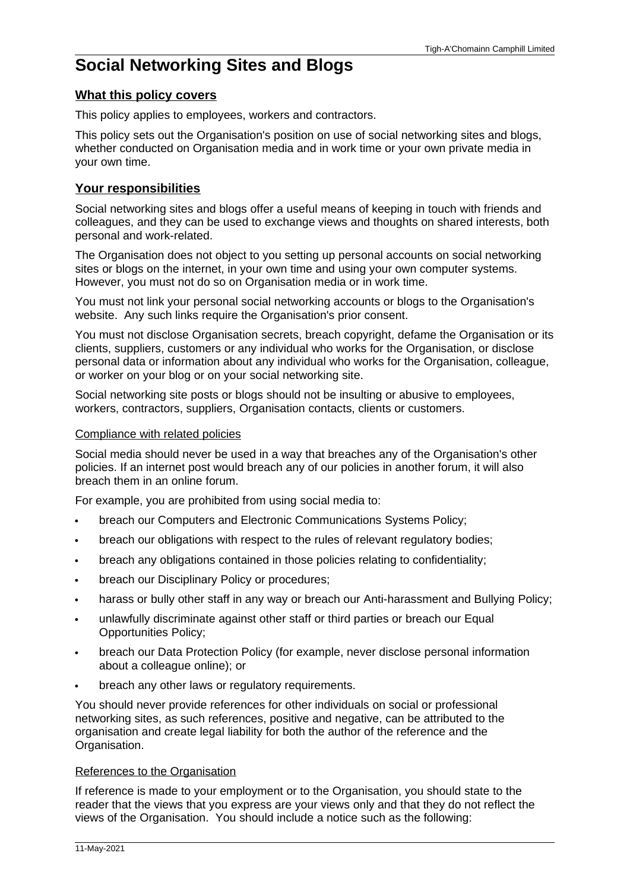# Social Networking Sites and Blogs

## What this policy covers

This policy applies to employees, workers and contractors.

This policy sets out the Organisation's position on use of social networking sites and blogs, whether conducted on Organisation media and in work time or your own private media in your own time.

## Your responsibilities

Social networking sites and blogs offer a useful means of keeping in touch with friends and colleagues, and they can be used to exchange views and thoughts on shared interests, both personal and work-related.

The Organisation does not object to you setting up personal accounts on social networking sites or blogs on the internet, in your own time and using your own computer systems. However, you must not do so on Organisation media or in work time.

You must not link your personal social networking accounts or blogs to the Organisation's website. Any such links require the Organisation's prior consent.

You must not disclose Organisation secrets, breach copyright, defame the Organisation or its clients, suppliers, customers or any individual who works for the Organisation, or disclose personal data or information about any individual who works for the Organisation, colleague, or worker on your blog or on your social networking site.

Social networking site posts or blogs should not be insulting or abusive to employees, workers, contractors, suppliers, Organisation contacts, clients or customers.

### Compliance with related policies

Social media should never be used in a way that breaches any of the Organisation's other policies. If an internet post would breach any of our policies in another forum, it will also breach them in an online forum.

For example, you are prohibited from using social media to:

- breach our Computers and Electronic Communications Systems Policy;
- breach our obligations with respect to the rules of relevant regulatory bodies;
- breach any obligations contained in those policies relating to confidentiality;
- breach our Disciplinary Policy or procedures;
- harass or bully other staff in any way or breach our Anti-harassment and Bullying Policy;
- unlawfully discriminate against other staff or third parties or breach our Equal Opportunities Policy;
- breach our Data Protection Policy (for example, never disclose personal information about a colleague online); or
- breach any other laws or regulatory requirements.

You should never provide references for other individuals on social or professional networking sites, as such references, positive and negative, can be attributed to the organisation and create legal liability for both the author of the reference and the Organisation.

### References to the Organisation

If reference is made to your employment or to the Organisation, you should state to the reader that the views that you express are your views only and that they do not reflect the views of the Organisation. You should include a notice such as the following: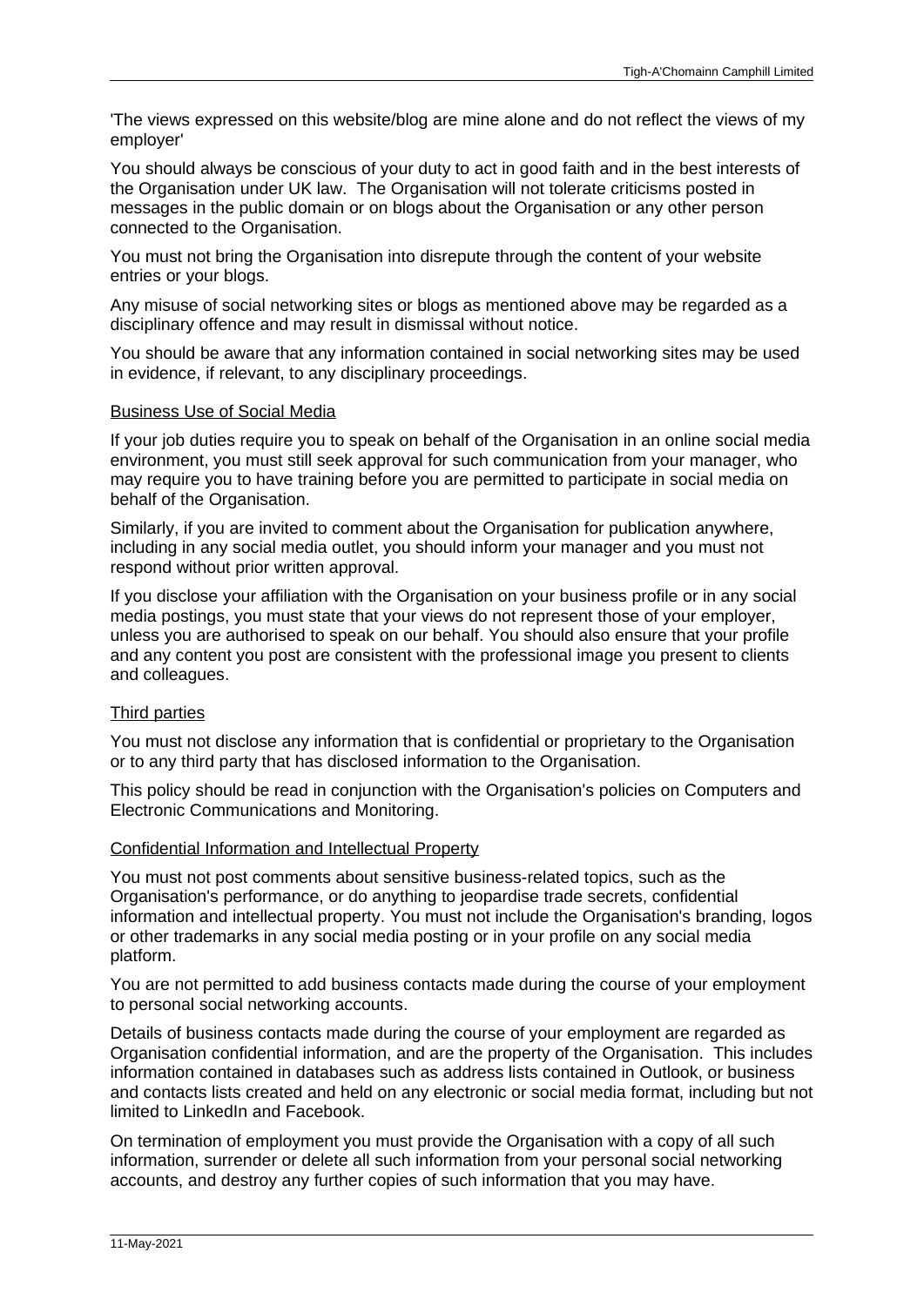'The views expressed on this website/blog are mine alone and do not reflect the views of my employer'

You should always be conscious of your duty to act in good faith and in the best interests of the Organisation under UK law. The Organisation will not tolerate criticisms posted in messages in the public domain or on blogs about the Organisation or any other person connected to the Organisation.

You must not bring the Organisation into disrepute through the content of your website entries or your blogs.

Any misuse of social networking sites or blogs as mentioned above may be regarded as a disciplinary offence and may result in dismissal without notice.

You should be aware that any information contained in social networking sites may be used in evidence, if relevant, to any disciplinary proceedings.

Business Use of Social Media

If your job duties require you to speak on behalf of the Organisation in an online social media environment, you must still seek approval for such communication from your manager, who may require you to have training before you are permitted to participate in social media on behalf of the Organisation.

Similarly, if you are invited to comment about the Organisation for publication anywhere, including in any social media outlet, you should inform your manager and you must not respond without prior written approval.

If you disclose your affiliation with the Organisation on your business profile or in any social media postings, you must state that your views do not represent those of your employer, unless you are authorised to speak on our behalf. You should also ensure that your profile and any content you post are consistent with the professional image you present to clients and colleagues.

Third parties

You must not disclose any information that is confidential or proprietary to the Organisation or to any third party that has disclosed information to the Organisation.

This policy should be read in conjunction with the Organisation's policies on Computers and Electronic Communications and Monitoring.

Confidential Information and Intellectual Property

You must not post comments about sensitive business-related topics, such as the Organisation's performance, or do anything to jeopardise trade secrets, confidential information and intellectual property. You must not include the Organisation's branding, logos or other trademarks in any social media posting or in your profile on any social media platform.

You are not permitted to add business contacts made during the course of your employment to personal social networking accounts.

Details of business contacts made during the course of your employment are regarded as Organisation confidential information, and are the property of the Organisation. This includes information contained in databases such as address lists contained in Outlook, or business and contacts lists created and held on any electronic or social media format, including but not limited to LinkedIn and Facebook.

On termination of employment you must provide the Organisation with a copy of all such information, surrender or delete all such information from your personal social networking accounts, and destroy any further copies of such information that you may have.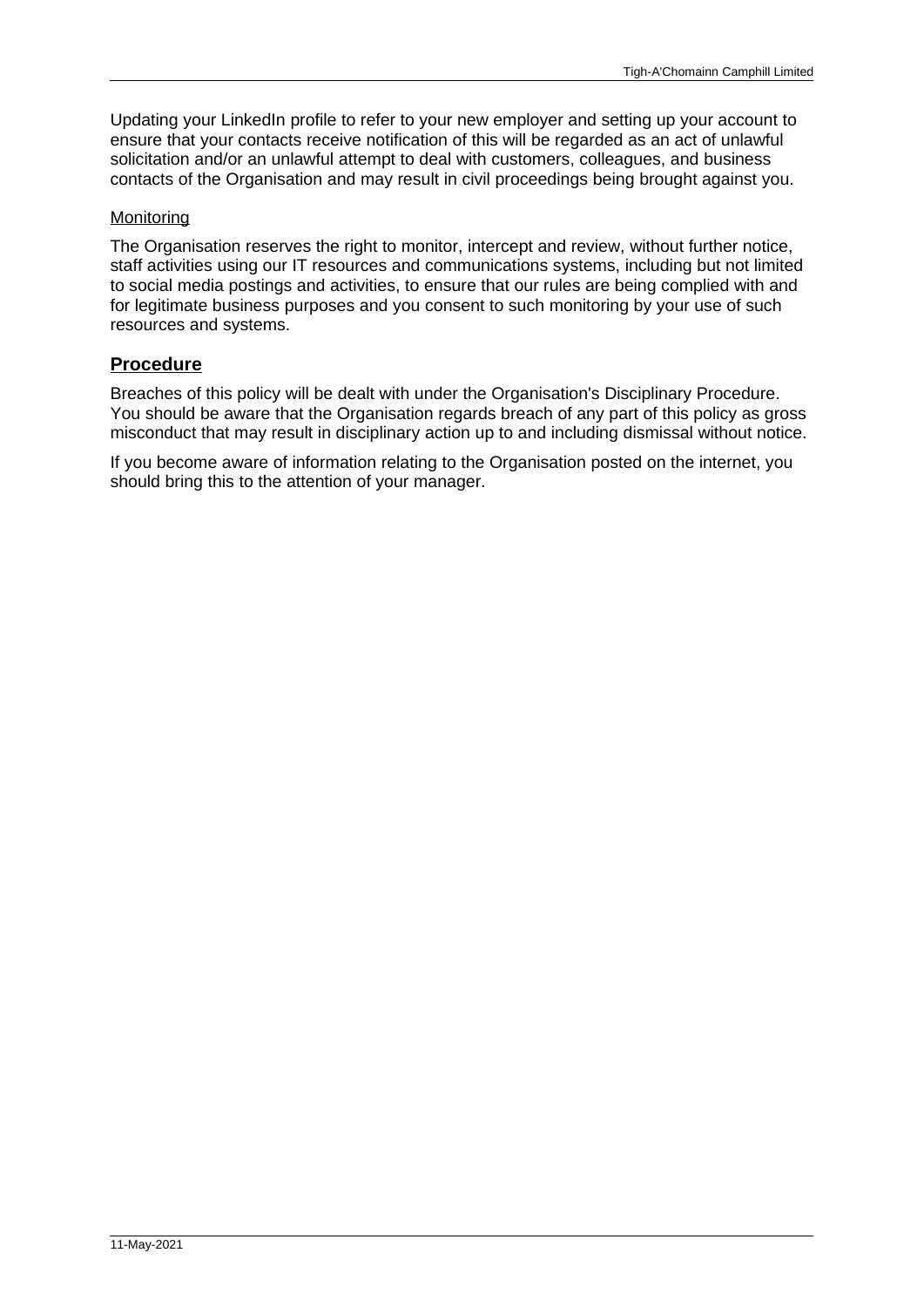Updating your LinkedIn profile to refer to your new employer and setting up your account to ensure that your contacts receive notification of this will be regarded as an act of unlawful solicitation and/or an unlawful attempt to deal with customers, colleagues, and business contacts of the Organisation and may result in civil proceedings being brought against you.

Monitoring

The Organisation reserves the right to monitor, intercept and review, without further notice, staff activities using our IT resources and communications systems, including but not limited to social media postings and activities, to ensure that our rules are being complied with and for legitimate business purposes and you consent to such monitoring by your use of such resources and systems.

## **Procedure**

Breaches of this policy will be dealt with under the Organisation's Disciplinary Procedure. You should be aware that the Organisation regards breach of any part of this policy as gross misconduct that may result in disciplinary action up to and including dismissal without notice.

If you become aware of information relating to the Organisation posted on the internet, you should bring this to the attention of your manager.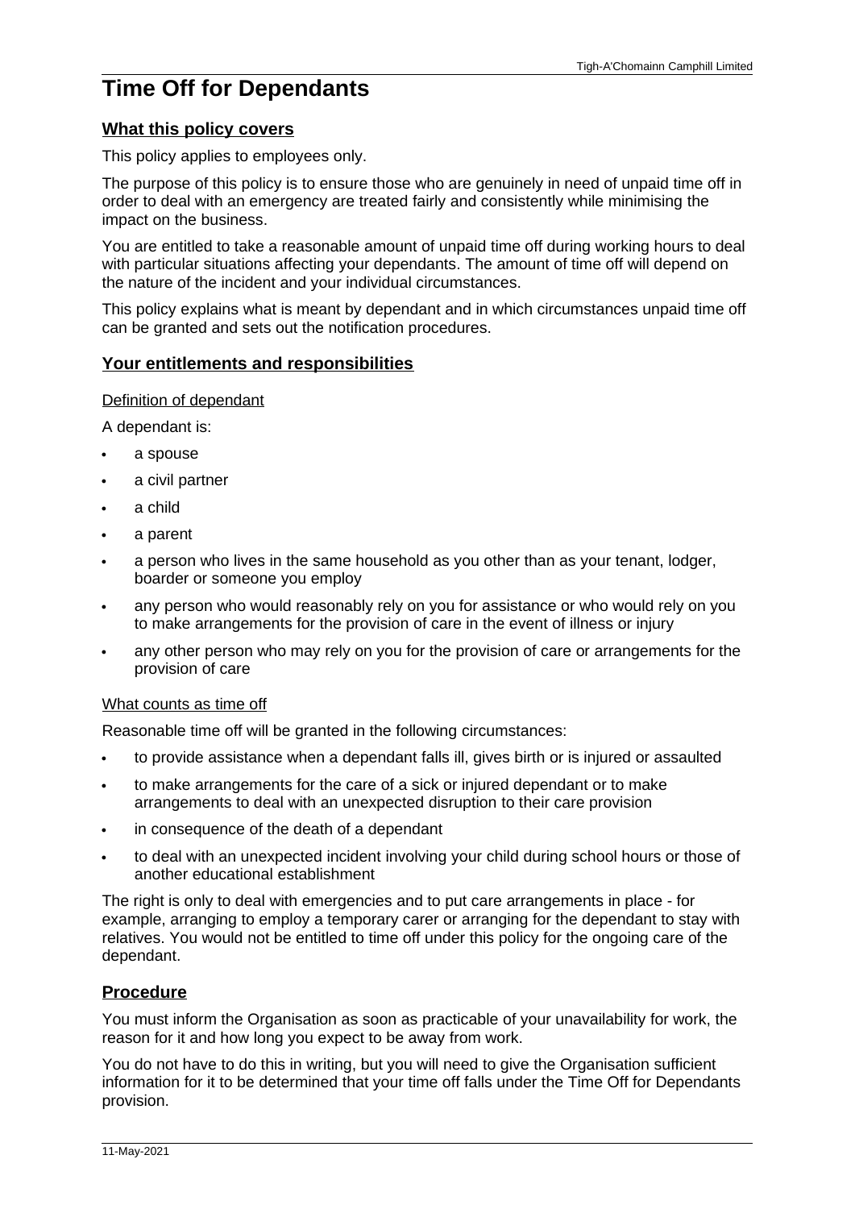# Time Off for Dependants

## What this policy covers

This policy applies to employees only.

The purpose of this policy is to ensure those who are genuinely in need of unpaid time off in order to deal with an emergency are treated fairly and consistently while minimising the impact on the business.

You are entitled to take a reasonable amount of unpaid time off during working hours to deal with particular situations affecting your dependants. The amount of time off will depend on the nature of the incident and your individual circumstances.

This policy explains what is meant by dependant and in which circumstances unpaid time off can be granted and sets out the notification procedures.

## Your entitlements and responsibilities

### Definition of dependant

A dependant is:

- a spouse
- a civil partner
- a child
- a parent
- a person who lives in the same household as you other than as your tenant, lodger, boarder or someone you employ
- any person who would reasonably rely on you for assistance or who would rely on you to make arrangements for the provision of care in the event of illness or injury
- any other person who may rely on you for the provision of care or arrangements for the provision of care

### What counts as time off

Reasonable time off will be granted in the following circumstances:

- to provide assistance when a dependant falls ill, gives birth or is injured or assaulted
- to make arrangements for the care of a sick or injured dependant or to make arrangements to deal with an unexpected disruption to their care provision
- in consequence of the death of a dependant
- to deal with an unexpected incident involving your child during school hours or those of another educational establishment

The right is only to deal with emergencies and to put care arrangements in place - for example, arranging to employ a temporary carer or arranging for the dependant to stay with relatives. You would not be entitled to time off under this policy for the ongoing care of the dependant.

## Procedure

You must inform the Organisation as soon as practicable of your unavailability for work, the reason for it and how long you expect to be away from work.

You do not have to do this in writing, but you will need to give the Organisation sufficient information for it to be determined that your time off falls under the Time Off for Dependants provision.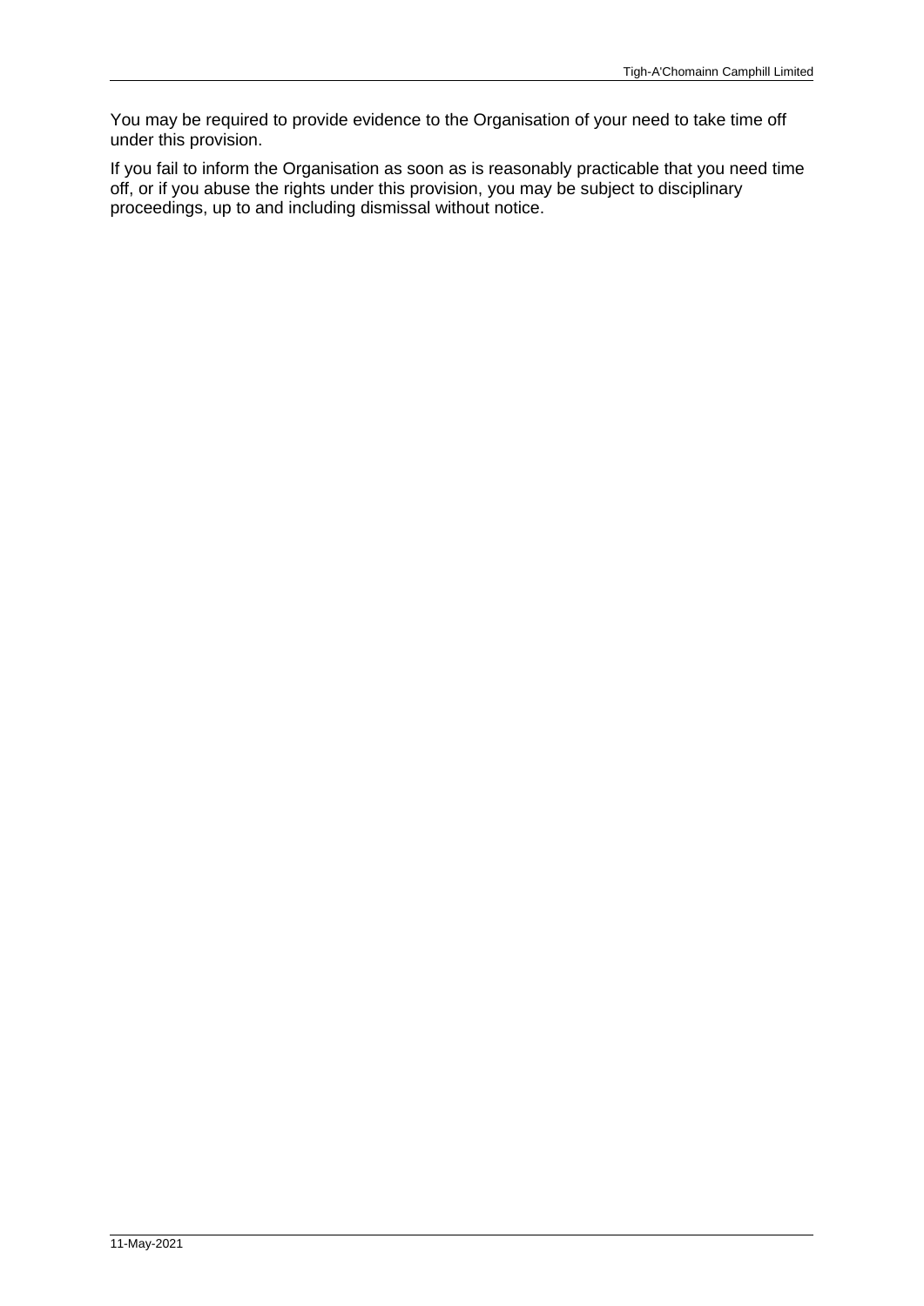You may be required to provide evidence to the Organisation of your need to take time off under this provision.

If you fail to inform the Organisation as soon as is reasonably practicable that you need time off, or if you abuse the rights under this provision, you may be subject to disciplinary proceedings, up to and including dismissal without notice.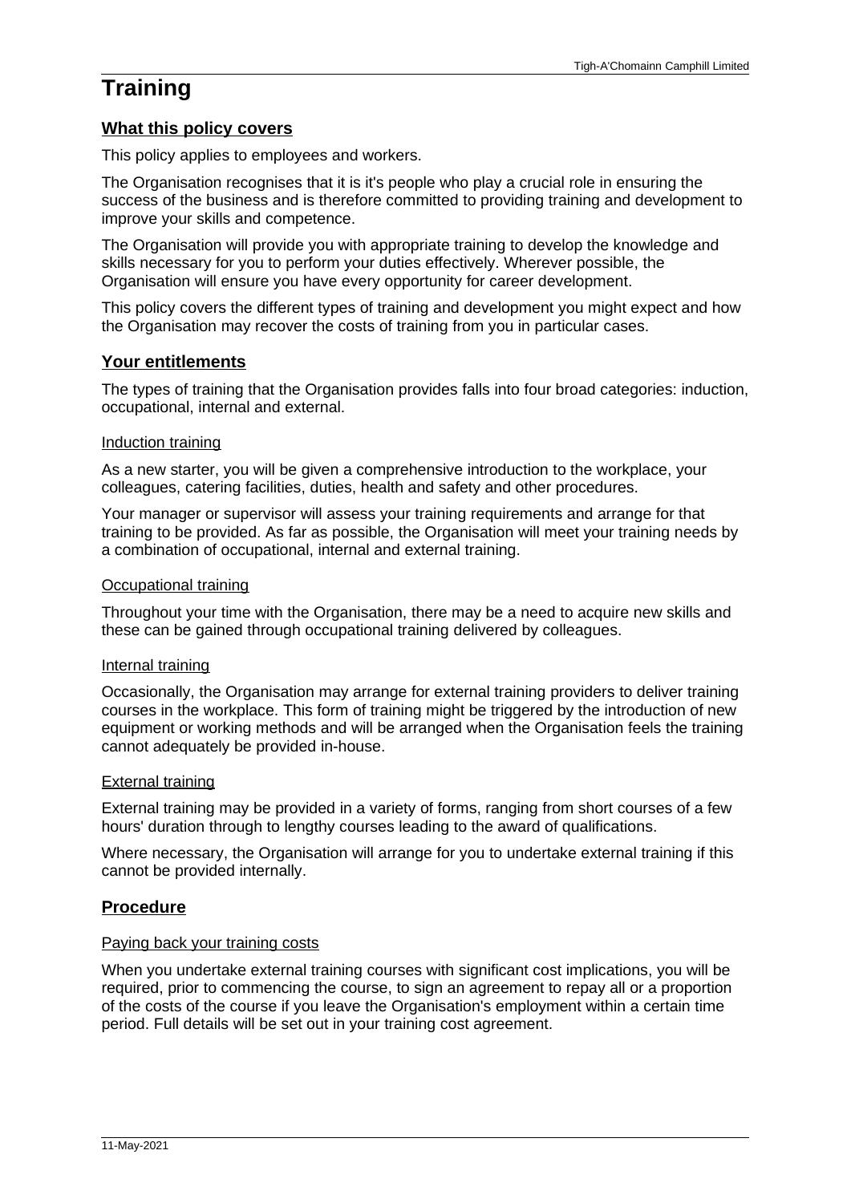# Training

## What this policy covers

This policy applies to employees and workers.

The Organisation recognises that it is it's people who play a crucial role in ensuring the success of the business and is therefore committed to providing training and development to improve your skills and competence.

The Organisation will provide you with appropriate training to develop the knowledge and skills necessary for you to perform your duties effectively. Wherever possible, the Organisation will ensure you have every opportunity for career development.

This policy covers the different types of training and development you might expect and how the Organisation may recover the costs of training from you in particular cases.

## Your entitlements

The types of training that the Organisation provides falls into four broad categories: induction, occupational, internal and external.

### Induction training

As a new starter, you will be given a comprehensive introduction to the workplace, your colleagues, catering facilities, duties, health and safety and other procedures.

Your manager or supervisor will assess your training requirements and arrange for that training to be provided. As far as possible, the Organisation will meet your training needs by a combination of occupational, internal and external training.

### Occupational training

Throughout your time with the Organisation, there may be a need to acquire new skills and these can be gained through occupational training delivered by colleagues.

### Internal training

Occasionally, the Organisation may arrange for external training providers to deliver training courses in the workplace. This form of training might be triggered by the introduction of new equipment or working methods and will be arranged when the Organisation feels the training cannot adequately be provided in-house.

### External training

External training may be provided in a variety of forms, ranging from short courses of a few hours' duration through to lengthy courses leading to the award of qualifications.

Where necessary, the Organisation will arrange for you to undertake external training if this cannot be provided internally.

## Procedure

### Paying back your training costs

When you undertake external training courses with significant cost implications, you will be required, prior to commencing the course, to sign an agreement to repay all or a proportion of the costs of the course if you leave the Organisation's employment within a certain time period. Full details will be set out in your training cost agreement.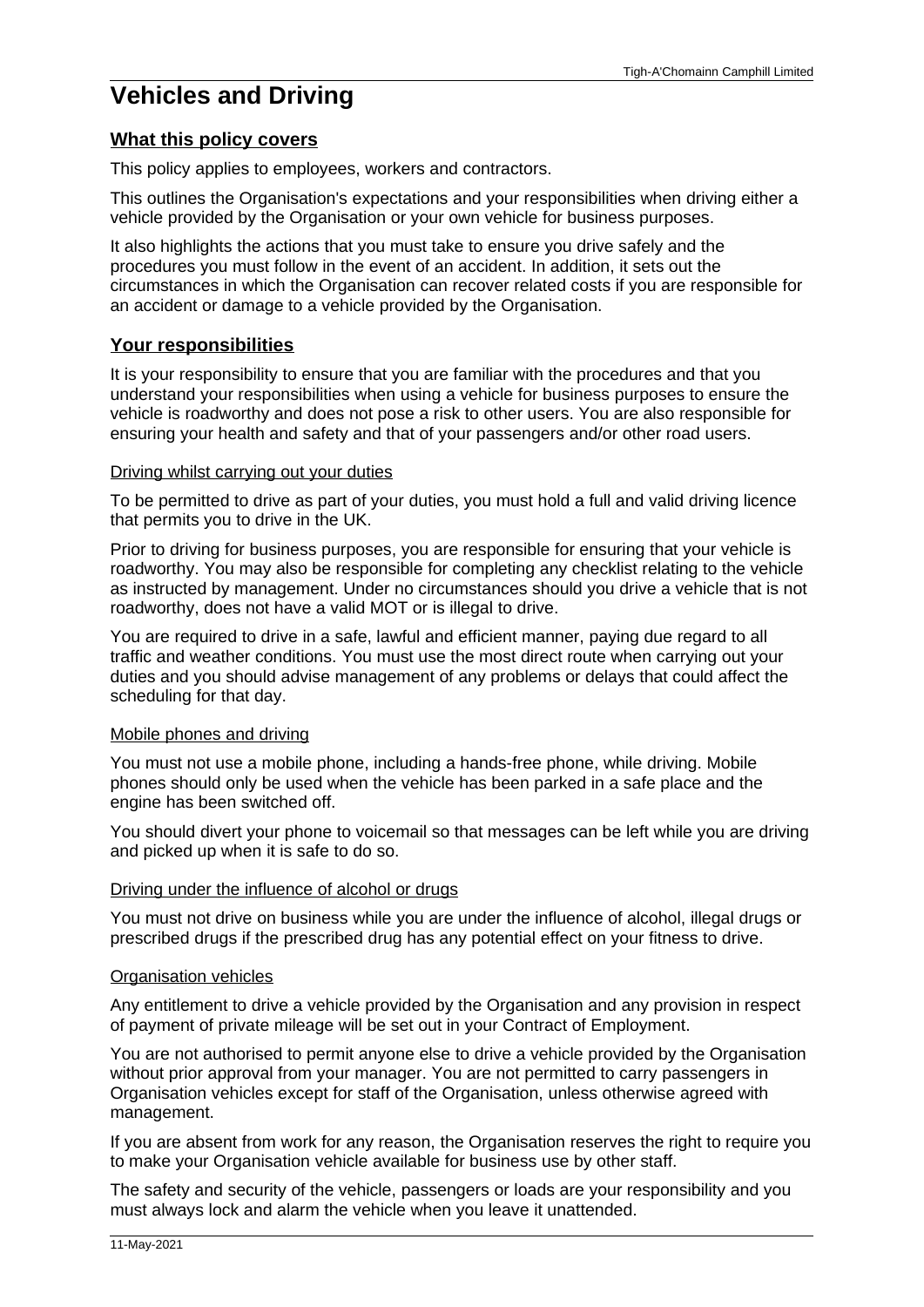# Vehicles and Driving

## What this policy covers

This policy applies to employees, workers and contractors.

This outlines the Organisation's expectations and your responsibilities when driving either a vehicle provided by the Organisation or your own vehicle for business purposes.

It also highlights the actions that you must take to ensure you drive safely and the procedures you must follow in the event of an accident. In addition, it sets out the circumstances in which the Organisation can recover related costs if you are responsible for an accident or damage to a vehicle provided by the Organisation.

## Your responsibilities

It is your responsibility to ensure that you are familiar with the procedures and that you understand your responsibilities when using a vehicle for business purposes to ensure the vehicle is roadworthy and does not pose a risk to other users. You are also responsible for ensuring your health and safety and that of your passengers and/or other road users.

### Driving whilst carrying out your duties

To be permitted to drive as part of your duties, you must hold a full and valid driving licence that permits you to drive in the UK.

Prior to driving for business purposes, you are responsible for ensuring that your vehicle is roadworthy. You may also be responsible for completing any checklist relating to the vehicle as instructed by management. Under no circumstances should you drive a vehicle that is not roadworthy, does not have a valid MOT or is illegal to drive.

You are required to drive in a safe, lawful and efficient manner, paying due regard to all traffic and weather conditions. You must use the most direct route when carrying out your duties and you should advise management of any problems or delays that could affect the scheduling for that day.

### Mobile phones and driving

You must not use a mobile phone, including a hands-free phone, while driving. Mobile phones should only be used when the vehicle has been parked in a safe place and the engine has been switched off.

You should divert your phone to voicemail so that messages can be left while you are driving and picked up when it is safe to do so.

### Driving under the influence of alcohol or drugs

You must not drive on business while you are under the influence of alcohol, illegal drugs or prescribed drugs if the prescribed drug has any potential effect on your fitness to drive.

### Organisation vehicles

Any entitlement to drive a vehicle provided by the Organisation and any provision in respect of payment of private mileage will be set out in your Contract of Employment.

You are not authorised to permit anyone else to drive a vehicle provided by the Organisation without prior approval from your manager. You are not permitted to carry passengers in Organisation vehicles except for staff of the Organisation, unless otherwise agreed with management.

If you are absent from work for any reason, the Organisation reserves the right to require you to make your Organisation vehicle available for business use by other staff.

The safety and security of the vehicle, passengers or loads are your responsibility and you must always lock and alarm the vehicle when you leave it unattended.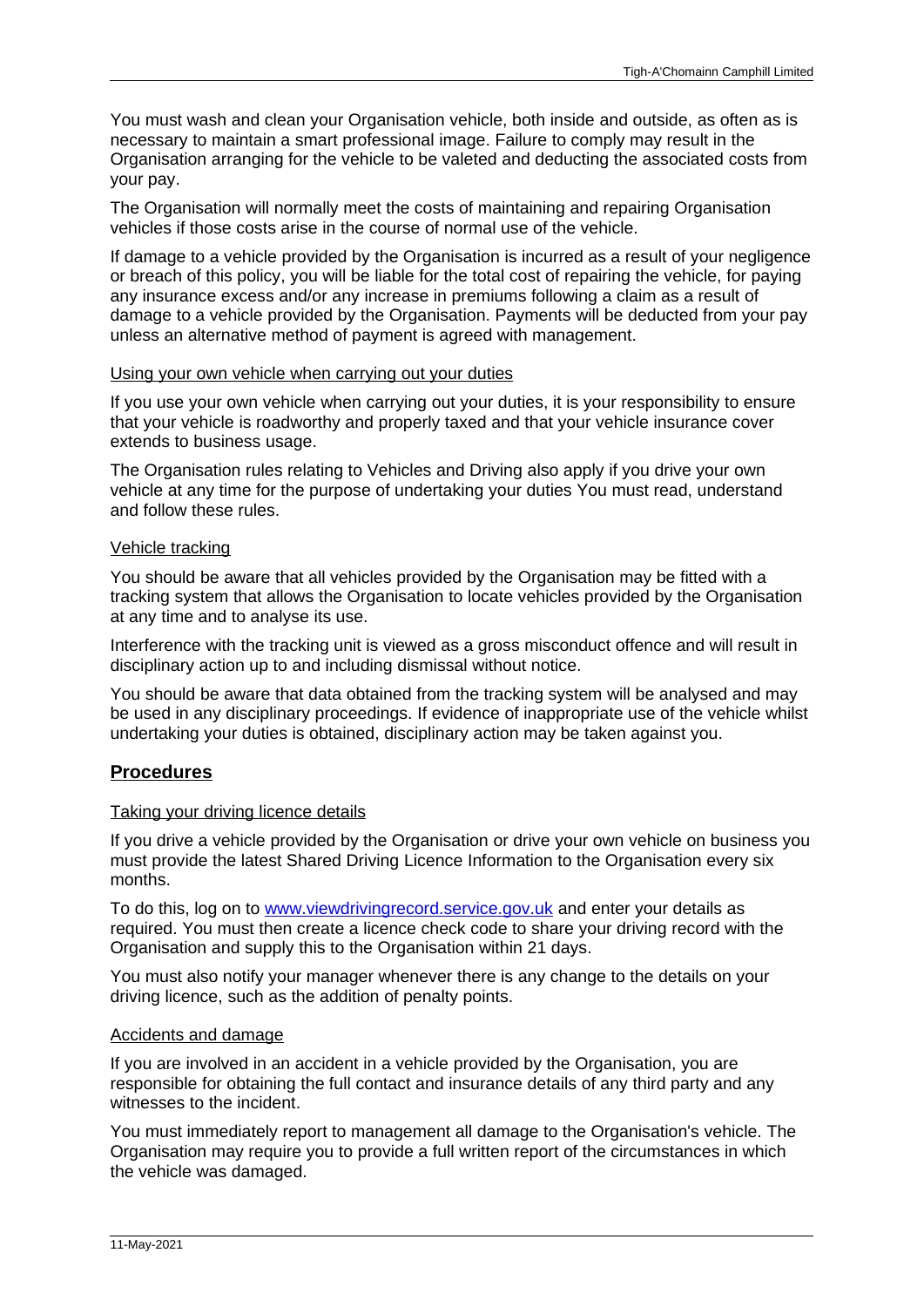You must wash and clean your Organisation vehicle, both inside and outside, as often as is necessary to maintain a smart professional image. Failure to comply may result in the Organisation arranging for the vehicle to be valeted and deducting the associated costs from your pay.

The Organisation will normally meet the costs of maintaining and repairing Organisation vehicles if those costs arise in the course of normal use of the vehicle.

If damage to a vehicle provided by the Organisation is incurred as a result of your negligence or breach of this policy, you will be liable for the total cost of repairing the vehicle, for paying any insurance excess and/or any increase in premiums following a claim as a result of damage to a vehicle provided by the Organisation. Payments will be deducted from your pay unless an alternative method of payment is agreed with management.

Using your own vehicle when carrying out your duties

If you use your own vehicle when carrying out your duties, it is your responsibility to ensure that your vehicle is roadworthy and properly taxed and that your vehicle insurance cover extends to business usage.

The Organisation rules relating to Vehicles and Driving also apply if you drive your own vehicle at any time for the purpose of undertaking your duties You must read, understand and follow these rules.

Vehicle tracking

You should be aware that all vehicles provided by the Organisation may be fitted with a tracking system that allows the Organisation to locate vehicles provided by the Organisation at any time and to analyse its use.

Interference with the tracking unit is viewed as a gross misconduct offence and will result in disciplinary action up to and including dismissal without notice.

You should be aware that data obtained from the tracking system will be analysed and may be used in any disciplinary proceedings. If evidence of inappropriate use of the vehicle whilst undertaking your duties is obtained, disciplinary action may be taken against you.

## Procedures

Taking your driving licence details

If you drive a vehicle provided by the Organisation or drive your own vehicle on business you must provide the latest Shared Driving Licence Information to the Organisation every six months.

To do this, log on to www.viewdrivingrecord.service.gov.uk and enter your details as required. You must then create a licence check code to share your driving record with the Organisation and supply this to the Organisation within 21 days.

You must also notify your manager whenever there is any change to the details on your driving licence, such as the addition of penalty points.

Accidents and damage

If you are involved in an accident in a vehicle provided by the Organisation, you are responsible for obtaining the full contact and insurance details of any third party and any witnesses to the incident.

You must immediately report to management all damage to the Organisation's vehicle. The Organisation may require you to provide a full written report of the circumstances in which the vehicle was damaged.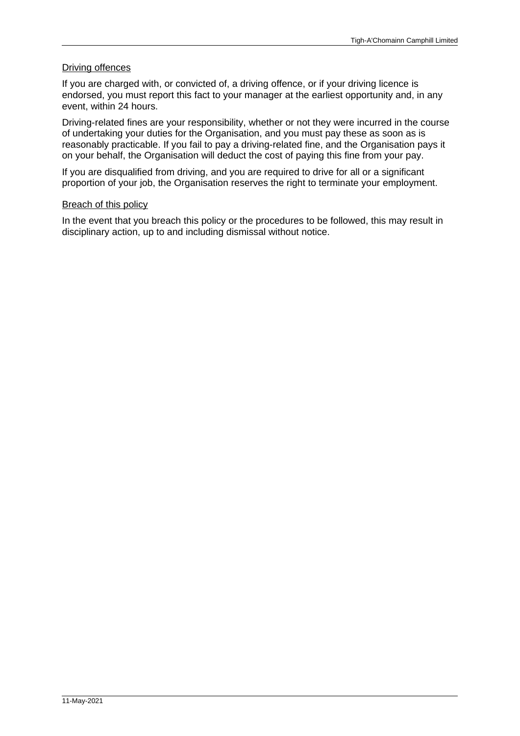Driving offences

If you are charged with, or convicted of, a driving offence, or if your driving licence is endorsed, you must report this fact to your manager at the earliest opportunity and, in any event, within 24 hours.

Driving-related fines are your responsibility, whether or not they were incurred in the course of undertaking your duties for the Organisation, and you must pay these as soon as is reasonably practicable. If you fail to pay a driving-related fine, and the Organisation pays it on your behalf, the Organisation will deduct the cost of paying this fine from your pay.

If you are disqualified from driving, and you are required to drive for all or a significant proportion of your job, the Organisation reserves the right to terminate your employment.

Breach of this policy

In the event that you breach this policy or the procedures to be followed, this may result in disciplinary action, up to and including dismissal without notice.